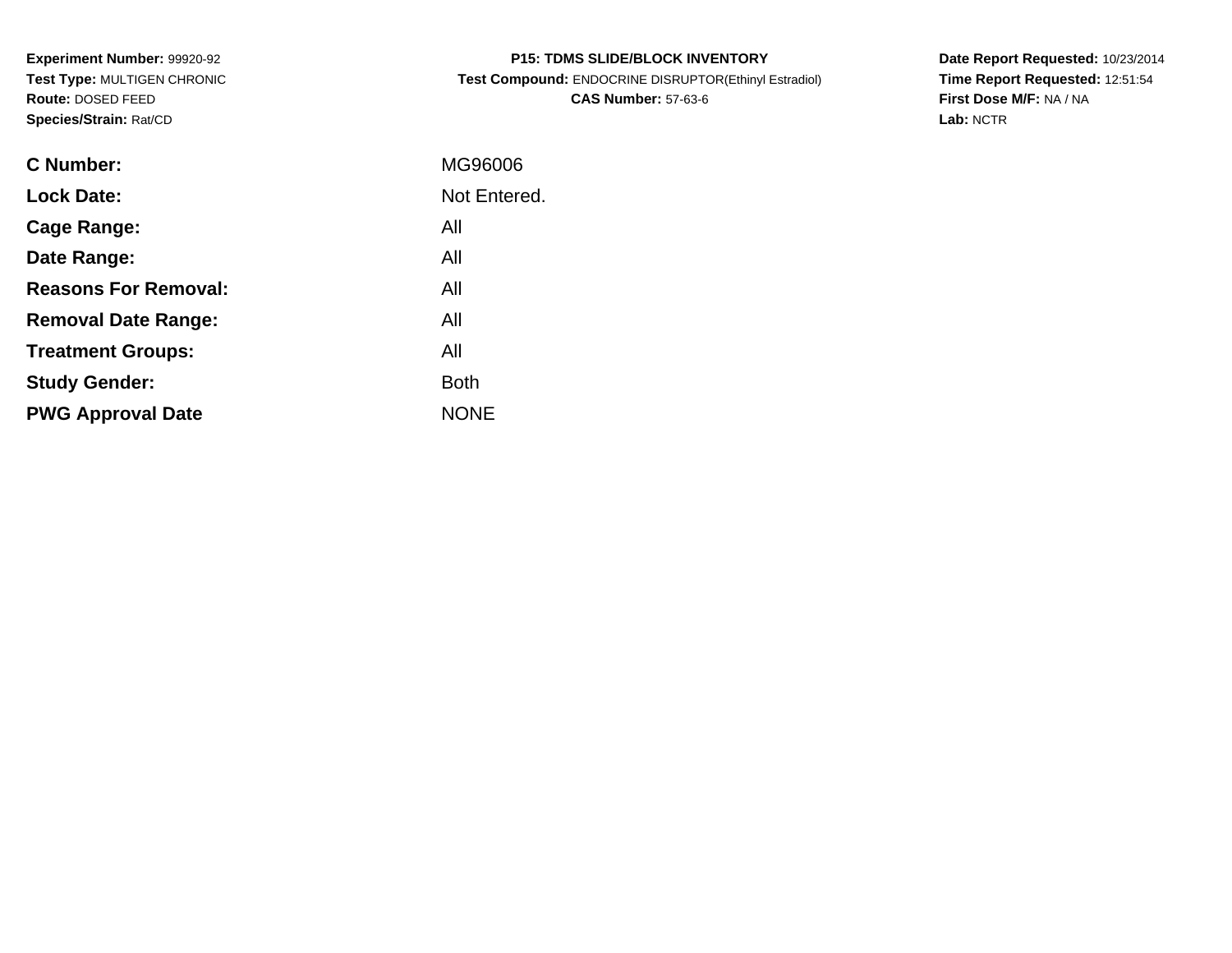**Experiment Number:** 99920-92
**Test Type:** MULTIGEN CHRONIC
**Route:** DOSED FEED
**Species/Strain:** Rat/CD

**P15: TDMS SLIDE/BLOCK INVENTORY**
**Test Compound:** ENDOCRINE DISRUPTOR(Ethinyl Estradiol)
**CAS Number:** 57-63-6

**Date Report Requested:** 10/23/2014
**Time Report Requested:** 12:51:54
**First Dose M/F:** NA / NA
**Lab:** NCTR

| | |
|---|---|
| **C Number:** | MG96006 |
| **Lock Date:** | Not Entered. |
| **Cage Range:** | All |
| **Date Range:** | All |
| **Reasons For Removal:** | All |
| **Removal Date Range:** | All |
| **Treatment Groups:** | All |
| **Study Gender:** | Both |
| **PWG Approval Date** | NONE |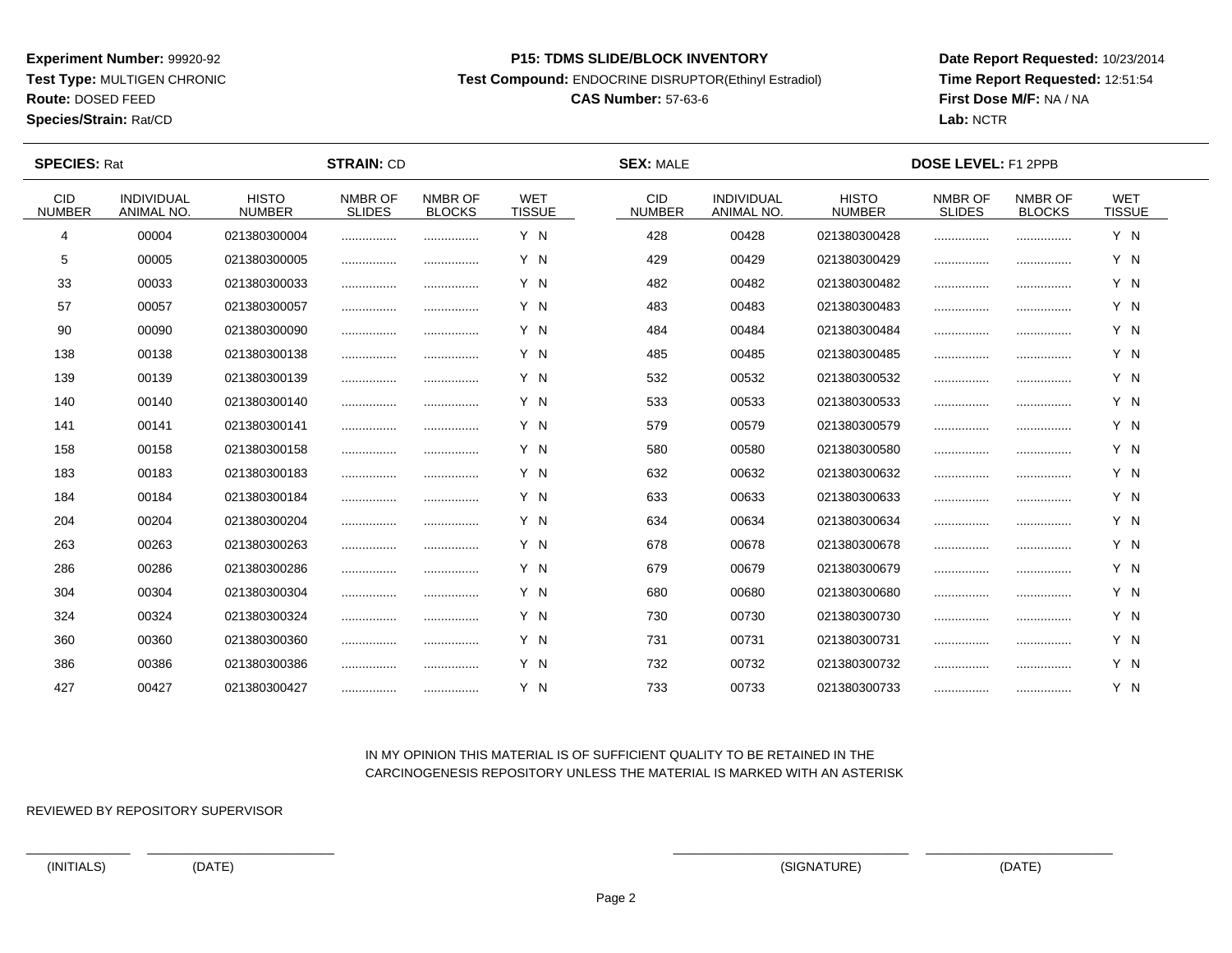**Experiment Number:** 99920-92
**Test Type:** MULTIGEN CHRONIC
**Route:** DOSED FEED
**Species/Strain:** Rat/CD

**P15: TDMS SLIDE/BLOCK INVENTORY**
**Test Compound:** ENDOCRINE DISRUPTOR(Ethinyl Estradiol)
**CAS Number:** 57-63-6

**Date Report Requested:** 10/23/2014
**Time Report Requested:** 12:51:54
**First Dose M/F:** NA / NA
**Lab:** NCTR

**SPECIES:** Rat **STRAIN:** CD **SEX:** MALE **DOSE LEVEL:** F1 2PPB

| CID NUMBER | INDIVIDUAL ANIMAL NO. | HISTO NUMBER | NMBR OF SLIDES | NMBR OF BLOCKS | WET TISSUE | CID NUMBER | INDIVIDUAL ANIMAL NO. | HISTO NUMBER | NMBR OF SLIDES | NMBR OF BLOCKS | WET TISSUE |
|---|---|---|---|---|---|---|---|---|---|---|---|
| 4 | 00004 | 021380300004 | ................ | ................ | Y N | 428 | 00428 | 021380300428 | ................ | ................ | Y N |
| 5 | 00005 | 021380300005 | ................ | ................ | Y N | 429 | 00429 | 021380300429 | ................ | ................ | Y N |
| 33 | 00033 | 021380300033 | ................ | ................ | Y N | 482 | 00482 | 021380300482 | ................ | ................ | Y N |
| 57 | 00057 | 021380300057 | ................ | ................ | Y N | 483 | 00483 | 021380300483 | ................ | ................ | Y N |
| 90 | 00090 | 021380300090 | ................ | ................ | Y N | 484 | 00484 | 021380300484 | ................ | ................ | Y N |
| 138 | 00138 | 021380300138 | ................ | ................ | Y N | 485 | 00485 | 021380300485 | ................ | ................ | Y N |
| 139 | 00139 | 021380300139 | ................ | ................ | Y N | 532 | 00532 | 021380300532 | ................ | ................ | Y N |
| 140 | 00140 | 021380300140 | ................ | ................ | Y N | 533 | 00533 | 021380300533 | ................ | ................ | Y N |
| 141 | 00141 | 021380300141 | ................ | ................ | Y N | 579 | 00579 | 021380300579 | ................ | ................ | Y N |
| 158 | 00158 | 021380300158 | ................ | ................ | Y N | 580 | 00580 | 021380300580 | ................ | ................ | Y N |
| 183 | 00183 | 021380300183 | ................ | ................ | Y N | 632 | 00632 | 021380300632 | ................ | ................ | Y N |
| 184 | 00184 | 021380300184 | ................ | ................ | Y N | 633 | 00633 | 021380300633 | ................ | ................ | Y N |
| 204 | 00204 | 021380300204 | ................ | ................ | Y N | 634 | 00634 | 021380300634 | ................ | ................ | Y N |
| 263 | 00263 | 021380300263 | ................ | ................ | Y N | 678 | 00678 | 021380300678 | ................ | ................ | Y N |
| 286 | 00286 | 021380300286 | ................ | ................ | Y N | 679 | 00679 | 021380300679 | ................ | ................ | Y N |
| 304 | 00304 | 021380300304 | ................ | ................ | Y N | 680 | 00680 | 021380300680 | ................ | ................ | Y N |
| 324 | 00324 | 021380300324 | ................ | ................ | Y N | 730 | 00730 | 021380300730 | ................ | ................ | Y N |
| 360 | 00360 | 021380300360 | ................ | ................ | Y N | 731 | 00731 | 021380300731 | ................ | ................ | Y N |
| 386 | 00386 | 021380300386 | ................ | ................ | Y N | 732 | 00732 | 021380300732 | ................ | ................ | Y N |
| 427 | 00427 | 021380300427 | ................ | ................ | Y N | 733 | 00733 | 021380300733 | ................ | ................ | Y N |

IN MY OPINION THIS MATERIAL IS OF SUFFICIENT QUALITY TO BE RETAINED IN THE CARCINOGENESIS REPOSITORY UNLESS THE MATERIAL IS MARKED WITH AN ASTERISK

REVIEWED BY REPOSITORY SUPERVISOR

_______________ ___________________________ _________________________________ ___________________________

(INITIALS) (DATE) (SIGNATURE) (DATE)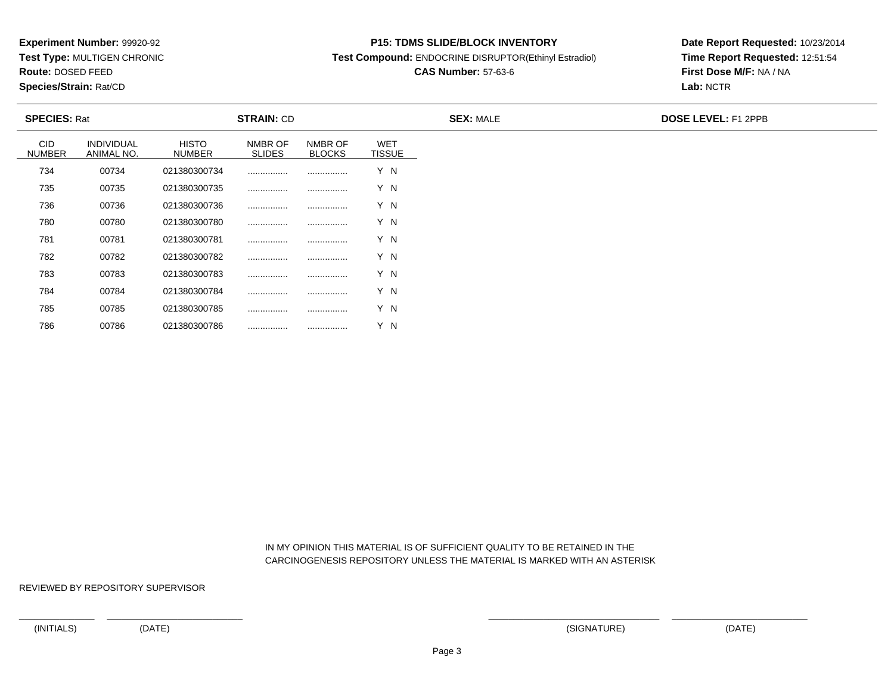**Experiment Number:** 99920-92
**Test Type:** MULTIGEN CHRONIC
**Route:** DOSED FEED
**Species/Strain:** Rat/CD

**P15: TDMS SLIDE/BLOCK INVENTORY**
**Test Compound:** ENDOCRINE DISRUPTOR(Ethinyl Estradiol)
**CAS Number:** 57-63-6

**Date Report Requested:** 10/23/2014
**Time Report Requested:** 12:51:54
**First Dose M/F:** NA / NA
**Lab:** NCTR

**SPECIES:** Rat | **STRAIN:** CD | **SEX:** MALE | **DOSE LEVEL:** F1 2PPB

| CID NUMBER | INDIVIDUAL ANIMAL NO. | HISTO NUMBER | NMBR OF SLIDES | NMBR OF BLOCKS | WET TISSUE |
|---|---|---|---|---|---|
| 734 | 00734 | 021380300734 | ................ | ................ | Y N |
| 735 | 00735 | 021380300735 | ................ | ................ | Y N |
| 736 | 00736 | 021380300736 | ................ | ................ | Y N |
| 780 | 00780 | 021380300780 | ................ | ................ | Y N |
| 781 | 00781 | 021380300781 | ................ | ................ | Y N |
| 782 | 00782 | 021380300782 | ................ | ................ | Y N |
| 783 | 00783 | 021380300783 | ................ | ................ | Y N |
| 784 | 00784 | 021380300784 | ................ | ................ | Y N |
| 785 | 00785 | 021380300785 | ................ | ................ | Y N |
| 786 | 00786 | 021380300786 | ................ | ................ | Y N |

IN MY OPINION THIS MATERIAL IS OF SUFFICIENT QUALITY TO BE RETAINED IN THE CARCINOGENESIS REPOSITORY UNLESS THE MATERIAL IS MARKED WITH AN ASTERISK

REVIEWED BY REPOSITORY SUPERVISOR

(INITIALS) (DATE) (SIGNATURE) (DATE)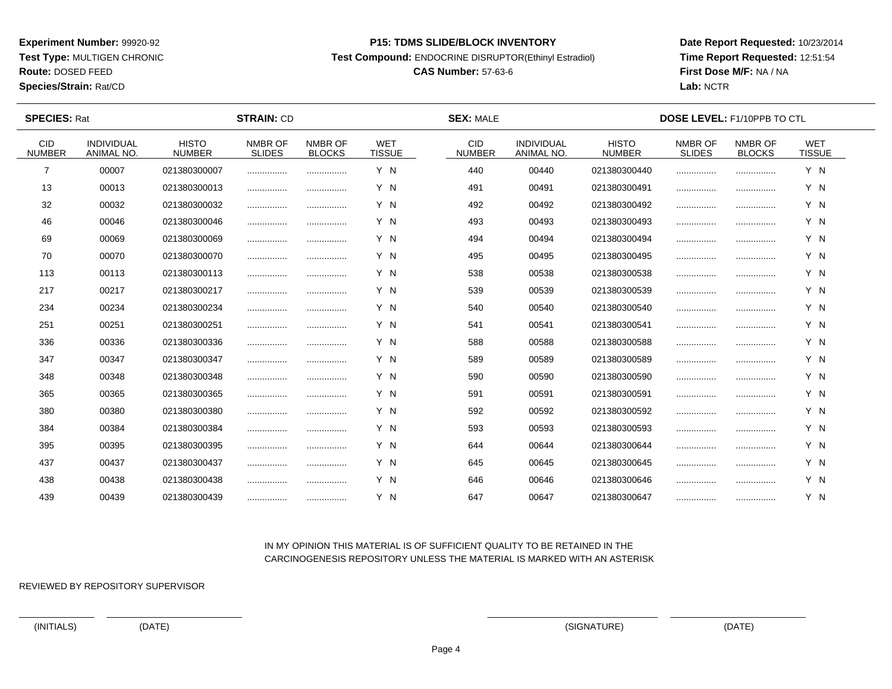**Experiment Number:** 99920-92
**Test Type:** MULTIGEN CHRONIC
**Route:** DOSED FEED
**Species/Strain:** Rat/CD

**P15: TDMS SLIDE/BLOCK INVENTORY**
**Test Compound:** ENDOCRINE DISRUPTOR(Ethinyl Estradiol)
**CAS Number:** 57-63-6

**Date Report Requested:** 10/23/2014
**Time Report Requested:** 12:51:54
**First Dose M/F:** NA / NA
**Lab:** NCTR

**SPECIES:** Rat **STRAIN:** CD **SEX:** MALE **DOSE LEVEL:** F1/10PPB TO CTL

| CID NUMBER | INDIVIDUAL ANIMAL NO. | HISTO NUMBER | NMBR OF SLIDES | NMBR OF BLOCKS | WET TISSUE | CID NUMBER | INDIVIDUAL ANIMAL NO. | HISTO NUMBER | NMBR OF SLIDES | NMBR OF BLOCKS | WET TISSUE |
|---|---|---|---|---|---|---|---|---|---|---|---|
| 7 | 00007 | 021380300007 | ................ | ................ | Y N | 440 | 00440 | 021380300440 | ................ | ................ | Y N |
| 13 | 00013 | 021380300013 | ................ | ................ | Y N | 491 | 00491 | 021380300491 | ................ | ................ | Y N |
| 32 | 00032 | 021380300032 | ................ | ................ | Y N | 492 | 00492 | 021380300492 | ................ | ................ | Y N |
| 46 | 00046 | 021380300046 | ................ | ................ | Y N | 493 | 00493 | 021380300493 | ................ | ................ | Y N |
| 69 | 00069 | 021380300069 | ................ | ................ | Y N | 494 | 00494 | 021380300494 | ................ | ................ | Y N |
| 70 | 00070 | 021380300070 | ................ | ................ | Y N | 495 | 00495 | 021380300495 | ................ | ................ | Y N |
| 113 | 00113 | 021380300113 | ................ | ................ | Y N | 538 | 00538 | 021380300538 | ................ | ................ | Y N |
| 217 | 00217 | 021380300217 | ................ | ................ | Y N | 539 | 00539 | 021380300539 | ................ | ................ | Y N |
| 234 | 00234 | 021380300234 | ................ | ................ | Y N | 540 | 00540 | 021380300540 | ................ | ................ | Y N |
| 251 | 00251 | 021380300251 | ................ | ................ | Y N | 541 | 00541 | 021380300541 | ................ | ................ | Y N |
| 336 | 00336 | 021380300336 | ................ | ................ | Y N | 588 | 00588 | 021380300588 | ................ | ................ | Y N |
| 347 | 00347 | 021380300347 | ................ | ................ | Y N | 589 | 00589 | 021380300589 | ................ | ................ | Y N |
| 348 | 00348 | 021380300348 | ................ | ................ | Y N | 590 | 00590 | 021380300590 | ................ | ................ | Y N |
| 365 | 00365 | 021380300365 | ................ | ................ | Y N | 591 | 00591 | 021380300591 | ................ | ................ | Y N |
| 380 | 00380 | 021380300380 | ................ | ................ | Y N | 592 | 00592 | 021380300592 | ................ | ................ | Y N |
| 384 | 00384 | 021380300384 | ................ | ................ | Y N | 593 | 00593 | 021380300593 | ................ | ................ | Y N |
| 395 | 00395 | 021380300395 | ................ | ................ | Y N | 644 | 00644 | 021380300644 | ................ | ................ | Y N |
| 437 | 00437 | 021380300437 | ................ | ................ | Y N | 645 | 00645 | 021380300645 | ................ | ................ | Y N |
| 438 | 00438 | 021380300438 | ................ | ................ | Y N | 646 | 00646 | 021380300646 | ................ | ................ | Y N |
| 439 | 00439 | 021380300439 | ................ | ................ | Y N | 647 | 00647 | 021380300647 | ................ | ................ | Y N |

IN MY OPINION THIS MATERIAL IS OF SUFFICIENT QUALITY TO BE RETAINED IN THE CARCINOGENESIS REPOSITORY UNLESS THE MATERIAL IS MARKED WITH AN ASTERISK

REVIEWED BY REPOSITORY SUPERVISOR

(INITIALS) (DATE) (SIGNATURE) (DATE)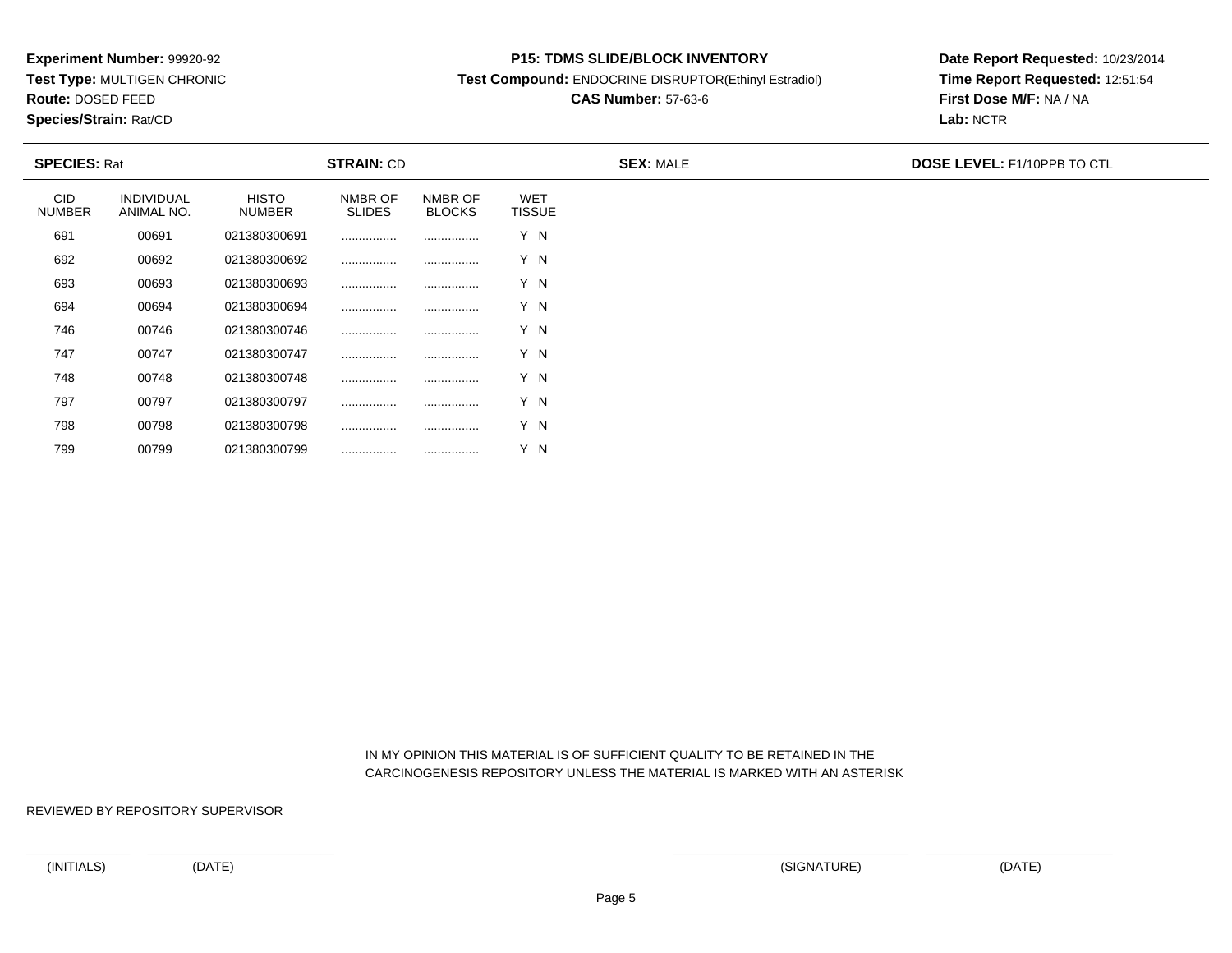**Experiment Number:** 99920-92
**Test Type:** MULTIGEN CHRONIC
**Route:** DOSED FEED
**Species/Strain:** Rat/CD

**P15: TDMS SLIDE/BLOCK INVENTORY**
**Test Compound:** ENDOCRINE DISRUPTOR(Ethinyl Estradiol)
**CAS Number:** 57-63-6

**Date Report Requested:** 10/23/2014
**Time Report Requested:** 12:51:54
**First Dose M/F:** NA / NA
**Lab:** NCTR

**SPECIES:** Rat **STRAIN:** CD **SEX:** MALE **DOSE LEVEL:** F1/10PPB TO CTL

| CID NUMBER | INDIVIDUAL ANIMAL NO. | HISTO NUMBER | NMBR OF SLIDES | NMBR OF BLOCKS | WET TISSUE |
|---|---|---|---|---|---|
| 691 | 00691 | 021380300691 | ................ | ................ | Y N |
| 692 | 00692 | 021380300692 | ................ | ................ | Y N |
| 693 | 00693 | 021380300693 | ................ | ................ | Y N |
| 694 | 00694 | 021380300694 | ................ | ................ | Y N |
| 746 | 00746 | 021380300746 | ................ | ................ | Y N |
| 747 | 00747 | 021380300747 | ................ | ................ | Y N |
| 748 | 00748 | 021380300748 | ................ | ................ | Y N |
| 797 | 00797 | 021380300797 | ................ | ................ | Y N |
| 798 | 00798 | 021380300798 | ................ | ................ | Y N |
| 799 | 00799 | 021380300799 | ................ | ................ | Y N |

IN MY OPINION THIS MATERIAL IS OF SUFFICIENT QUALITY TO BE RETAINED IN THE CARCINOGENESIS REPOSITORY UNLESS THE MATERIAL IS MARKED WITH AN ASTERISK

REVIEWED BY REPOSITORY SUPERVISOR

(INITIALS) (DATE) (SIGNATURE) (DATE)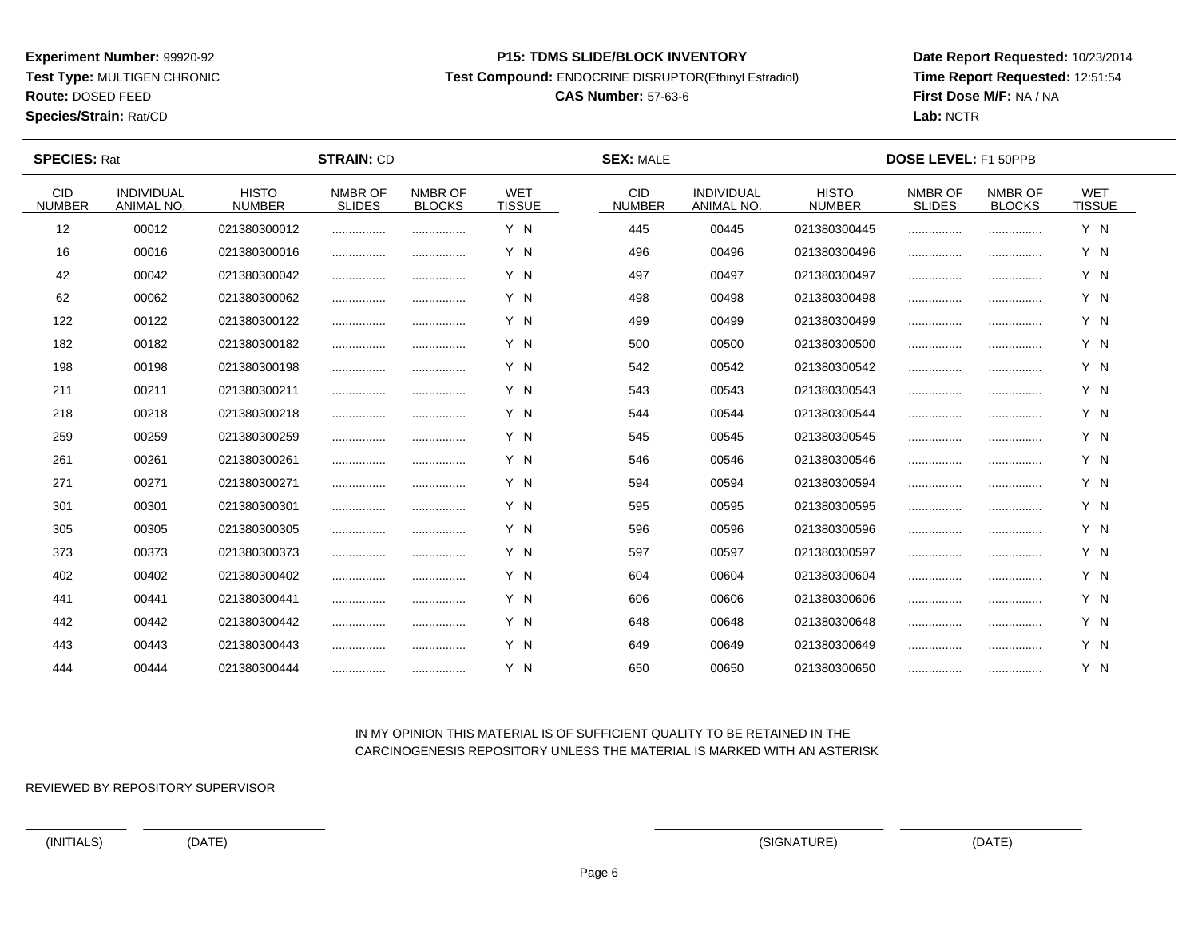**Experiment Number:** 99920-92
**Test Type:** MULTIGEN CHRONIC
**Route:** DOSED FEED
**Species/Strain:** Rat/CD

**P15: TDMS SLIDE/BLOCK INVENTORY**
**Test Compound:** ENDOCRINE DISRUPTOR(Ethinyl Estradiol)
**CAS Number:** 57-63-6

**Date Report Requested:** 10/23/2014
**Time Report Requested:** 12:51:54
**First Dose M/F:** NA / NA
**Lab:** NCTR

**SPECIES:** Rat **STRAIN:** CD **SEX:** MALE **DOSE LEVEL:** F1 50PPB

| CID NUMBER | INDIVIDUAL ANIMAL NO. | HISTO NUMBER | NMBR OF SLIDES | NMBR OF BLOCKS | WET TISSUE | CID NUMBER | INDIVIDUAL ANIMAL NO. | HISTO NUMBER | NMBR OF SLIDES | NMBR OF BLOCKS | WET TISSUE |
|---|---|---|---|---|---|---|---|---|---|---|---|
| 12 | 00012 | 021380300012 | ................ | ................ | Y N | 445 | 00445 | 021380300445 | ................ | ................ | Y N |
| 16 | 00016 | 021380300016 | ................ | ................ | Y N | 496 | 00496 | 021380300496 | ................ | ................ | Y N |
| 42 | 00042 | 021380300042 | ................ | ................ | Y N | 497 | 00497 | 021380300497 | ................ | ................ | Y N |
| 62 | 00062 | 021380300062 | ................ | ................ | Y N | 498 | 00498 | 021380300498 | ................ | ................ | Y N |
| 122 | 00122 | 021380300122 | ................ | ................ | Y N | 499 | 00499 | 021380300499 | ................ | ................ | Y N |
| 182 | 00182 | 021380300182 | ................ | ................ | Y N | 500 | 00500 | 021380300500 | ................ | ................ | Y N |
| 198 | 00198 | 021380300198 | ................ | ................ | Y N | 542 | 00542 | 021380300542 | ................ | ................ | Y N |
| 211 | 00211 | 021380300211 | ................ | ................ | Y N | 543 | 00543 | 021380300543 | ................ | ................ | Y N |
| 218 | 00218 | 021380300218 | ................ | ................ | Y N | 544 | 00544 | 021380300544 | ................ | ................ | Y N |
| 259 | 00259 | 021380300259 | ................ | ................ | Y N | 545 | 00545 | 021380300545 | ................ | ................ | Y N |
| 261 | 00261 | 021380300261 | ................ | ................ | Y N | 546 | 00546 | 021380300546 | ................ | ................ | Y N |
| 271 | 00271 | 021380300271 | ................ | ................ | Y N | 594 | 00594 | 021380300594 | ................ | ................ | Y N |
| 301 | 00301 | 021380300301 | ................ | ................ | Y N | 595 | 00595 | 021380300595 | ................ | ................ | Y N |
| 305 | 00305 | 021380300305 | ................ | ................ | Y N | 596 | 00596 | 021380300596 | ................ | ................ | Y N |
| 373 | 00373 | 021380300373 | ................ | ................ | Y N | 597 | 00597 | 021380300597 | ................ | ................ | Y N |
| 402 | 00402 | 021380300402 | ................ | ................ | Y N | 604 | 00604 | 021380300604 | ................ | ................ | Y N |
| 441 | 00441 | 021380300441 | ................ | ................ | Y N | 606 | 00606 | 021380300606 | ................ | ................ | Y N |
| 442 | 00442 | 021380300442 | ................ | ................ | Y N | 648 | 00648 | 021380300648 | ................ | ................ | Y N |
| 443 | 00443 | 021380300443 | ................ | ................ | Y N | 649 | 00649 | 021380300649 | ................ | ................ | Y N |
| 444 | 00444 | 021380300444 | ................ | ................ | Y N | 650 | 00650 | 021380300650 | ................ | ................ | Y N |

IN MY OPINION THIS MATERIAL IS OF SUFFICIENT QUALITY TO BE RETAINED IN THE CARCINOGENESIS REPOSITORY UNLESS THE MATERIAL IS MARKED WITH AN ASTERISK

REVIEWED BY REPOSITORY SUPERVISOR

(INITIALS) (DATE) (SIGNATURE) (DATE)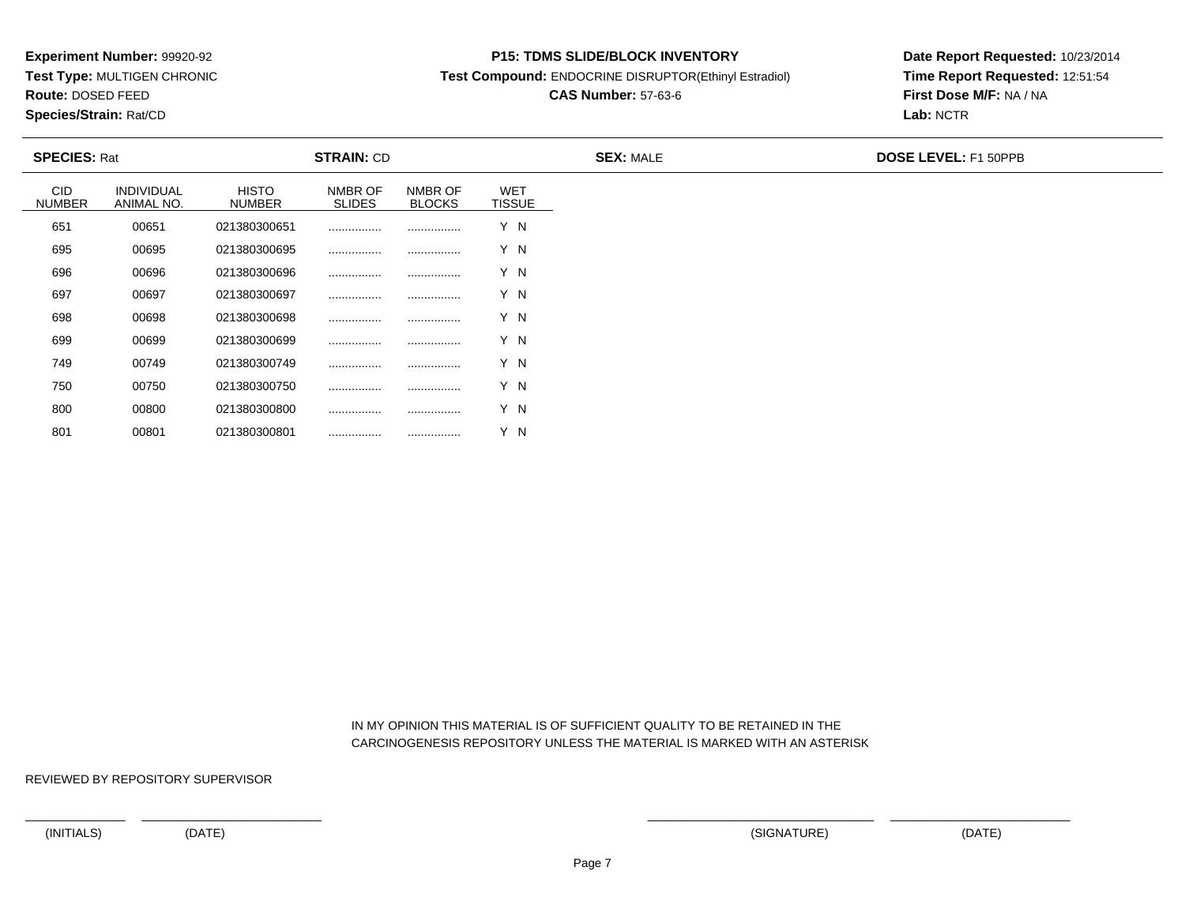**Experiment Number:** 99920-92
**Test Type:** MULTIGEN CHRONIC
**Route:** DOSED FEED
**Species/Strain:** Rat/CD

**P15: TDMS SLIDE/BLOCK INVENTORY**
**Test Compound:** ENDOCRINE DISRUPTOR(Ethinyl Estradiol)
**CAS Number:** 57-63-6

**Date Report Requested:** 10/23/2014
**Time Report Requested:** 12:51:54
**First Dose M/F:** NA / NA
**Lab:** NCTR

**SPECIES:** Rat **STRAIN:** CD **SEX:** MALE **DOSE LEVEL:** F1 50PPB

| CID NUMBER | INDIVIDUAL ANIMAL NO. | HISTO NUMBER | NMBR OF SLIDES | NMBR OF BLOCKS | WET TISSUE |
|---|---|---|---|---|---|
| 651 | 00651 | 021380300651 | ................ | ................ | Y N |
| 695 | 00695 | 021380300695 | ................ | ................ | Y N |
| 696 | 00696 | 021380300696 | ................ | ................ | Y N |
| 697 | 00697 | 021380300697 | ................ | ................ | Y N |
| 698 | 00698 | 021380300698 | ................ | ................ | Y N |
| 699 | 00699 | 021380300699 | ................ | ................ | Y N |
| 749 | 00749 | 021380300749 | ................ | ................ | Y N |
| 750 | 00750 | 021380300750 | ................ | ................ | Y N |
| 800 | 00800 | 021380300800 | ................ | ................ | Y N |
| 801 | 00801 | 021380300801 | ................ | ................ | Y N |

IN MY OPINION THIS MATERIAL IS OF SUFFICIENT QUALITY TO BE RETAINED IN THE CARCINOGENESIS REPOSITORY UNLESS THE MATERIAL IS MARKED WITH AN ASTERISK

REVIEWED BY REPOSITORY SUPERVISOR

(INITIALS) (DATE) (SIGNATURE) (DATE)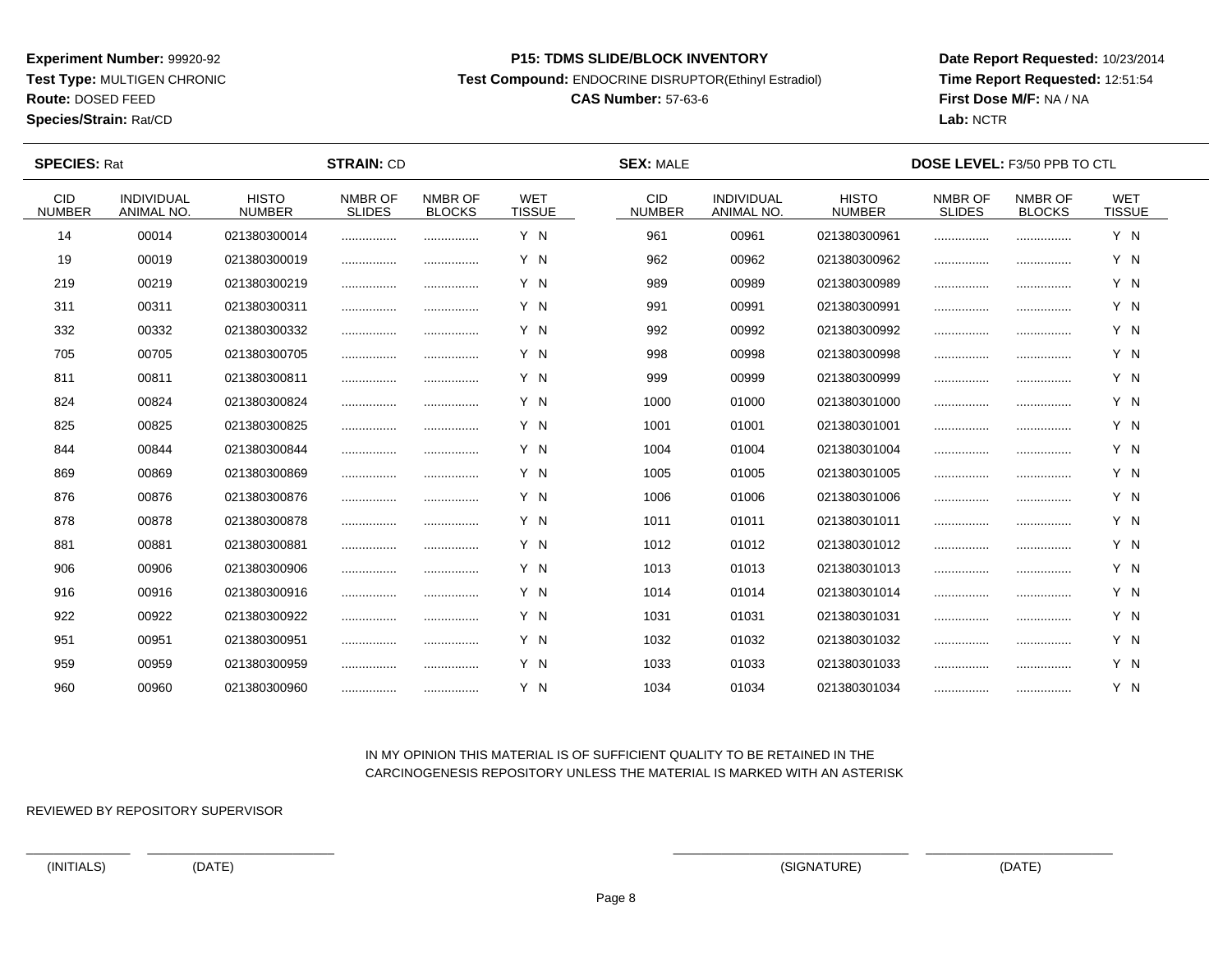**Experiment Number:** 99920-92
**Test Type:** MULTIGEN CHRONIC
**Route:** DOSED FEED
**Species/Strain:** Rat/CD

**P15: TDMS SLIDE/BLOCK INVENTORY**
**Test Compound:** ENDOCRINE DISRUPTOR(Ethinyl Estradiol)
**CAS Number:** 57-63-6

**Date Report Requested:** 10/23/2014
**Time Report Requested:** 12:51:54
**First Dose M/F:** NA / NA
**Lab:** NCTR

**SPECIES:** Rat **STRAIN:** CD **SEX:** MALE **DOSE LEVEL:** F3/50 PPB TO CTL

| CID NUMBER | INDIVIDUAL ANIMAL NO. | HISTO NUMBER | NMBR OF SLIDES | NMBR OF BLOCKS | WET TISSUE |
|---|---|---|---|---|---|
| 14 | 00014 | 021380300014 | ................ | ................ | Y N |
| 19 | 00019 | 021380300019 | ................ | ................ | Y N |
| 219 | 00219 | 021380300219 | ................ | ................ | Y N |
| 311 | 00311 | 021380300311 | ................ | ................ | Y N |
| 332 | 00332 | 021380300332 | ................ | ................ | Y N |
| 705 | 00705 | 021380300705 | ................ | ................ | Y N |
| 811 | 00811 | 021380300811 | ................ | ................ | Y N |
| 824 | 00824 | 021380300824 | ................ | ................ | Y N |
| 825 | 00825 | 021380300825 | ................ | ................ | Y N |
| 844 | 00844 | 021380300844 | ................ | ................ | Y N |
| 869 | 00869 | 021380300869 | ................ | ................ | Y N |
| 876 | 00876 | 021380300876 | ................ | ................ | Y N |
| 878 | 00878 | 021380300878 | ................ | ................ | Y N |
| 881 | 00881 | 021380300881 | ................ | ................ | Y N |
| 906 | 00906 | 021380300906 | ................ | ................ | Y N |
| 916 | 00916 | 021380300916 | ................ | ................ | Y N |
| 922 | 00922 | 021380300922 | ................ | ................ | Y N |
| 951 | 00951 | 021380300951 | ................ | ................ | Y N |
| 959 | 00959 | 021380300959 | ................ | ................ | Y N |
| 960 | 00960 | 021380300960 | ................ | ................ | Y N |
| 961 | 00961 | 021380300961 | ................ | ................ | Y N |
| 962 | 00962 | 021380300962 | ................ | ................ | Y N |
| 989 | 00989 | 021380300989 | ................ | ................ | Y N |
| 991 | 00991 | 021380300991 | ................ | ................ | Y N |
| 992 | 00992 | 021380300992 | ................ | ................ | Y N |
| 998 | 00998 | 021380300998 | ................ | ................ | Y N |
| 999 | 00999 | 021380300999 | ................ | ................ | Y N |
| 1000 | 01000 | 021380301000 | ................ | ................ | Y N |
| 1001 | 01001 | 021380301001 | ................ | ................ | Y N |
| 1004 | 01004 | 021380301004 | ................ | ................ | Y N |
| 1005 | 01005 | 021380301005 | ................ | ................ | Y N |
| 1006 | 01006 | 021380301006 | ................ | ................ | Y N |
| 1011 | 01011 | 021380301011 | ................ | ................ | Y N |
| 1012 | 01012 | 021380301012 | ................ | ................ | Y N |
| 1013 | 01013 | 021380301013 | ................ | ................ | Y N |
| 1014 | 01014 | 021380301014 | ................ | ................ | Y N |
| 1031 | 01031 | 021380301031 | ................ | ................ | Y N |
| 1032 | 01032 | 021380301032 | ................ | ................ | Y N |
| 1033 | 01033 | 021380301033 | ................ | ................ | Y N |
| 1034 | 01034 | 021380301034 | ................ | ................ | Y N |

IN MY OPINION THIS MATERIAL IS OF SUFFICIENT QUALITY TO BE RETAINED IN THE CARCINOGENESIS REPOSITORY UNLESS THE MATERIAL IS MARKED WITH AN ASTERISK

REVIEWED BY REPOSITORY SUPERVISOR

______________ ________________________          ____________________________ ________________________

(INITIALS) (DATE)          (SIGNATURE) (DATE)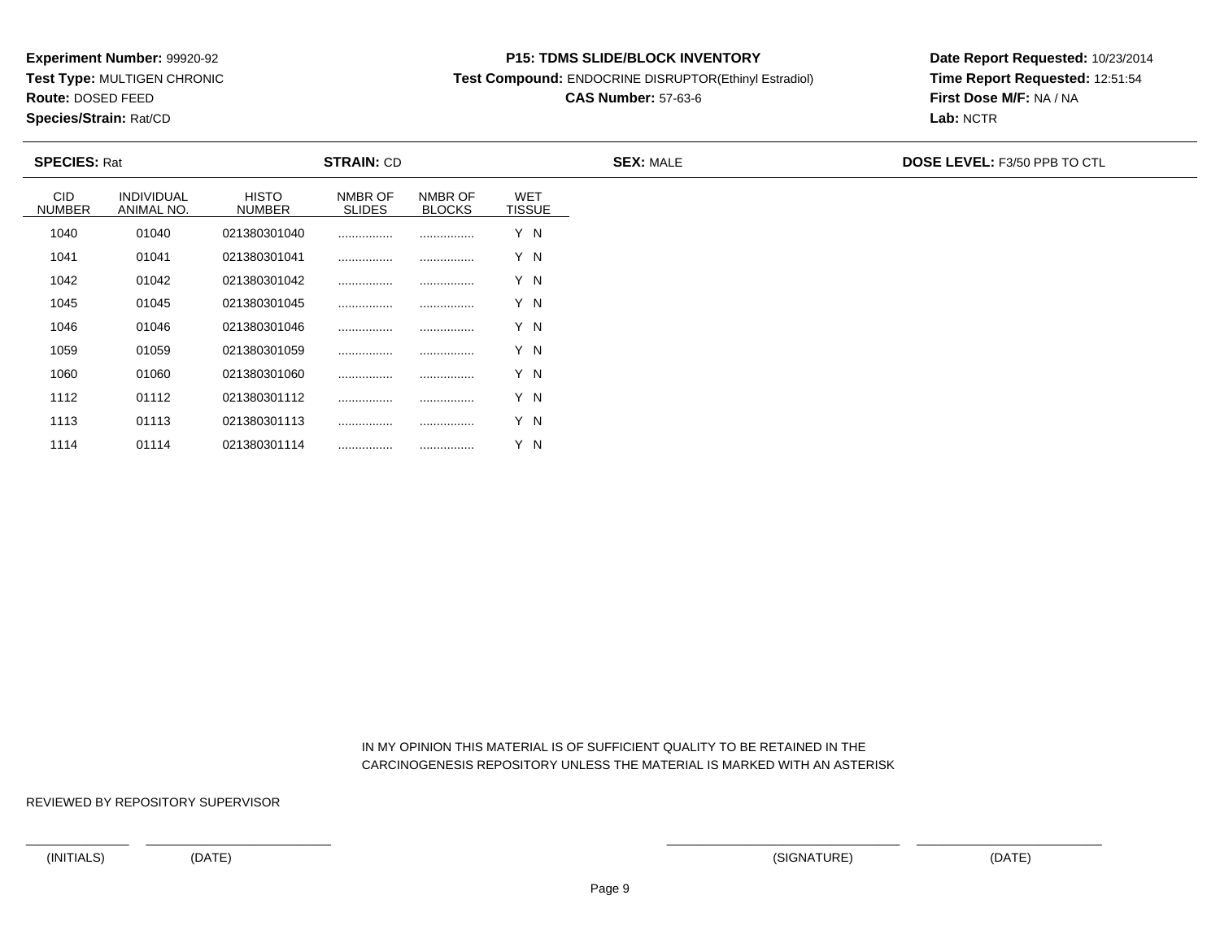**Experiment Number:** 99920-92
**Test Type:** MULTIGEN CHRONIC
**Route:** DOSED FEED
**Species/Strain:** Rat/CD

**P15: TDMS SLIDE/BLOCK INVENTORY**
**Test Compound:** ENDOCRINE DISRUPTOR(Ethinyl Estradiol)
**CAS Number:** 57-63-6

**Date Report Requested:** 10/23/2014
**Time Report Requested:** 12:51:54
**First Dose M/F:** NA / NA
**Lab:** NCTR

**SPECIES:** Rat | **STRAIN:** CD | **SEX:** MALE | **DOSE LEVEL:** F3/50 PPB TO CTL

| CID NUMBER | INDIVIDUAL ANIMAL NO. | HISTO NUMBER | NMBR OF SLIDES | NMBR OF BLOCKS | WET TISSUE |
|---|---|---|---|---|---|
| 1040 | 01040 | 021380301040 | ................ | ................ | Y N |
| 1041 | 01041 | 021380301041 | ................ | ................ | Y N |
| 1042 | 01042 | 021380301042 | ................ | ................ | Y N |
| 1045 | 01045 | 021380301045 | ................ | ................ | Y N |
| 1046 | 01046 | 021380301046 | ................ | ................ | Y N |
| 1059 | 01059 | 021380301059 | ................ | ................ | Y N |
| 1060 | 01060 | 021380301060 | ................ | ................ | Y N |
| 1112 | 01112 | 021380301112 | ................ | ................ | Y N |
| 1113 | 01113 | 021380301113 | ................ | ................ | Y N |
| 1114 | 01114 | 021380301114 | ................ | ................ | Y N |

IN MY OPINION THIS MATERIAL IS OF SUFFICIENT QUALITY TO BE RETAINED IN THE CARCINOGENESIS REPOSITORY UNLESS THE MATERIAL IS MARKED WITH AN ASTERISK

REVIEWED BY REPOSITORY SUPERVISOR

(INITIALS) (DATE) (SIGNATURE) (DATE)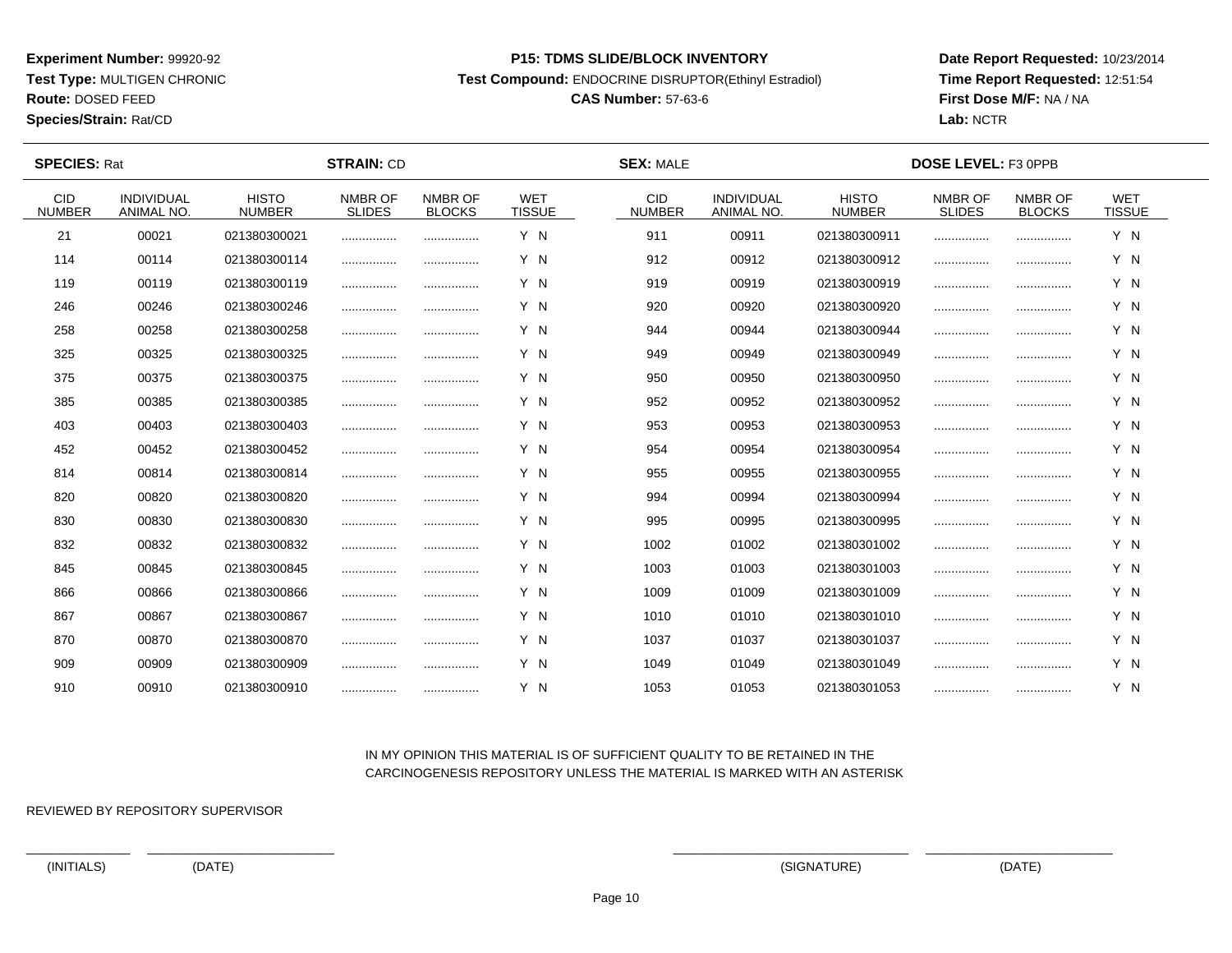**Experiment Number:** 99920-92
**Test Type:** MULTIGEN CHRONIC
**Route:** DOSED FEED
**Species/Strain:** Rat/CD

**P15: TDMS SLIDE/BLOCK INVENTORY**
**Test Compound:** ENDOCRINE DISRUPTOR(Ethinyl Estradiol)
**CAS Number:** 57-63-6

**Date Report Requested:** 10/23/2014
**Time Report Requested:** 12:51:54
**First Dose M/F:** NA / NA
**Lab:** NCTR

**SPECIES:** Rat **STRAIN:** CD **SEX:** MALE **DOSE LEVEL:** F3 0PPB

| CID NUMBER | INDIVIDUAL ANIMAL NO. | HISTO NUMBER | NMBR OF SLIDES | NMBR OF BLOCKS | WET TISSUE | CID NUMBER | INDIVIDUAL ANIMAL NO. | HISTO NUMBER | NMBR OF SLIDES | NMBR OF BLOCKS | WET TISSUE |
|---|---|---|---|---|---|---|---|---|---|---|---|
| 21 | 00021 | 021380300021 | ................ | ................ | Y N | 911 | 00911 | 021380300911 | ................ | ................ | Y N |
| 114 | 00114 | 021380300114 | ................ | ................ | Y N | 912 | 00912 | 021380300912 | ................ | ................ | Y N |
| 119 | 00119 | 021380300119 | ................ | ................ | Y N | 919 | 00919 | 021380300919 | ................ | ................ | Y N |
| 246 | 00246 | 021380300246 | ................ | ................ | Y N | 920 | 00920 | 021380300920 | ................ | ................ | Y N |
| 258 | 00258 | 021380300258 | ................ | ................ | Y N | 944 | 00944 | 021380300944 | ................ | ................ | Y N |
| 325 | 00325 | 021380300325 | ................ | ................ | Y N | 949 | 00949 | 021380300949 | ................ | ................ | Y N |
| 375 | 00375 | 021380300375 | ................ | ................ | Y N | 950 | 00950 | 021380300950 | ................ | ................ | Y N |
| 385 | 00385 | 021380300385 | ................ | ................ | Y N | 952 | 00952 | 021380300952 | ................ | ................ | Y N |
| 403 | 00403 | 021380300403 | ................ | ................ | Y N | 953 | 00953 | 021380300953 | ................ | ................ | Y N |
| 452 | 00452 | 021380300452 | ................ | ................ | Y N | 954 | 00954 | 021380300954 | ................ | ................ | Y N |
| 814 | 00814 | 021380300814 | ................ | ................ | Y N | 955 | 00955 | 021380300955 | ................ | ................ | Y N |
| 820 | 00820 | 021380300820 | ................ | ................ | Y N | 994 | 00994 | 021380300994 | ................ | ................ | Y N |
| 830 | 00830 | 021380300830 | ................ | ................ | Y N | 995 | 00995 | 021380300995 | ................ | ................ | Y N |
| 832 | 00832 | 021380300832 | ................ | ................ | Y N | 1002 | 01002 | 021380301002 | ................ | ................ | Y N |
| 845 | 00845 | 021380300845 | ................ | ................ | Y N | 1003 | 01003 | 021380301003 | ................ | ................ | Y N |
| 866 | 00866 | 021380300866 | ................ | ................ | Y N | 1009 | 01009 | 021380301009 | ................ | ................ | Y N |
| 867 | 00867 | 021380300867 | ................ | ................ | Y N | 1010 | 01010 | 021380301010 | ................ | ................ | Y N |
| 870 | 00870 | 021380300870 | ................ | ................ | Y N | 1037 | 01037 | 021380301037 | ................ | ................ | Y N |
| 909 | 00909 | 021380300909 | ................ | ................ | Y N | 1049 | 01049 | 021380301049 | ................ | ................ | Y N |
| 910 | 00910 | 021380300910 | ................ | ................ | Y N | 1053 | 01053 | 021380301053 | ................ | ................ | Y N |

IN MY OPINION THIS MATERIAL IS OF SUFFICIENT QUALITY TO BE RETAINED IN THE CARCINOGENESIS REPOSITORY UNLESS THE MATERIAL IS MARKED WITH AN ASTERISK

REVIEWED BY REPOSITORY SUPERVISOR

_______________ _________________________ _______________________________ _________________________

(INITIALS) (DATE) (SIGNATURE) (DATE)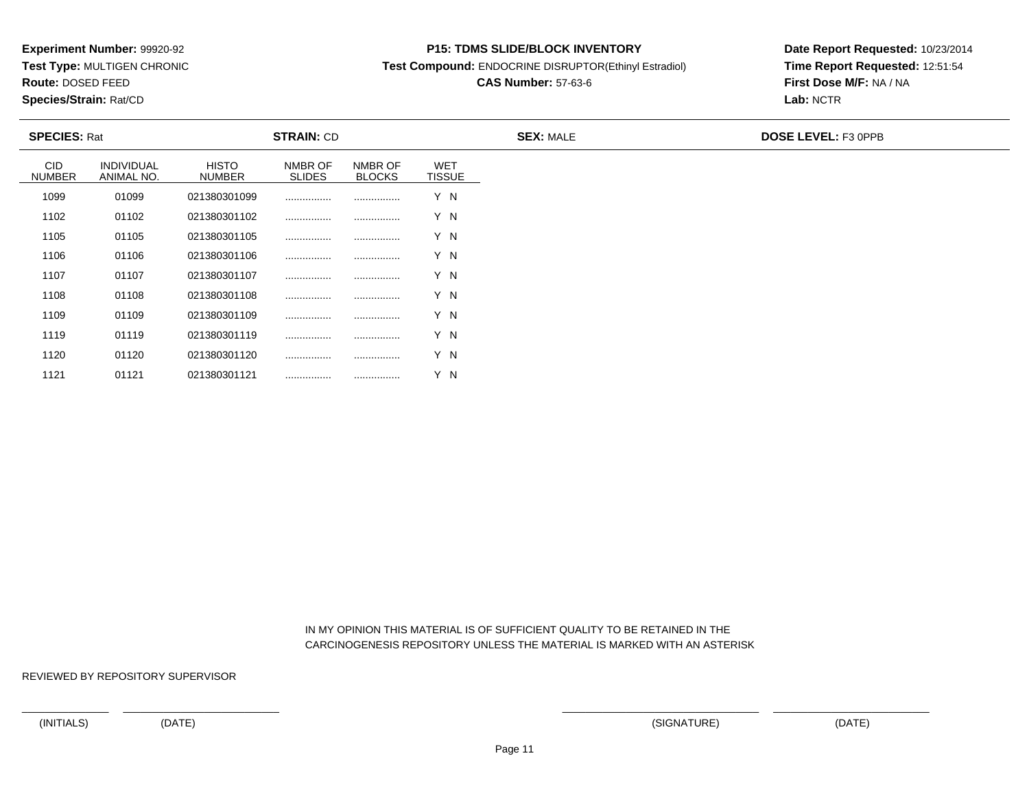**Experiment Number:** 99920-92
**Test Type:** MULTIGEN CHRONIC
**Route:** DOSED FEED
**Species/Strain:** Rat/CD

**P15: TDMS SLIDE/BLOCK INVENTORY**
**Test Compound:** ENDOCRINE DISRUPTOR(Ethinyl Estradiol)
**CAS Number:** 57-63-6

**Date Report Requested:** 10/23/2014
**Time Report Requested:** 12:51:54
**First Dose M/F:** NA / NA
**Lab:** NCTR

**SPECIES:** Rat **STRAIN:** CD **SEX:** MALE **DOSE LEVEL:** F3 0PPB

| CID NUMBER | INDIVIDUAL ANIMAL NO. | HISTO NUMBER | NMBR OF SLIDES | NMBR OF BLOCKS | WET TISSUE |
|---|---|---|---|---|---|
| 1099 | 01099 | 021380301099 | ................ | ................ | Y N |
| 1102 | 01102 | 021380301102 | ................ | ................ | Y N |
| 1105 | 01105 | 021380301105 | ................ | ................ | Y N |
| 1106 | 01106 | 021380301106 | ................ | ................ | Y N |
| 1107 | 01107 | 021380301107 | ................ | ................ | Y N |
| 1108 | 01108 | 021380301108 | ................ | ................ | Y N |
| 1109 | 01109 | 021380301109 | ................ | ................ | Y N |
| 1119 | 01119 | 021380301119 | ................ | ................ | Y N |
| 1120 | 01120 | 021380301120 | ................ | ................ | Y N |
| 1121 | 01121 | 021380301121 | ................ | ................ | Y N |

IN MY OPINION THIS MATERIAL IS OF SUFFICIENT QUALITY TO BE RETAINED IN THE CARCINOGENESIS REPOSITORY UNLESS THE MATERIAL IS MARKED WITH AN ASTERISK

REVIEWED BY REPOSITORY SUPERVISOR

(INITIALS) (DATE) (SIGNATURE) (DATE)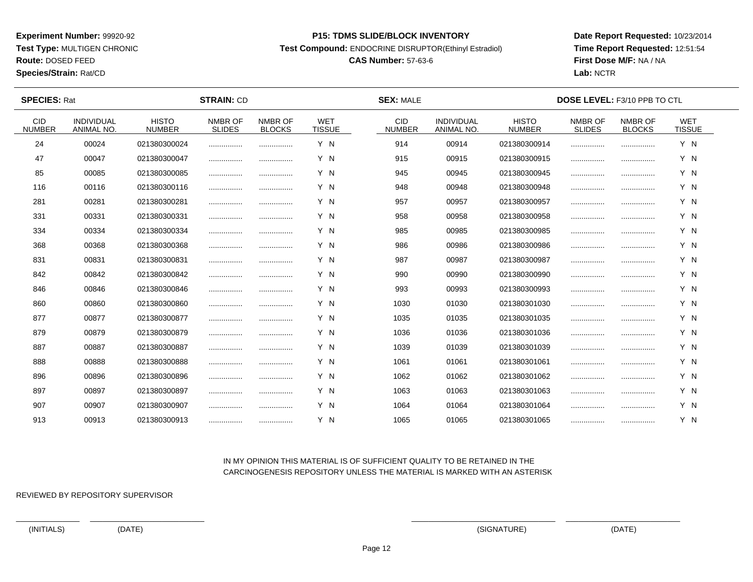**Experiment Number:** 99920-92
**Test Type:** MULTIGEN CHRONIC
**Route:** DOSED FEED
**Species/Strain:** Rat/CD

**P15: TDMS SLIDE/BLOCK INVENTORY**
**Test Compound:** ENDOCRINE DISRUPTOR(Ethinyl Estradiol)
**CAS Number:** 57-63-6

**Date Report Requested:** 10/23/2014
**Time Report Requested:** 12:51:54
**First Dose M/F:** NA / NA
**Lab:** NCTR

**SPECIES:** Rat **STRAIN:** CD **SEX:** MALE **DOSE LEVEL:** F3/10 PPB TO CTL

| CID NUMBER | INDIVIDUAL ANIMAL NO. | HISTO NUMBER | NMBR OF SLIDES | NMBR OF BLOCKS | WET TISSUE | CID NUMBER | INDIVIDUAL ANIMAL NO. | HISTO NUMBER | NMBR OF SLIDES | NMBR OF BLOCKS | WET TISSUE |
|---|---|---|---|---|---|---|---|---|---|---|---|
| 24 | 00024 | 021380300024 | ................ | ................ | Y N | 914 | 00914 | 021380300914 | ................ | ................ | Y N |
| 47 | 00047 | 021380300047 | ................ | ................ | Y N | 915 | 00915 | 021380300915 | ................ | ................ | Y N |
| 85 | 00085 | 021380300085 | ................ | ................ | Y N | 945 | 00945 | 021380300945 | ................ | ................ | Y N |
| 116 | 00116 | 021380300116 | ................ | ................ | Y N | 948 | 00948 | 021380300948 | ................ | ................ | Y N |
| 281 | 00281 | 021380300281 | ................ | ................ | Y N | 957 | 00957 | 021380300957 | ................ | ................ | Y N |
| 331 | 00331 | 021380300331 | ................ | ................ | Y N | 958 | 00958 | 021380300958 | ................ | ................ | Y N |
| 334 | 00334 | 021380300334 | ................ | ................ | Y N | 985 | 00985 | 021380300985 | ................ | ................ | Y N |
| 368 | 00368 | 021380300368 | ................ | ................ | Y N | 986 | 00986 | 021380300986 | ................ | ................ | Y N |
| 831 | 00831 | 021380300831 | ................ | ................ | Y N | 987 | 00987 | 021380300987 | ................ | ................ | Y N |
| 842 | 00842 | 021380300842 | ................ | ................ | Y N | 990 | 00990 | 021380300990 | ................ | ................ | Y N |
| 846 | 00846 | 021380300846 | ................ | ................ | Y N | 993 | 00993 | 021380300993 | ................ | ................ | Y N |
| 860 | 00860 | 021380300860 | ................ | ................ | Y N | 1030 | 01030 | 021380301030 | ................ | ................ | Y N |
| 877 | 00877 | 021380300877 | ................ | ................ | Y N | 1035 | 01035 | 021380301035 | ................ | ................ | Y N |
| 879 | 00879 | 021380300879 | ................ | ................ | Y N | 1036 | 01036 | 021380301036 | ................ | ................ | Y N |
| 887 | 00887 | 021380300887 | ................ | ................ | Y N | 1039 | 01039 | 021380301039 | ................ | ................ | Y N |
| 888 | 00888 | 021380300888 | ................ | ................ | Y N | 1061 | 01061 | 021380301061 | ................ | ................ | Y N |
| 896 | 00896 | 021380300896 | ................ | ................ | Y N | 1062 | 01062 | 021380301062 | ................ | ................ | Y N |
| 897 | 00897 | 021380300897 | ................ | ................ | Y N | 1063 | 01063 | 021380301063 | ................ | ................ | Y N |
| 907 | 00907 | 021380300907 | ................ | ................ | Y N | 1064 | 01064 | 021380301064 | ................ | ................ | Y N |
| 913 | 00913 | 021380300913 | ................ | ................ | Y N | 1065 | 01065 | 021380301065 | ................ | ................ | Y N |

IN MY OPINION THIS MATERIAL IS OF SUFFICIENT QUALITY TO BE RETAINED IN THE CARCINOGENESIS REPOSITORY UNLESS THE MATERIAL IS MARKED WITH AN ASTERISK

REVIEWED BY REPOSITORY SUPERVISOR

(INITIALS) (DATE) (SIGNATURE) (DATE)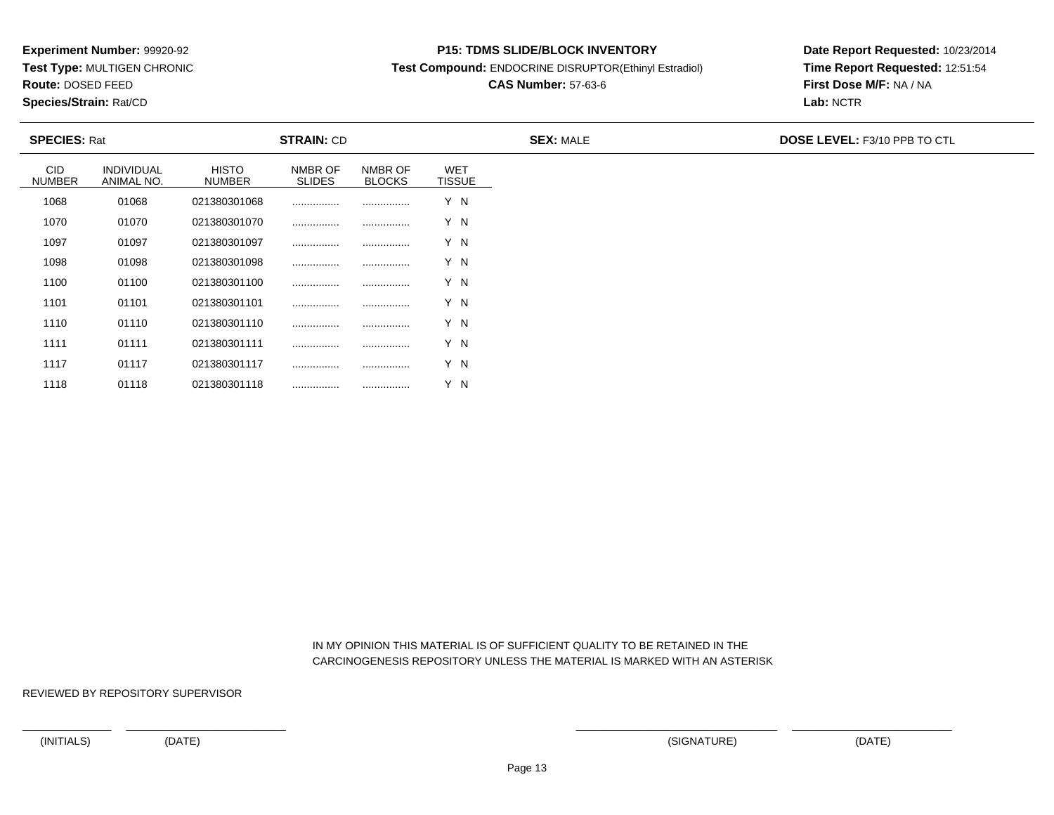**Experiment Number:** 99920-92
**Test Type:** MULTIGEN CHRONIC
**Route:** DOSED FEED
**Species/Strain:** Rat/CD

**P15: TDMS SLIDE/BLOCK INVENTORY**
**Test Compound:** ENDOCRINE DISRUPTOR(Ethinyl Estradiol)
**CAS Number:** 57-63-6

**Date Report Requested:** 10/23/2014
**Time Report Requested:** 12:51:54
**First Dose M/F:** NA / NA
**Lab:** NCTR

**SPECIES:** Rat **STRAIN:** CD **SEX:** MALE **DOSE LEVEL:** F3/10 PPB TO CTL

| CID NUMBER | INDIVIDUAL ANIMAL NO. | HISTO NUMBER | NMBR OF SLIDES | NMBR OF BLOCKS | WET TISSUE |
|---|---|---|---|---|---|
| 1068 | 01068 | 021380301068 | ................ | ................ | Y N |
| 1070 | 01070 | 021380301070 | ................ | ................ | Y N |
| 1097 | 01097 | 021380301097 | ................ | ................ | Y N |
| 1098 | 01098 | 021380301098 | ................ | ................ | Y N |
| 1100 | 01100 | 021380301100 | ................ | ................ | Y N |
| 1101 | 01101 | 021380301101 | ................ | ................ | Y N |
| 1110 | 01110 | 021380301110 | ................ | ................ | Y N |
| 1111 | 01111 | 021380301111 | ................ | ................ | Y N |
| 1117 | 01117 | 021380301117 | ................ | ................ | Y N |
| 1118 | 01118 | 021380301118 | ................ | ................ | Y N |

IN MY OPINION THIS MATERIAL IS OF SUFFICIENT QUALITY TO BE RETAINED IN THE CARCINOGENESIS REPOSITORY UNLESS THE MATERIAL IS MARKED WITH AN ASTERISK

REVIEWED BY REPOSITORY SUPERVISOR

(INITIALS) (DATE) (SIGNATURE) (DATE)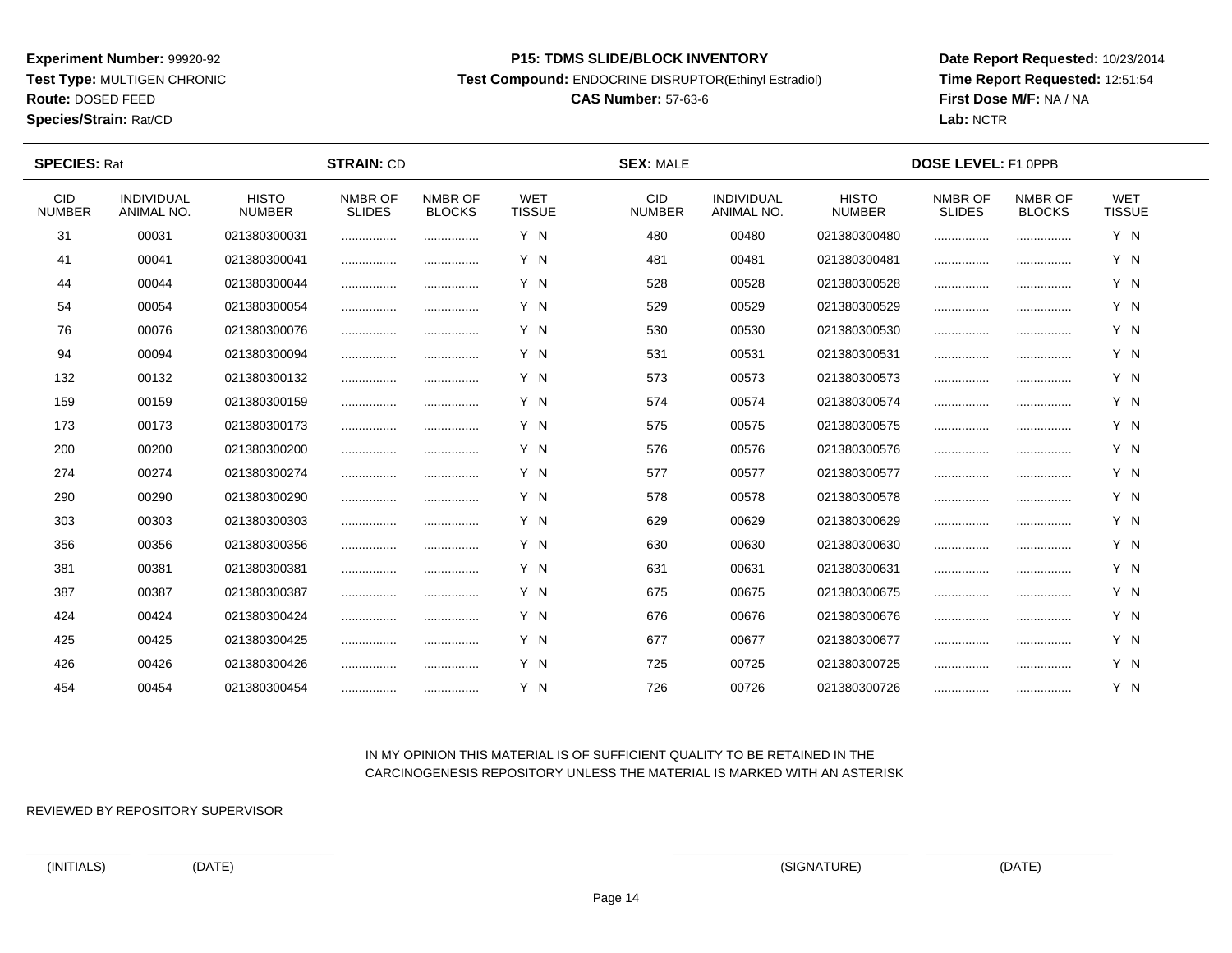**Experiment Number:** 99920-92
**Test Type:** MULTIGEN CHRONIC
**Route:** DOSED FEED
**Species/Strain:** Rat/CD

**P15: TDMS SLIDE/BLOCK INVENTORY**
**Test Compound:** ENDOCRINE DISRUPTOR(Ethinyl Estradiol)
**CAS Number:** 57-63-6

**Date Report Requested:** 10/23/2014
**Time Report Requested:** 12:51:54
**First Dose M/F:** NA / NA
**Lab:** NCTR

**SPECIES:** Rat **STRAIN:** CD **SEX:** MALE **DOSE LEVEL:** F1 0PPB

| CID NUMBER | INDIVIDUAL ANIMAL NO. | HISTO NUMBER | NMBR OF SLIDES | NMBR OF BLOCKS | WET TISSUE | CID NUMBER | INDIVIDUAL ANIMAL NO. | HISTO NUMBER | NMBR OF SLIDES | NMBR OF BLOCKS | WET TISSUE |
|---|---|---|---|---|---|---|---|---|---|---|---|
| 31 | 00031 | 021380300031 | ................ | ................ | Y N | 480 | 00480 | 021380300480 | ................ | ................ | Y N |
| 41 | 00041 | 021380300041 | ................ | ................ | Y N | 481 | 00481 | 021380300481 | ................ | ................ | Y N |
| 44 | 00044 | 021380300044 | ................ | ................ | Y N | 528 | 00528 | 021380300528 | ................ | ................ | Y N |
| 54 | 00054 | 021380300054 | ................ | ................ | Y N | 529 | 00529 | 021380300529 | ................ | ................ | Y N |
| 76 | 00076 | 021380300076 | ................ | ................ | Y N | 530 | 00530 | 021380300530 | ................ | ................ | Y N |
| 94 | 00094 | 021380300094 | ................ | ................ | Y N | 531 | 00531 | 021380300531 | ................ | ................ | Y N |
| 132 | 00132 | 021380300132 | ................ | ................ | Y N | 573 | 00573 | 021380300573 | ................ | ................ | Y N |
| 159 | 00159 | 021380300159 | ................ | ................ | Y N | 574 | 00574 | 021380300574 | ................ | ................ | Y N |
| 173 | 00173 | 021380300173 | ................ | ................ | Y N | 575 | 00575 | 021380300575 | ................ | ................ | Y N |
| 200 | 00200 | 021380300200 | ................ | ................ | Y N | 576 | 00576 | 021380300576 | ................ | ................ | Y N |
| 274 | 00274 | 021380300274 | ................ | ................ | Y N | 577 | 00577 | 021380300577 | ................ | ................ | Y N |
| 290 | 00290 | 021380300290 | ................ | ................ | Y N | 578 | 00578 | 021380300578 | ................ | ................ | Y N |
| 303 | 00303 | 021380300303 | ................ | ................ | Y N | 629 | 00629 | 021380300629 | ................ | ................ | Y N |
| 356 | 00356 | 021380300356 | ................ | ................ | Y N | 630 | 00630 | 021380300630 | ................ | ................ | Y N |
| 381 | 00381 | 021380300381 | ................ | ................ | Y N | 631 | 00631 | 021380300631 | ................ | ................ | Y N |
| 387 | 00387 | 021380300387 | ................ | ................ | Y N | 675 | 00675 | 021380300675 | ................ | ................ | Y N |
| 424 | 00424 | 021380300424 | ................ | ................ | Y N | 676 | 00676 | 021380300676 | ................ | ................ | Y N |
| 425 | 00425 | 021380300425 | ................ | ................ | Y N | 677 | 00677 | 021380300677 | ................ | ................ | Y N |
| 426 | 00426 | 021380300426 | ................ | ................ | Y N | 725 | 00725 | 021380300725 | ................ | ................ | Y N |
| 454 | 00454 | 021380300454 | ................ | ................ | Y N | 726 | 00726 | 021380300726 | ................ | ................ | Y N |

IN MY OPINION THIS MATERIAL IS OF SUFFICIENT QUALITY TO BE RETAINED IN THE CARCINOGENESIS REPOSITORY UNLESS THE MATERIAL IS MARKED WITH AN ASTERISK

REVIEWED BY REPOSITORY SUPERVISOR

(INITIALS) (DATE) (SIGNATURE) (DATE)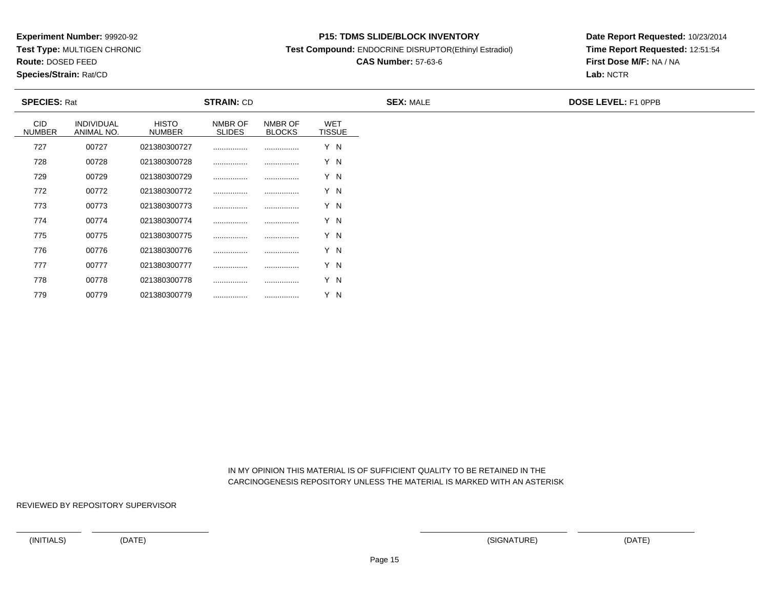**Experiment Number:** 99920-92
**Test Type:** MULTIGEN CHRONIC
**Route:** DOSED FEED
**Species/Strain:** Rat/CD

**P15: TDMS SLIDE/BLOCK INVENTORY**
**Test Compound:** ENDOCRINE DISRUPTOR(Ethinyl Estradiol)
**CAS Number:** 57-63-6

**Date Report Requested:** 10/23/2014
**Time Report Requested:** 12:51:54
**First Dose M/F:** NA / NA
**Lab:** NCTR

**SPECIES:** Rat **STRAIN:** CD **SEX:** MALE **DOSE LEVEL:** F1 0PPB

| CID NUMBER | INDIVIDUAL ANIMAL NO. | HISTO NUMBER | NMBR OF SLIDES | NMBR OF BLOCKS | WET TISSUE |
|---|---|---|---|---|---|
| 727 | 00727 | 021380300727 | ................ | ................ | Y N |
| 728 | 00728 | 021380300728 | ................ | ................ | Y N |
| 729 | 00729 | 021380300729 | ................ | ................ | Y N |
| 772 | 00772 | 021380300772 | ................ | ................ | Y N |
| 773 | 00773 | 021380300773 | ................ | ................ | Y N |
| 774 | 00774 | 021380300774 | ................ | ................ | Y N |
| 775 | 00775 | 021380300775 | ................ | ................ | Y N |
| 776 | 00776 | 021380300776 | ................ | ................ | Y N |
| 777 | 00777 | 021380300777 | ................ | ................ | Y N |
| 778 | 00778 | 021380300778 | ................ | ................ | Y N |
| 779 | 00779 | 021380300779 | ................ | ................ | Y N |

IN MY OPINION THIS MATERIAL IS OF SUFFICIENT QUALITY TO BE RETAINED IN THE CARCINOGENESIS REPOSITORY UNLESS THE MATERIAL IS MARKED WITH AN ASTERISK

REVIEWED BY REPOSITORY SUPERVISOR

(INITIALS) (DATE) (SIGNATURE) (DATE)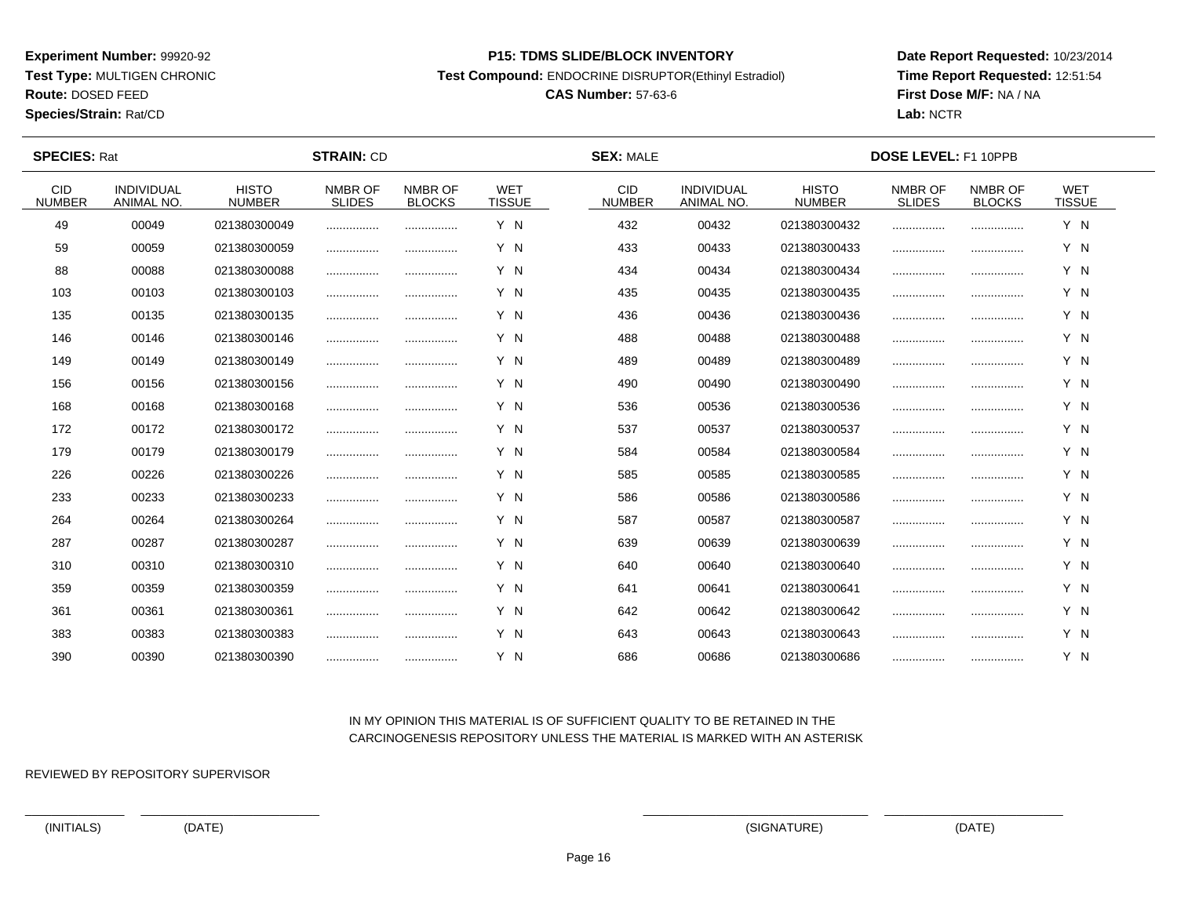**Experiment Number:** 99920-92
**Test Type:** MULTIGEN CHRONIC
**Route:** DOSED FEED
**Species/Strain:** Rat/CD

**P15: TDMS SLIDE/BLOCK INVENTORY**
**Test Compound:** ENDOCRINE DISRUPTOR(Ethinyl Estradiol)
**CAS Number:** 57-63-6

**Date Report Requested:** 10/23/2014
**Time Report Requested:** 12:51:54
**First Dose M/F:** NA / NA
**Lab:** NCTR

**SPECIES:** Rat **STRAIN:** CD **SEX:** MALE **DOSE LEVEL:** F1 10PPB

| CID NUMBER | INDIVIDUAL ANIMAL NO. | HISTO NUMBER | NMBR OF SLIDES | NMBR OF BLOCKS | WET TISSUE | CID NUMBER | INDIVIDUAL ANIMAL NO. | HISTO NUMBER | NMBR OF SLIDES | NMBR OF BLOCKS | WET TISSUE |
|---|---|---|---|---|---|---|---|---|---|---|---|
| 49 | 00049 | 021380300049 | ................ | ................ | Y N | 432 | 00432 | 021380300432 | ................ | ................ | Y N |
| 59 | 00059 | 021380300059 | ................ | ................ | Y N | 433 | 00433 | 021380300433 | ................ | ................ | Y N |
| 88 | 00088 | 021380300088 | ................ | ................ | Y N | 434 | 00434 | 021380300434 | ................ | ................ | Y N |
| 103 | 00103 | 021380300103 | ................ | ................ | Y N | 435 | 00435 | 021380300435 | ................ | ................ | Y N |
| 135 | 00135 | 021380300135 | ................ | ................ | Y N | 436 | 00436 | 021380300436 | ................ | ................ | Y N |
| 146 | 00146 | 021380300146 | ................ | ................ | Y N | 488 | 00488 | 021380300488 | ................ | ................ | Y N |
| 149 | 00149 | 021380300149 | ................ | ................ | Y N | 489 | 00489 | 021380300489 | ................ | ................ | Y N |
| 156 | 00156 | 021380300156 | ................ | ................ | Y N | 490 | 00490 | 021380300490 | ................ | ................ | Y N |
| 168 | 00168 | 021380300168 | ................ | ................ | Y N | 536 | 00536 | 021380300536 | ................ | ................ | Y N |
| 172 | 00172 | 021380300172 | ................ | ................ | Y N | 537 | 00537 | 021380300537 | ................ | ................ | Y N |
| 179 | 00179 | 021380300179 | ................ | ................ | Y N | 584 | 00584 | 021380300584 | ................ | ................ | Y N |
| 226 | 00226 | 021380300226 | ................ | ................ | Y N | 585 | 00585 | 021380300585 | ................ | ................ | Y N |
| 233 | 00233 | 021380300233 | ................ | ................ | Y N | 586 | 00586 | 021380300586 | ................ | ................ | Y N |
| 264 | 00264 | 021380300264 | ................ | ................ | Y N | 587 | 00587 | 021380300587 | ................ | ................ | Y N |
| 287 | 00287 | 021380300287 | ................ | ................ | Y N | 639 | 00639 | 021380300639 | ................ | ................ | Y N |
| 310 | 00310 | 021380300310 | ................ | ................ | Y N | 640 | 00640 | 021380300640 | ................ | ................ | Y N |
| 359 | 00359 | 021380300359 | ................ | ................ | Y N | 641 | 00641 | 021380300641 | ................ | ................ | Y N |
| 361 | 00361 | 021380300361 | ................ | ................ | Y N | 642 | 00642 | 021380300642 | ................ | ................ | Y N |
| 383 | 00383 | 021380300383 | ................ | ................ | Y N | 643 | 00643 | 021380300643 | ................ | ................ | Y N |
| 390 | 00390 | 021380300390 | ................ | ................ | Y N | 686 | 00686 | 021380300686 | ................ | ................ | Y N |

IN MY OPINION THIS MATERIAL IS OF SUFFICIENT QUALITY TO BE RETAINED IN THE CARCINOGENESIS REPOSITORY UNLESS THE MATERIAL IS MARKED WITH AN ASTERISK

REVIEWED BY REPOSITORY SUPERVISOR

(INITIALS) (DATE) (SIGNATURE) (DATE)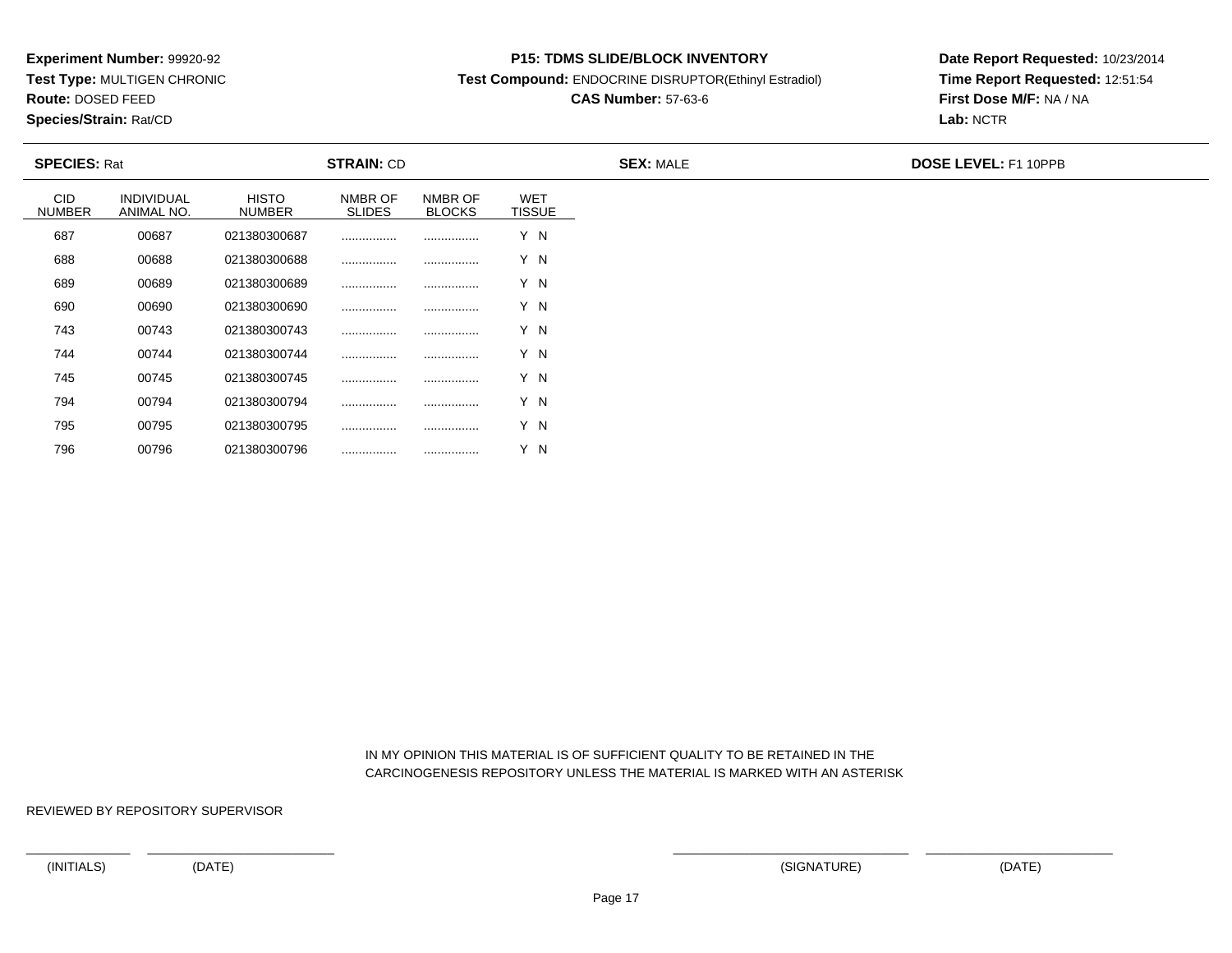**Experiment Number:** 99920-92
**Test Type:** MULTIGEN CHRONIC
**Route:** DOSED FEED
**Species/Strain:** Rat/CD

**P15: TDMS SLIDE/BLOCK INVENTORY**
**Test Compound:** ENDOCRINE DISRUPTOR(Ethinyl Estradiol)
**CAS Number:** 57-63-6

**Date Report Requested:** 10/23/2014
**Time Report Requested:** 12:51:54
**First Dose M/F:** NA / NA
**Lab:** NCTR

**SPECIES:** Rat **STRAIN:** CD **SEX:** MALE **DOSE LEVEL:** F1 10PPB

| CID NUMBER | INDIVIDUAL ANIMAL NO. | HISTO NUMBER | NMBR OF SLIDES | NMBR OF BLOCKS | WET TISSUE |
|---|---|---|---|---|---|
| 687 | 00687 | 021380300687 | ................ | ................ | Y N |
| 688 | 00688 | 021380300688 | ................ | ................ | Y N |
| 689 | 00689 | 021380300689 | ................ | ................ | Y N |
| 690 | 00690 | 021380300690 | ................ | ................ | Y N |
| 743 | 00743 | 021380300743 | ................ | ................ | Y N |
| 744 | 00744 | 021380300744 | ................ | ................ | Y N |
| 745 | 00745 | 021380300745 | ................ | ................ | Y N |
| 794 | 00794 | 021380300794 | ................ | ................ | Y N |
| 795 | 00795 | 021380300795 | ................ | ................ | Y N |
| 796 | 00796 | 021380300796 | ................ | ................ | Y N |

IN MY OPINION THIS MATERIAL IS OF SUFFICIENT QUALITY TO BE RETAINED IN THE CARCINOGENESIS REPOSITORY UNLESS THE MATERIAL IS MARKED WITH AN ASTERISK

REVIEWED BY REPOSITORY SUPERVISOR

(INITIALS) (DATE) (SIGNATURE) (DATE)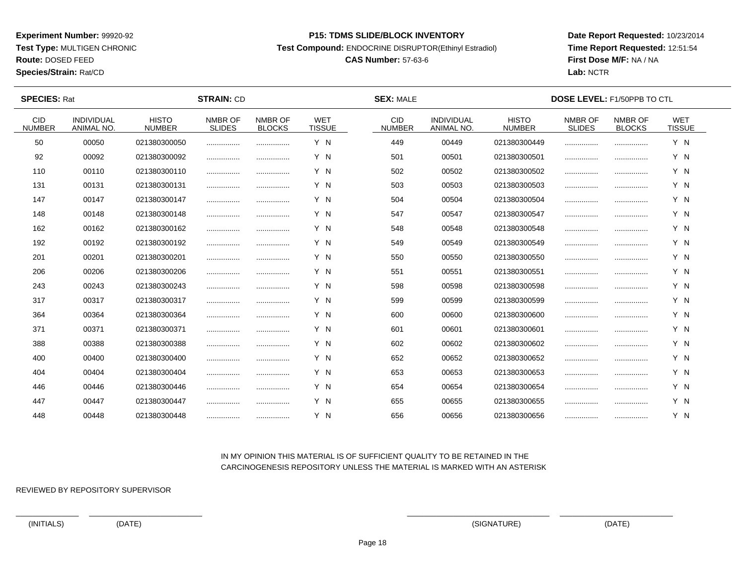**Experiment Number:** 99920-92
**Test Type:** MULTIGEN CHRONIC
**Route:** DOSED FEED
**Species/Strain:** Rat/CD

**P15: TDMS SLIDE/BLOCK INVENTORY**
**Test Compound:** ENDOCRINE DISRUPTOR(Ethinyl Estradiol)
**CAS Number:** 57-63-6

**Date Report Requested:** 10/23/2014
**Time Report Requested:** 12:51:54
**First Dose M/F:** NA / NA
**Lab:** NCTR

**SPECIES:** Rat **STRAIN:** CD **SEX:** MALE **DOSE LEVEL:** F1/50PPB TO CTL

| CID NUMBER | INDIVIDUAL ANIMAL NO. | HISTO NUMBER | NMBR OF SLIDES | NMBR OF BLOCKS | WET TISSUE | CID NUMBER | INDIVIDUAL ANIMAL NO. | HISTO NUMBER | NMBR OF SLIDES | NMBR OF BLOCKS | WET TISSUE |
|---|---|---|---|---|---|---|---|---|---|---|---|
| 50 | 00050 | 021380300050 | ................ | ................ | Y N | 449 | 00449 | 021380300449 | ................ | ................ | Y N |
| 92 | 00092 | 021380300092 | ................ | ................ | Y N | 501 | 00501 | 021380300501 | ................ | ................ | Y N |
| 110 | 00110 | 021380300110 | ................ | ................ | Y N | 502 | 00502 | 021380300502 | ................ | ................ | Y N |
| 131 | 00131 | 021380300131 | ................ | ................ | Y N | 503 | 00503 | 021380300503 | ................ | ................ | Y N |
| 147 | 00147 | 021380300147 | ................ | ................ | Y N | 504 | 00504 | 021380300504 | ................ | ................ | Y N |
| 148 | 00148 | 021380300148 | ................ | ................ | Y N | 547 | 00547 | 021380300547 | ................ | ................ | Y N |
| 162 | 00162 | 021380300162 | ................ | ................ | Y N | 548 | 00548 | 021380300548 | ................ | ................ | Y N |
| 192 | 00192 | 021380300192 | ................ | ................ | Y N | 549 | 00549 | 021380300549 | ................ | ................ | Y N |
| 201 | 00201 | 021380300201 | ................ | ................ | Y N | 550 | 00550 | 021380300550 | ................ | ................ | Y N |
| 206 | 00206 | 021380300206 | ................ | ................ | Y N | 551 | 00551 | 021380300551 | ................ | ................ | Y N |
| 243 | 00243 | 021380300243 | ................ | ................ | Y N | 598 | 00598 | 021380300598 | ................ | ................ | Y N |
| 317 | 00317 | 021380300317 | ................ | ................ | Y N | 599 | 00599 | 021380300599 | ................ | ................ | Y N |
| 364 | 00364 | 021380300364 | ................ | ................ | Y N | 600 | 00600 | 021380300600 | ................ | ................ | Y N |
| 371 | 00371 | 021380300371 | ................ | ................ | Y N | 601 | 00601 | 021380300601 | ................ | ................ | Y N |
| 388 | 00388 | 021380300388 | ................ | ................ | Y N | 602 | 00602 | 021380300602 | ................ | ................ | Y N |
| 400 | 00400 | 021380300400 | ................ | ................ | Y N | 652 | 00652 | 021380300652 | ................ | ................ | Y N |
| 404 | 00404 | 021380300404 | ................ | ................ | Y N | 653 | 00653 | 021380300653 | ................ | ................ | Y N |
| 446 | 00446 | 021380300446 | ................ | ................ | Y N | 654 | 00654 | 021380300654 | ................ | ................ | Y N |
| 447 | 00447 | 021380300447 | ................ | ................ | Y N | 655 | 00655 | 021380300655 | ................ | ................ | Y N |
| 448 | 00448 | 021380300448 | ................ | ................ | Y N | 656 | 00656 | 021380300656 | ................ | ................ | Y N |

IN MY OPINION THIS MATERIAL IS OF SUFFICIENT QUALITY TO BE RETAINED IN THE CARCINOGENESIS REPOSITORY UNLESS THE MATERIAL IS MARKED WITH AN ASTERISK

REVIEWED BY REPOSITORY SUPERVISOR

(INITIALS) (DATE) (SIGNATURE) (DATE)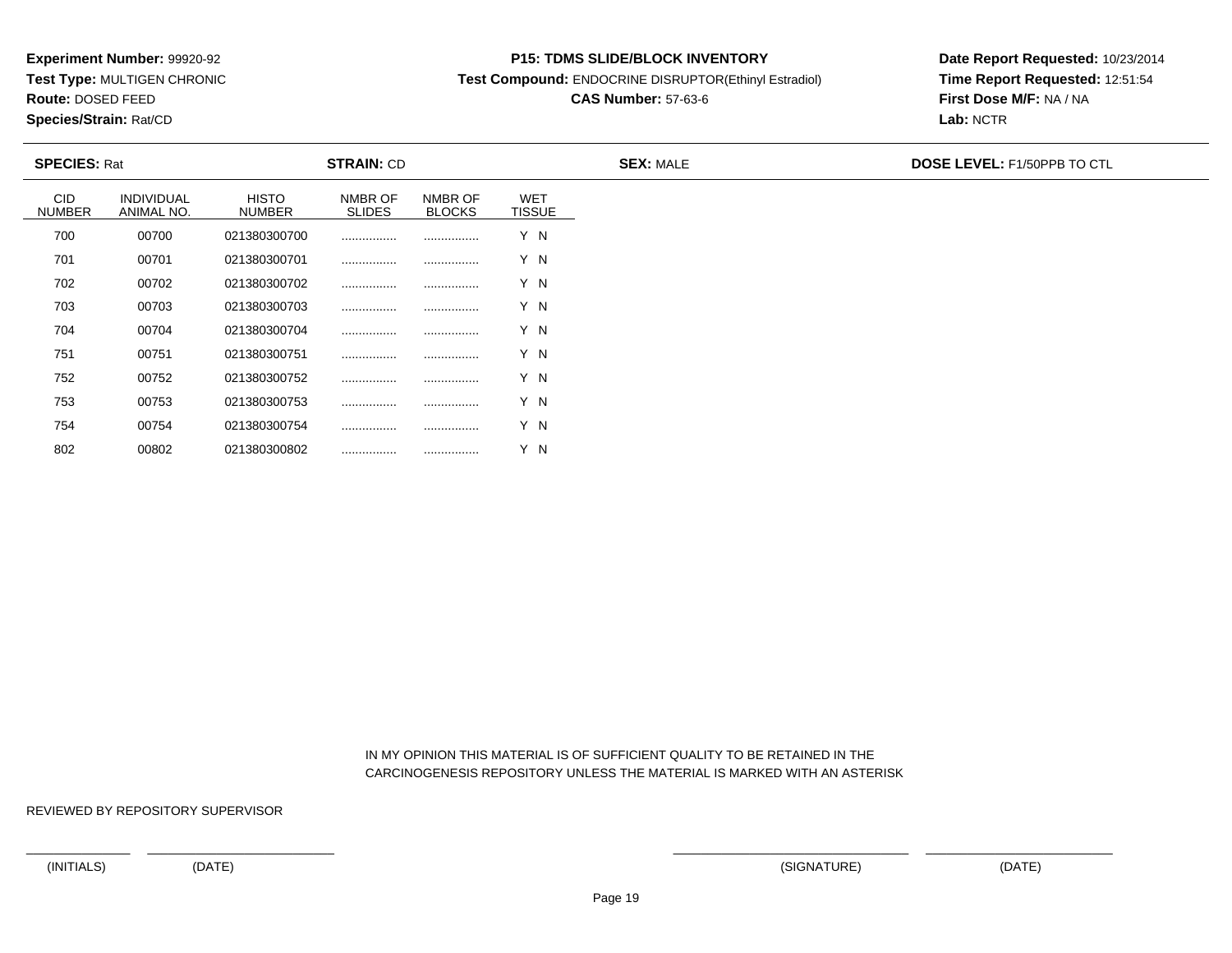**Experiment Number:** 99920-92
**Test Type:** MULTIGEN CHRONIC
**Route:** DOSED FEED
**Species/Strain:** Rat/CD

**P15: TDMS SLIDE/BLOCK INVENTORY**
**Test Compound:** ENDOCRINE DISRUPTOR(Ethinyl Estradiol)
**CAS Number:** 57-63-6

**Date Report Requested:** 10/23/2014
**Time Report Requested:** 12:51:54
**First Dose M/F:** NA / NA
**Lab:** NCTR

**SPECIES:** Rat **STRAIN:** CD **SEX:** MALE **DOSE LEVEL:** F1/50PPB TO CTL

| CID NUMBER | INDIVIDUAL ANIMAL NO. | HISTO NUMBER | NMBR OF SLIDES | NMBR OF BLOCKS | WET TISSUE |
|---|---|---|---|---|---|
| 700 | 00700 | 021380300700 | ................ | ................ | Y N |
| 701 | 00701 | 021380300701 | ................ | ................ | Y N |
| 702 | 00702 | 021380300702 | ................ | ................ | Y N |
| 703 | 00703 | 021380300703 | ................ | ................ | Y N |
| 704 | 00704 | 021380300704 | ................ | ................ | Y N |
| 751 | 00751 | 021380300751 | ................ | ................ | Y N |
| 752 | 00752 | 021380300752 | ................ | ................ | Y N |
| 753 | 00753 | 021380300753 | ................ | ................ | Y N |
| 754 | 00754 | 021380300754 | ................ | ................ | Y N |
| 802 | 00802 | 021380300802 | ................ | ................ | Y N |

IN MY OPINION THIS MATERIAL IS OF SUFFICIENT QUALITY TO BE RETAINED IN THE CARCINOGENESIS REPOSITORY UNLESS THE MATERIAL IS MARKED WITH AN ASTERISK

REVIEWED BY REPOSITORY SUPERVISOR

(INITIALS) (DATE) (SIGNATURE) (DATE)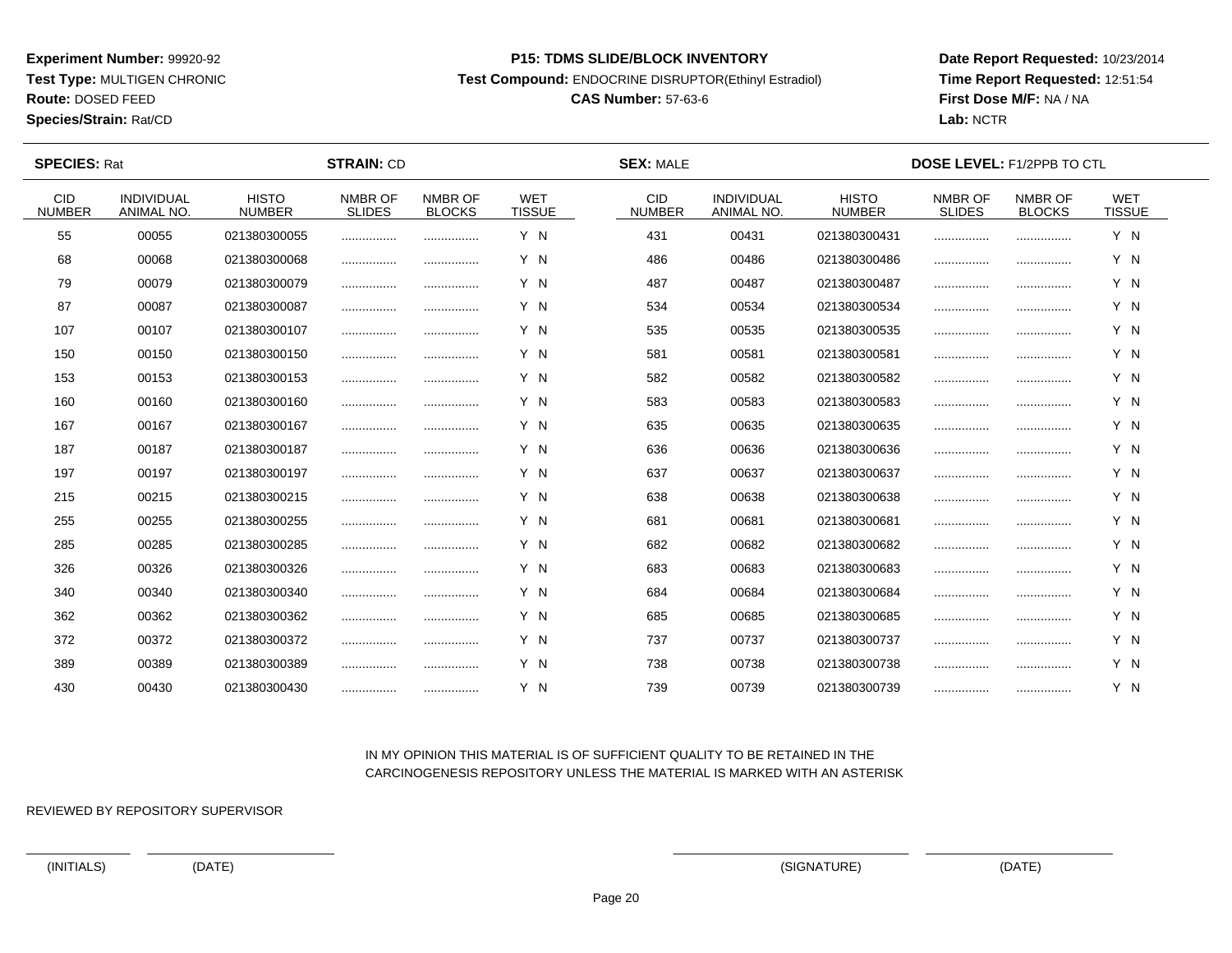**Experiment Number:** 99920-92
**Test Type:** MULTIGEN CHRONIC
**Route:** DOSED FEED
**Species/Strain:** Rat/CD

**P15: TDMS SLIDE/BLOCK INVENTORY**
**Test Compound:** ENDOCRINE DISRUPTOR(Ethinyl Estradiol)
**CAS Number:** 57-63-6

**Date Report Requested:** 10/23/2014
**Time Report Requested:** 12:51:54
**First Dose M/F:** NA / NA
**Lab:** NCTR

**SPECIES:** Rat **STRAIN:** CD **SEX:** MALE **DOSE LEVEL:** F1/2PPB TO CTL

| CID NUMBER | INDIVIDUAL ANIMAL NO. | HISTO NUMBER | NMBR OF SLIDES | NMBR OF BLOCKS | WET TISSUE | CID NUMBER | INDIVIDUAL ANIMAL NO. | HISTO NUMBER | NMBR OF SLIDES | NMBR OF BLOCKS | WET TISSUE |
|---|---|---|---|---|---|---|---|---|---|---|---|
| 55 | 00055 | 021380300055 | ................ | ................ | Y N | 431 | 00431 | 021380300431 | ................ | ................ | Y N |
| 68 | 00068 | 021380300068 | ................ | ................ | Y N | 486 | 00486 | 021380300486 | ................ | ................ | Y N |
| 79 | 00079 | 021380300079 | ................ | ................ | Y N | 487 | 00487 | 021380300487 | ................ | ................ | Y N |
| 87 | 00087 | 021380300087 | ................ | ................ | Y N | 534 | 00534 | 021380300534 | ................ | ................ | Y N |
| 107 | 00107 | 021380300107 | ................ | ................ | Y N | 535 | 00535 | 021380300535 | ................ | ................ | Y N |
| 150 | 00150 | 021380300150 | ................ | ................ | Y N | 581 | 00581 | 021380300581 | ................ | ................ | Y N |
| 153 | 00153 | 021380300153 | ................ | ................ | Y N | 582 | 00582 | 021380300582 | ................ | ................ | Y N |
| 160 | 00160 | 021380300160 | ................ | ................ | Y N | 583 | 00583 | 021380300583 | ................ | ................ | Y N |
| 167 | 00167 | 021380300167 | ................ | ................ | Y N | 635 | 00635 | 021380300635 | ................ | ................ | Y N |
| 187 | 00187 | 021380300187 | ................ | ................ | Y N | 636 | 00636 | 021380300636 | ................ | ................ | Y N |
| 197 | 00197 | 021380300197 | ................ | ................ | Y N | 637 | 00637 | 021380300637 | ................ | ................ | Y N |
| 215 | 00215 | 021380300215 | ................ | ................ | Y N | 638 | 00638 | 021380300638 | ................ | ................ | Y N |
| 255 | 00255 | 021380300255 | ................ | ................ | Y N | 681 | 00681 | 021380300681 | ................ | ................ | Y N |
| 285 | 00285 | 021380300285 | ................ | ................ | Y N | 682 | 00682 | 021380300682 | ................ | ................ | Y N |
| 326 | 00326 | 021380300326 | ................ | ................ | Y N | 683 | 00683 | 021380300683 | ................ | ................ | Y N |
| 340 | 00340 | 021380300340 | ................ | ................ | Y N | 684 | 00684 | 021380300684 | ................ | ................ | Y N |
| 362 | 00362 | 021380300362 | ................ | ................ | Y N | 685 | 00685 | 021380300685 | ................ | ................ | Y N |
| 372 | 00372 | 021380300372 | ................ | ................ | Y N | 737 | 00737 | 021380300737 | ................ | ................ | Y N |
| 389 | 00389 | 021380300389 | ................ | ................ | Y N | 738 | 00738 | 021380300738 | ................ | ................ | Y N |
| 430 | 00430 | 021380300430 | ................ | ................ | Y N | 739 | 00739 | 021380300739 | ................ | ................ | Y N |

IN MY OPINION THIS MATERIAL IS OF SUFFICIENT QUALITY TO BE RETAINED IN THE CARCINOGENESIS REPOSITORY UNLESS THE MATERIAL IS MARKED WITH AN ASTERISK

REVIEWED BY REPOSITORY SUPERVISOR

(INITIALS) (DATE) (SIGNATURE) (DATE)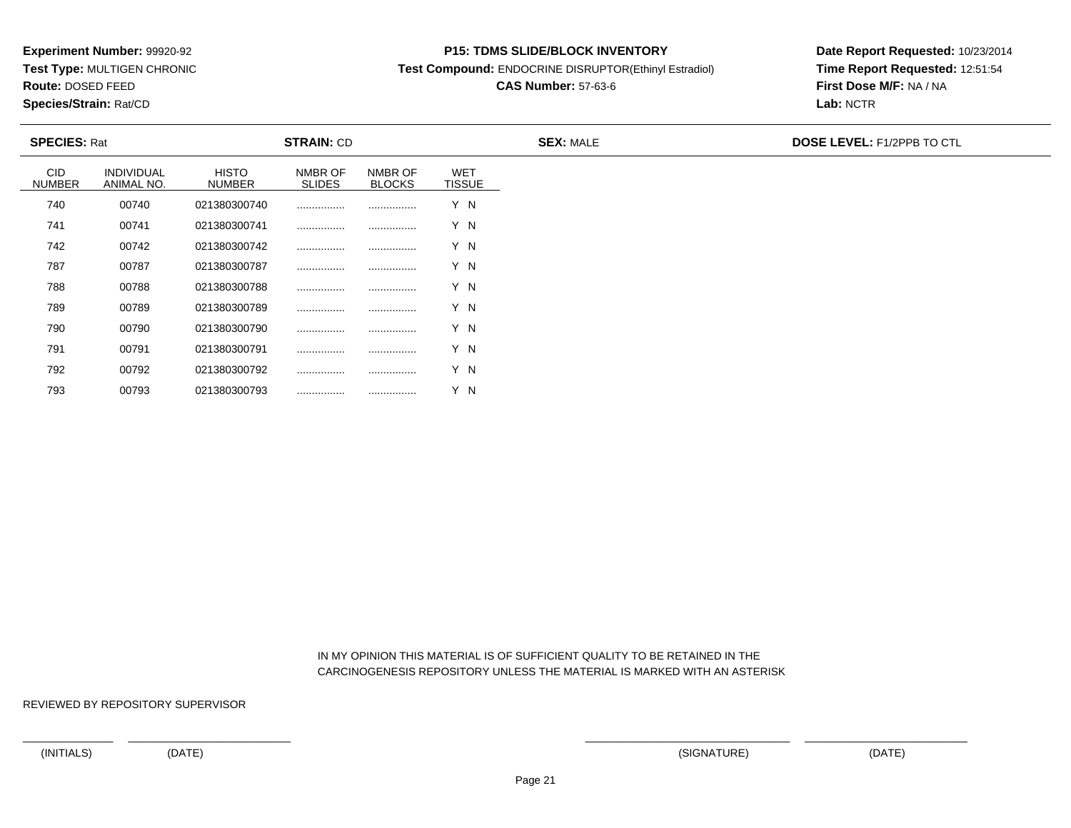**Experiment Number:** 99920-92
**Test Type:** MULTIGEN CHRONIC
**Route:** DOSED FEED
**Species/Strain:** Rat/CD

**P15: TDMS SLIDE/BLOCK INVENTORY**
**Test Compound:** ENDOCRINE DISRUPTOR(Ethinyl Estradiol)
**CAS Number:** 57-63-6

**Date Report Requested:** 10/23/2014
**Time Report Requested:** 12:51:54
**First Dose M/F:** NA / NA
**Lab:** NCTR

**SPECIES:** Rat **STRAIN:** CD **SEX:** MALE **DOSE LEVEL:** F1/2PPB TO CTL

| CID NUMBER | INDIVIDUAL ANIMAL NO. | HISTO NUMBER | NMBR OF SLIDES | NMBR OF BLOCKS | WET TISSUE |
|---|---|---|---|---|---|
| 740 | 00740 | 021380300740 | ................ | ................ | Y N |
| 741 | 00741 | 021380300741 | ................ | ................ | Y N |
| 742 | 00742 | 021380300742 | ................ | ................ | Y N |
| 787 | 00787 | 021380300787 | ................ | ................ | Y N |
| 788 | 00788 | 021380300788 | ................ | ................ | Y N |
| 789 | 00789 | 021380300789 | ................ | ................ | Y N |
| 790 | 00790 | 021380300790 | ................ | ................ | Y N |
| 791 | 00791 | 021380300791 | ................ | ................ | Y N |
| 792 | 00792 | 021380300792 | ................ | ................ | Y N |
| 793 | 00793 | 021380300793 | ................ | ................ | Y N |

IN MY OPINION THIS MATERIAL IS OF SUFFICIENT QUALITY TO BE RETAINED IN THE CARCINOGENESIS REPOSITORY UNLESS THE MATERIAL IS MARKED WITH AN ASTERISK

REVIEWED BY REPOSITORY SUPERVISOR

(INITIALS) (DATE) (SIGNATURE) (DATE)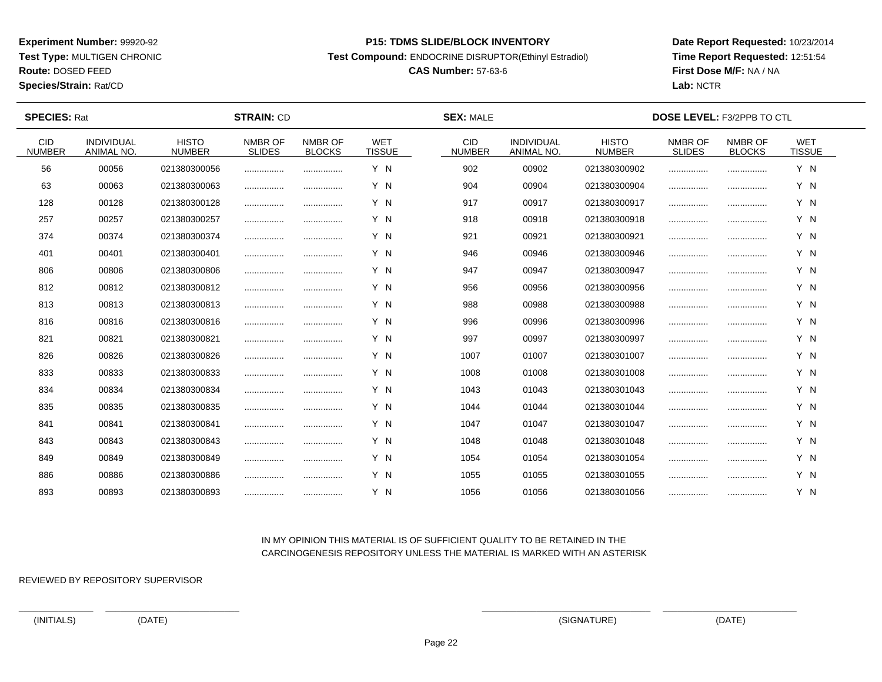**Experiment Number:** 99920-92
**Test Type:** MULTIGEN CHRONIC
**Route:** DOSED FEED
**Species/Strain:** Rat/CD

**P15: TDMS SLIDE/BLOCK INVENTORY**
**Test Compound:** ENDOCRINE DISRUPTOR(Ethinyl Estradiol)
**CAS Number:** 57-63-6

**Date Report Requested:** 10/23/2014
**Time Report Requested:** 12:51:54
**First Dose M/F:** NA / NA
**Lab:** NCTR

**SPECIES:** Rat **STRAIN:** CD **SEX:** MALE **DOSE LEVEL:** F3/2PPB TO CTL

| CID NUMBER | INDIVIDUAL ANIMAL NO. | HISTO NUMBER | NMBR OF SLIDES | NMBR OF BLOCKS | WET TISSUE | CID NUMBER | INDIVIDUAL ANIMAL NO. | HISTO NUMBER | NMBR OF SLIDES | NMBR OF BLOCKS | WET TISSUE |
|---|---|---|---|---|---|---|---|---|---|---|---|
| 56 | 00056 | 021380300056 | ................ | ................ | Y N | 902 | 00902 | 021380300902 | ................ | ................ | Y N |
| 63 | 00063 | 021380300063 | ................ | ................ | Y N | 904 | 00904 | 021380300904 | ................ | ................ | Y N |
| 128 | 00128 | 021380300128 | ................ | ................ | Y N | 917 | 00917 | 021380300917 | ................ | ................ | Y N |
| 257 | 00257 | 021380300257 | ................ | ................ | Y N | 918 | 00918 | 021380300918 | ................ | ................ | Y N |
| 374 | 00374 | 021380300374 | ................ | ................ | Y N | 921 | 00921 | 021380300921 | ................ | ................ | Y N |
| 401 | 00401 | 021380300401 | ................ | ................ | Y N | 946 | 00946 | 021380300946 | ................ | ................ | Y N |
| 806 | 00806 | 021380300806 | ................ | ................ | Y N | 947 | 00947 | 021380300947 | ................ | ................ | Y N |
| 812 | 00812 | 021380300812 | ................ | ................ | Y N | 956 | 00956 | 021380300956 | ................ | ................ | Y N |
| 813 | 00813 | 021380300813 | ................ | ................ | Y N | 988 | 00988 | 021380300988 | ................ | ................ | Y N |
| 816 | 00816 | 021380300816 | ................ | ................ | Y N | 996 | 00996 | 021380300996 | ................ | ................ | Y N |
| 821 | 00821 | 021380300821 | ................ | ................ | Y N | 997 | 00997 | 021380300997 | ................ | ................ | Y N |
| 826 | 00826 | 021380300826 | ................ | ................ | Y N | 1007 | 01007 | 021380301007 | ................ | ................ | Y N |
| 833 | 00833 | 021380300833 | ................ | ................ | Y N | 1008 | 01008 | 021380301008 | ................ | ................ | Y N |
| 834 | 00834 | 021380300834 | ................ | ................ | Y N | 1043 | 01043 | 021380301043 | ................ | ................ | Y N |
| 835 | 00835 | 021380300835 | ................ | ................ | Y N | 1044 | 01044 | 021380301044 | ................ | ................ | Y N |
| 841 | 00841 | 021380300841 | ................ | ................ | Y N | 1047 | 01047 | 021380301047 | ................ | ................ | Y N |
| 843 | 00843 | 021380300843 | ................ | ................ | Y N | 1048 | 01048 | 021380301048 | ................ | ................ | Y N |
| 849 | 00849 | 021380300849 | ................ | ................ | Y N | 1054 | 01054 | 021380301054 | ................ | ................ | Y N |
| 886 | 00886 | 021380300886 | ................ | ................ | Y N | 1055 | 01055 | 021380301055 | ................ | ................ | Y N |
| 893 | 00893 | 021380300893 | ................ | ................ | Y N | 1056 | 01056 | 021380301056 | ................ | ................ | Y N |

IN MY OPINION THIS MATERIAL IS OF SUFFICIENT QUALITY TO BE RETAINED IN THE CARCINOGENESIS REPOSITORY UNLESS THE MATERIAL IS MARKED WITH AN ASTERISK

REVIEWED BY REPOSITORY SUPERVISOR

(INITIALS) (DATE) (SIGNATURE) (DATE)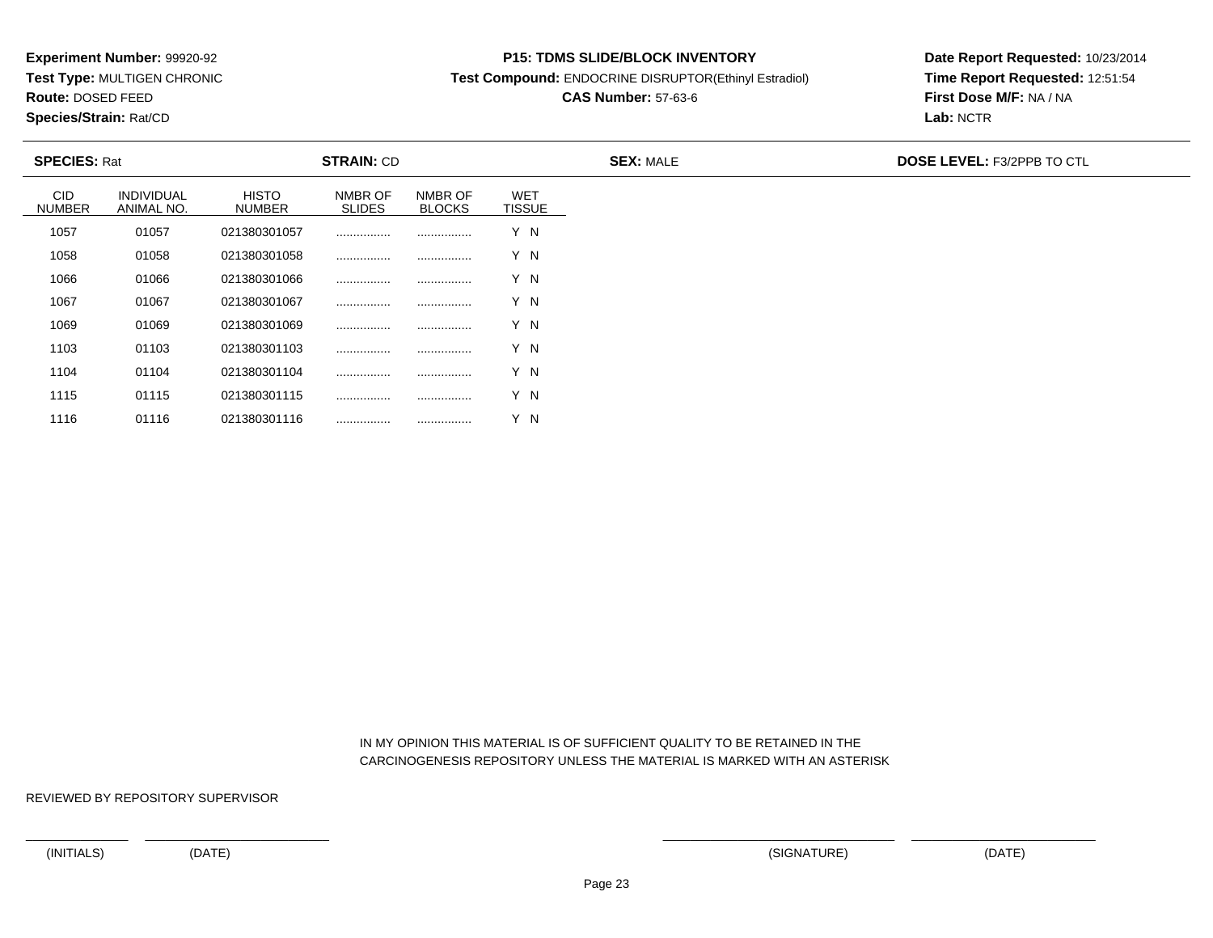**Experiment Number:** 99920-92
**Test Type:** MULTIGEN CHRONIC
**Route:** DOSED FEED
**Species/Strain:** Rat/CD

**P15: TDMS SLIDE/BLOCK INVENTORY**
**Test Compound:** ENDOCRINE DISRUPTOR(Ethinyl Estradiol)
**CAS Number:** 57-63-6

**Date Report Requested:** 10/23/2014
**Time Report Requested:** 12:51:54
**First Dose M/F:** NA / NA
**Lab:** NCTR

**SPECIES:** Rat **STRAIN:** CD **SEX:** MALE **DOSE LEVEL:** F3/2PPB TO CTL

| CID NUMBER | INDIVIDUAL ANIMAL NO. | HISTO NUMBER | NMBR OF SLIDES | NMBR OF BLOCKS | WET TISSUE |
|---|---|---|---|---|---|
| 1057 | 01057 | 021380301057 | ................ | ................ | Y N |
| 1058 | 01058 | 021380301058 | ................ | ................ | Y N |
| 1066 | 01066 | 021380301066 | ................ | ................ | Y N |
| 1067 | 01067 | 021380301067 | ................ | ................ | Y N |
| 1069 | 01069 | 021380301069 | ................ | ................ | Y N |
| 1103 | 01103 | 021380301103 | ................ | ................ | Y N |
| 1104 | 01104 | 021380301104 | ................ | ................ | Y N |
| 1115 | 01115 | 021380301115 | ................ | ................ | Y N |
| 1116 | 01116 | 021380301116 | ................ | ................ | Y N |

IN MY OPINION THIS MATERIAL IS OF SUFFICIENT QUALITY TO BE RETAINED IN THE CARCINOGENESIS REPOSITORY UNLESS THE MATERIAL IS MARKED WITH AN ASTERISK

REVIEWED BY REPOSITORY SUPERVISOR

(INITIALS) (DATE) (SIGNATURE) (DATE)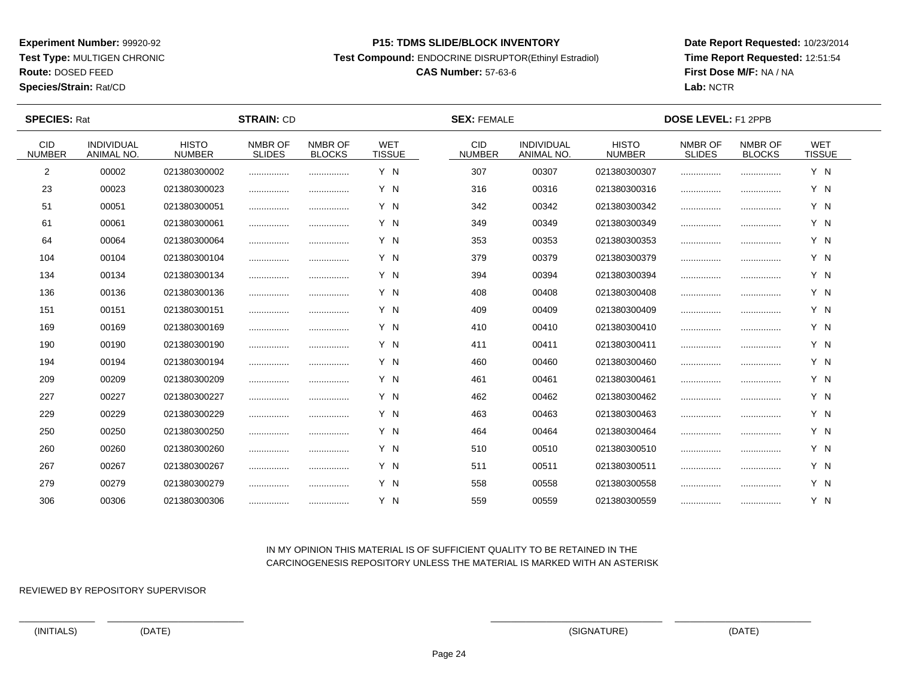**Experiment Number:** 99920-92
**Test Type:** MULTIGEN CHRONIC
**Route:** DOSED FEED
**Species/Strain:** Rat/CD

**P15: TDMS SLIDE/BLOCK INVENTORY**
**Test Compound:** ENDOCRINE DISRUPTOR(Ethinyl Estradiol)
**CAS Number:** 57-63-6

**Date Report Requested:** 10/23/2014
**Time Report Requested:** 12:51:54
**First Dose M/F:** NA / NA
**Lab:** NCTR

**SPECIES:** Rat **STRAIN:** CD **SEX:** FEMALE **DOSE LEVEL:** F1 2PPB

| CID NUMBER | INDIVIDUAL ANIMAL NO. | HISTO NUMBER | NMBR OF SLIDES | NMBR OF BLOCKS | WET TISSUE | CID NUMBER | INDIVIDUAL ANIMAL NO. | HISTO NUMBER | NMBR OF SLIDES | NMBR OF BLOCKS | WET TISSUE |
|---|---|---|---|---|---|---|---|---|---|---|---|
| 2 | 00002 | 021380300002 | ................ | ................ | Y N | 307 | 00307 | 021380300307 | ................ | ................ | Y N |
| 23 | 00023 | 021380300023 | ................ | ................ | Y N | 316 | 00316 | 021380300316 | ................ | ................ | Y N |
| 51 | 00051 | 021380300051 | ................ | ................ | Y N | 342 | 00342 | 021380300342 | ................ | ................ | Y N |
| 61 | 00061 | 021380300061 | ................ | ................ | Y N | 349 | 00349 | 021380300349 | ................ | ................ | Y N |
| 64 | 00064 | 021380300064 | ................ | ................ | Y N | 353 | 00353 | 021380300353 | ................ | ................ | Y N |
| 104 | 00104 | 021380300104 | ................ | ................ | Y N | 379 | 00379 | 021380300379 | ................ | ................ | Y N |
| 134 | 00134 | 021380300134 | ................ | ................ | Y N | 394 | 00394 | 021380300394 | ................ | ................ | Y N |
| 136 | 00136 | 021380300136 | ................ | ................ | Y N | 408 | 00408 | 021380300408 | ................ | ................ | Y N |
| 151 | 00151 | 021380300151 | ................ | ................ | Y N | 409 | 00409 | 021380300409 | ................ | ................ | Y N |
| 169 | 00169 | 021380300169 | ................ | ................ | Y N | 410 | 00410 | 021380300410 | ................ | ................ | Y N |
| 190 | 00190 | 021380300190 | ................ | ................ | Y N | 411 | 00411 | 021380300411 | ................ | ................ | Y N |
| 194 | 00194 | 021380300194 | ................ | ................ | Y N | 460 | 00460 | 021380300460 | ................ | ................ | Y N |
| 209 | 00209 | 021380300209 | ................ | ................ | Y N | 461 | 00461 | 021380300461 | ................ | ................ | Y N |
| 227 | 00227 | 021380300227 | ................ | ................ | Y N | 462 | 00462 | 021380300462 | ................ | ................ | Y N |
| 229 | 00229 | 021380300229 | ................ | ................ | Y N | 463 | 00463 | 021380300463 | ................ | ................ | Y N |
| 250 | 00250 | 021380300250 | ................ | ................ | Y N | 464 | 00464 | 021380300464 | ................ | ................ | Y N |
| 260 | 00260 | 021380300260 | ................ | ................ | Y N | 510 | 00510 | 021380300510 | ................ | ................ | Y N |
| 267 | 00267 | 021380300267 | ................ | ................ | Y N | 511 | 00511 | 021380300511 | ................ | ................ | Y N |
| 279 | 00279 | 021380300279 | ................ | ................ | Y N | 558 | 00558 | 021380300558 | ................ | ................ | Y N |
| 306 | 00306 | 021380300306 | ................ | ................ | Y N | 559 | 00559 | 021380300559 | ................ | ................ | Y N |

IN MY OPINION THIS MATERIAL IS OF SUFFICIENT QUALITY TO BE RETAINED IN THE CARCINOGENESIS REPOSITORY UNLESS THE MATERIAL IS MARKED WITH AN ASTERISK

REVIEWED BY REPOSITORY SUPERVISOR

______________ ________________________ ____________________________ ________________________

(INITIALS) (DATE) (SIGNATURE) (DATE)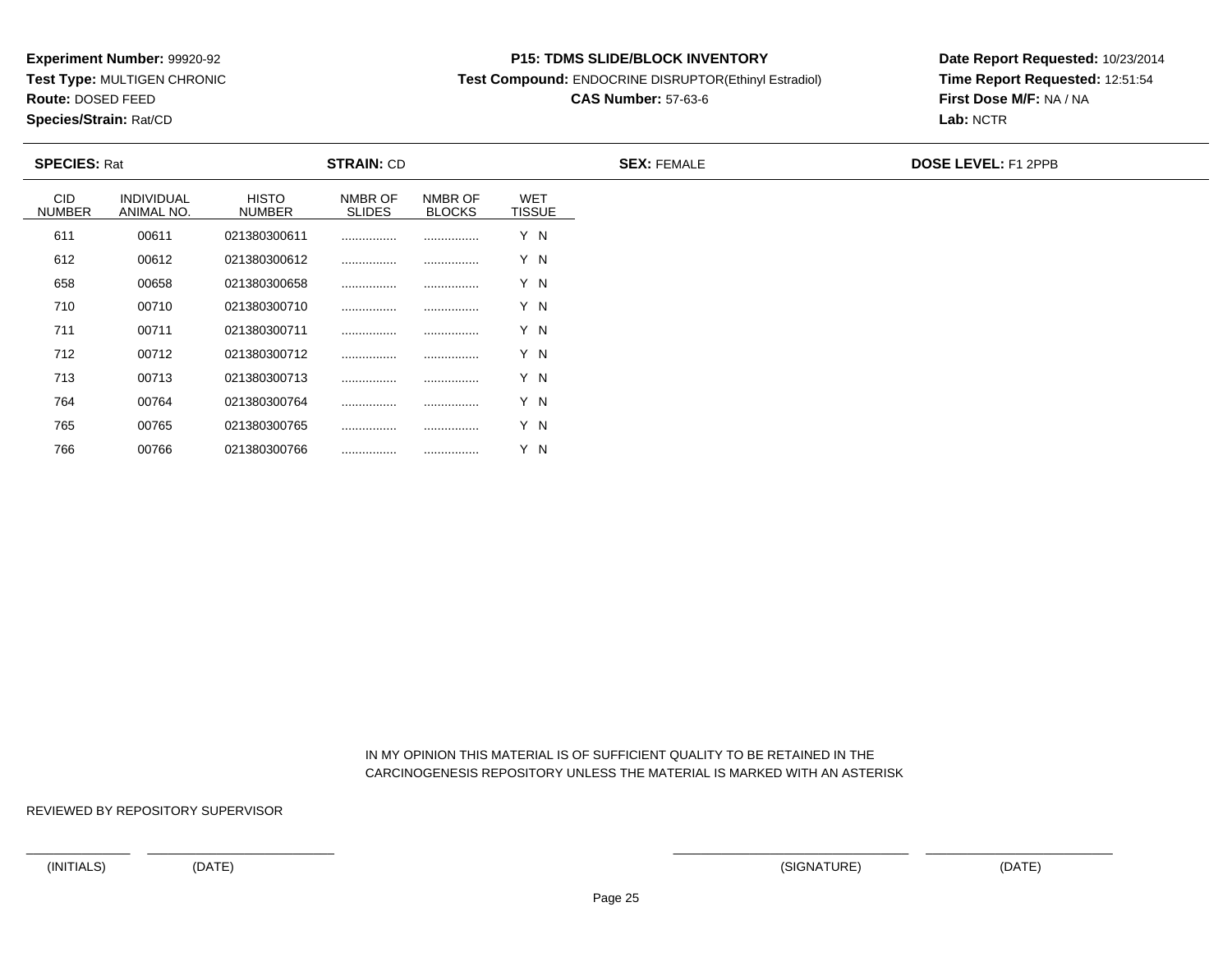**Experiment Number:** 99920-92
**Test Type:** MULTIGEN CHRONIC
**Route:** DOSED FEED
**Species/Strain:** Rat/CD

**P15: TDMS SLIDE/BLOCK INVENTORY**
**Test Compound:** ENDOCRINE DISRUPTOR(Ethinyl Estradiol)
**CAS Number:** 57-63-6

**Date Report Requested:** 10/23/2014
**Time Report Requested:** 12:51:54
**First Dose M/F:** NA / NA
**Lab:** NCTR

**SPECIES:** Rat **STRAIN:** CD **SEX:** FEMALE **DOSE LEVEL:** F1 2PPB

| CID NUMBER | INDIVIDUAL ANIMAL NO. | HISTO NUMBER | NMBR OF SLIDES | NMBR OF BLOCKS | WET TISSUE |
|---|---|---|---|---|---|
| 611 | 00611 | 021380300611 | ................ | ................ | Y N |
| 612 | 00612 | 021380300612 | ................ | ................ | Y N |
| 658 | 00658 | 021380300658 | ................ | ................ | Y N |
| 710 | 00710 | 021380300710 | ................ | ................ | Y N |
| 711 | 00711 | 021380300711 | ................ | ................ | Y N |
| 712 | 00712 | 021380300712 | ................ | ................ | Y N |
| 713 | 00713 | 021380300713 | ................ | ................ | Y N |
| 764 | 00764 | 021380300764 | ................ | ................ | Y N |
| 765 | 00765 | 021380300765 | ................ | ................ | Y N |
| 766 | 00766 | 021380300766 | ................ | ................ | Y N |

IN MY OPINION THIS MATERIAL IS OF SUFFICIENT QUALITY TO BE RETAINED IN THE CARCINOGENESIS REPOSITORY UNLESS THE MATERIAL IS MARKED WITH AN ASTERISK

REVIEWED BY REPOSITORY SUPERVISOR

(INITIALS) (DATE) (SIGNATURE) (DATE)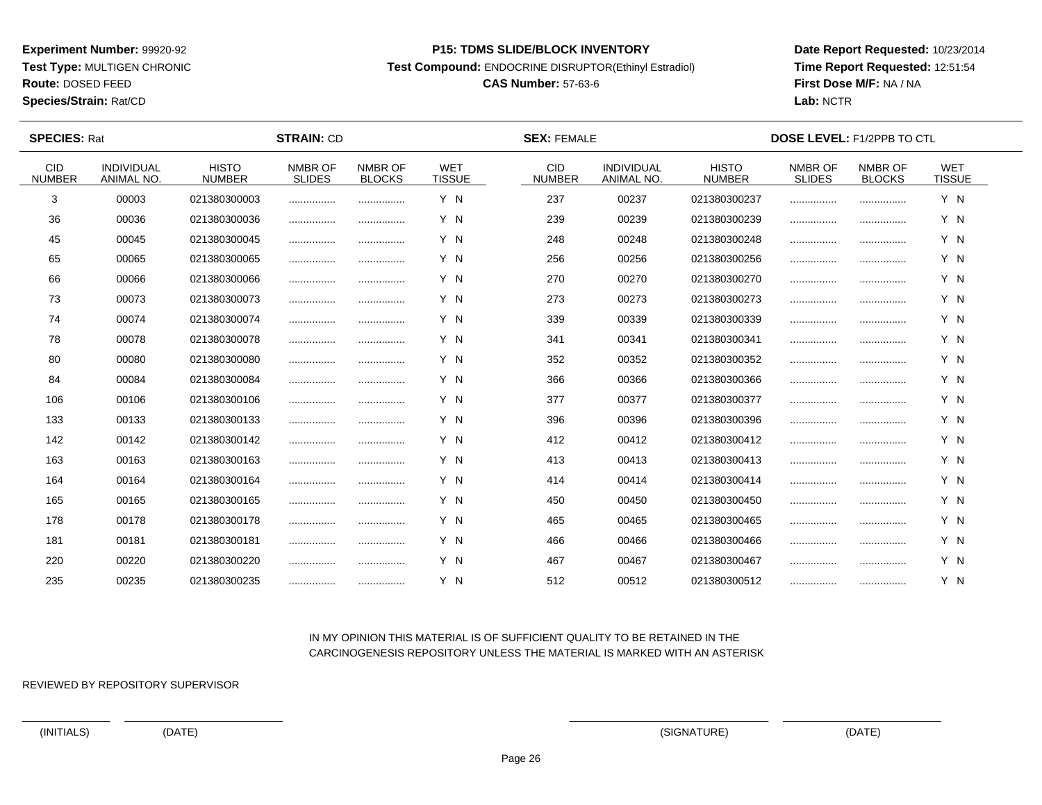**Experiment Number:** 99920-92
**Test Type:** MULTIGEN CHRONIC
**Route:** DOSED FEED
**Species/Strain:** Rat/CD

**P15: TDMS SLIDE/BLOCK INVENTORY**
**Test Compound:** ENDOCRINE DISRUPTOR(Ethinyl Estradiol)
**CAS Number:** 57-63-6

**Date Report Requested:** 10/23/2014
**Time Report Requested:** 12:51:54
**First Dose M/F:** NA / NA
**Lab:** NCTR

**SPECIES:** Rat **STRAIN:** CD **SEX:** FEMALE **DOSE LEVEL:** F1/2PPB TO CTL

| CID NUMBER | INDIVIDUAL ANIMAL NO. | HISTO NUMBER | NMBR OF SLIDES | NMBR OF BLOCKS | WET TISSUE | CID NUMBER | INDIVIDUAL ANIMAL NO. | HISTO NUMBER | NMBR OF SLIDES | NMBR OF BLOCKS | WET TISSUE |
|---|---|---|---|---|---|---|---|---|---|---|---|
| 3 | 00003 | 021380300003 | ................ | ................ | Y N | 237 | 00237 | 021380300237 | ................ | ................ | Y N |
| 36 | 00036 | 021380300036 | ................ | ................ | Y N | 239 | 00239 | 021380300239 | ................ | ................ | Y N |
| 45 | 00045 | 021380300045 | ................ | ................ | Y N | 248 | 00248 | 021380300248 | ................ | ................ | Y N |
| 65 | 00065 | 021380300065 | ................ | ................ | Y N | 256 | 00256 | 021380300256 | ................ | ................ | Y N |
| 66 | 00066 | 021380300066 | ................ | ................ | Y N | 270 | 00270 | 021380300270 | ................ | ................ | Y N |
| 73 | 00073 | 021380300073 | ................ | ................ | Y N | 273 | 00273 | 021380300273 | ................ | ................ | Y N |
| 74 | 00074 | 021380300074 | ................ | ................ | Y N | 339 | 00339 | 021380300339 | ................ | ................ | Y N |
| 78 | 00078 | 021380300078 | ................ | ................ | Y N | 341 | 00341 | 021380300341 | ................ | ................ | Y N |
| 80 | 00080 | 021380300080 | ................ | ................ | Y N | 352 | 00352 | 021380300352 | ................ | ................ | Y N |
| 84 | 00084 | 021380300084 | ................ | ................ | Y N | 366 | 00366 | 021380300366 | ................ | ................ | Y N |
| 106 | 00106 | 021380300106 | ................ | ................ | Y N | 377 | 00377 | 021380300377 | ................ | ................ | Y N |
| 133 | 00133 | 021380300133 | ................ | ................ | Y N | 396 | 00396 | 021380300396 | ................ | ................ | Y N |
| 142 | 00142 | 021380300142 | ................ | ................ | Y N | 412 | 00412 | 021380300412 | ................ | ................ | Y N |
| 163 | 00163 | 021380300163 | ................ | ................ | Y N | 413 | 00413 | 021380300413 | ................ | ................ | Y N |
| 164 | 00164 | 021380300164 | ................ | ................ | Y N | 414 | 00414 | 021380300414 | ................ | ................ | Y N |
| 165 | 00165 | 021380300165 | ................ | ................ | Y N | 450 | 00450 | 021380300450 | ................ | ................ | Y N |
| 178 | 00178 | 021380300178 | ................ | ................ | Y N | 465 | 00465 | 021380300465 | ................ | ................ | Y N |
| 181 | 00181 | 021380300181 | ................ | ................ | Y N | 466 | 00466 | 021380300466 | ................ | ................ | Y N |
| 220 | 00220 | 021380300220 | ................ | ................ | Y N | 467 | 00467 | 021380300467 | ................ | ................ | Y N |
| 235 | 00235 | 021380300235 | ................ | ................ | Y N | 512 | 00512 | 021380300512 | ................ | ................ | Y N |

IN MY OPINION THIS MATERIAL IS OF SUFFICIENT QUALITY TO BE RETAINED IN THE CARCINOGENESIS REPOSITORY UNLESS THE MATERIAL IS MARKED WITH AN ASTERISK

REVIEWED BY REPOSITORY SUPERVISOR

(INITIALS) (DATE) (SIGNATURE) (DATE)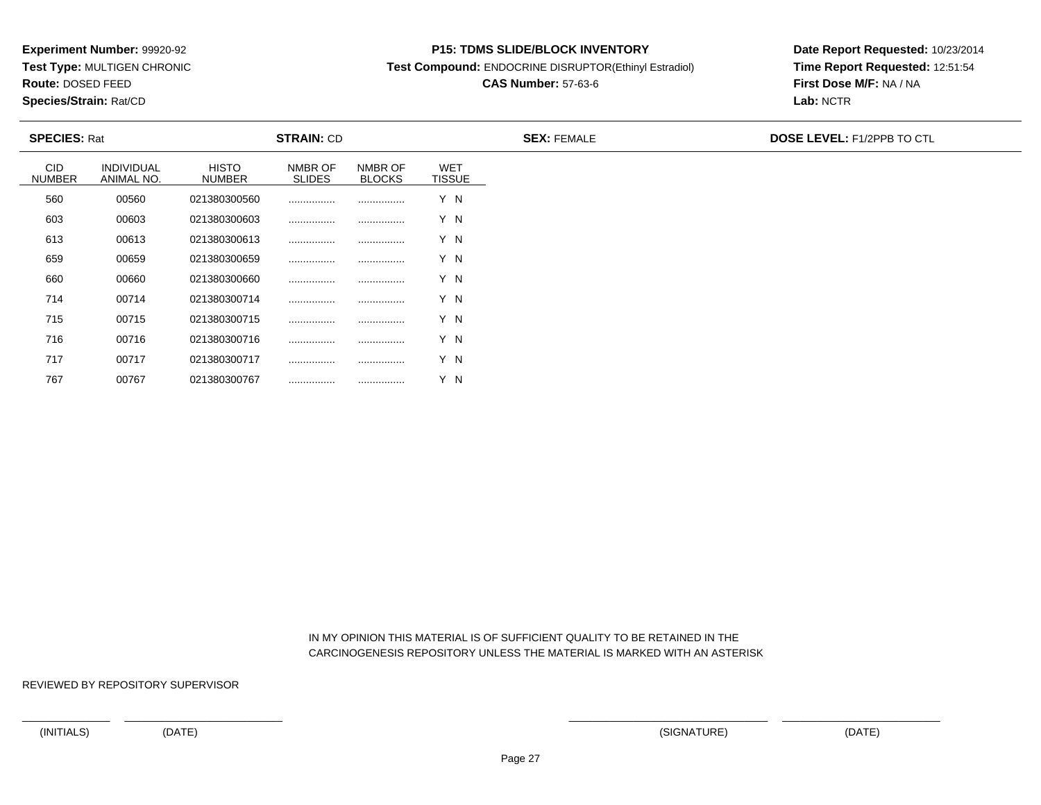**Experiment Number:** 99920-92
**Test Type:** MULTIGEN CHRONIC
**Route:** DOSED FEED
**Species/Strain:** Rat/CD

**P15: TDMS SLIDE/BLOCK INVENTORY**
**Test Compound:** ENDOCRINE DISRUPTOR(Ethinyl Estradiol)
**CAS Number:** 57-63-6

**Date Report Requested:** 10/23/2014
**Time Report Requested:** 12:51:54
**First Dose M/F:** NA / NA
**Lab:** NCTR

**SPECIES:** Rat | **STRAIN:** CD | **SEX:** FEMALE | **DOSE LEVEL:** F1/2PPB TO CTL

| CID NUMBER | INDIVIDUAL ANIMAL NO. | HISTO NUMBER | NMBR OF SLIDES | NMBR OF BLOCKS | WET TISSUE |
|---|---|---|---|---|---|
| 560 | 00560 | 021380300560 | ................ | ................ | Y N |
| 603 | 00603 | 021380300603 | ................ | ................ | Y N |
| 613 | 00613 | 021380300613 | ................ | ................ | Y N |
| 659 | 00659 | 021380300659 | ................ | ................ | Y N |
| 660 | 00660 | 021380300660 | ................ | ................ | Y N |
| 714 | 00714 | 021380300714 | ................ | ................ | Y N |
| 715 | 00715 | 021380300715 | ................ | ................ | Y N |
| 716 | 00716 | 021380300716 | ................ | ................ | Y N |
| 717 | 00717 | 021380300717 | ................ | ................ | Y N |
| 767 | 00767 | 021380300767 | ................ | ................ | Y N |

IN MY OPINION THIS MATERIAL IS OF SUFFICIENT QUALITY TO BE RETAINED IN THE CARCINOGENESIS REPOSITORY UNLESS THE MATERIAL IS MARKED WITH AN ASTERISK

REVIEWED BY REPOSITORY SUPERVISOR

(INITIALS) (DATE) (SIGNATURE) (DATE)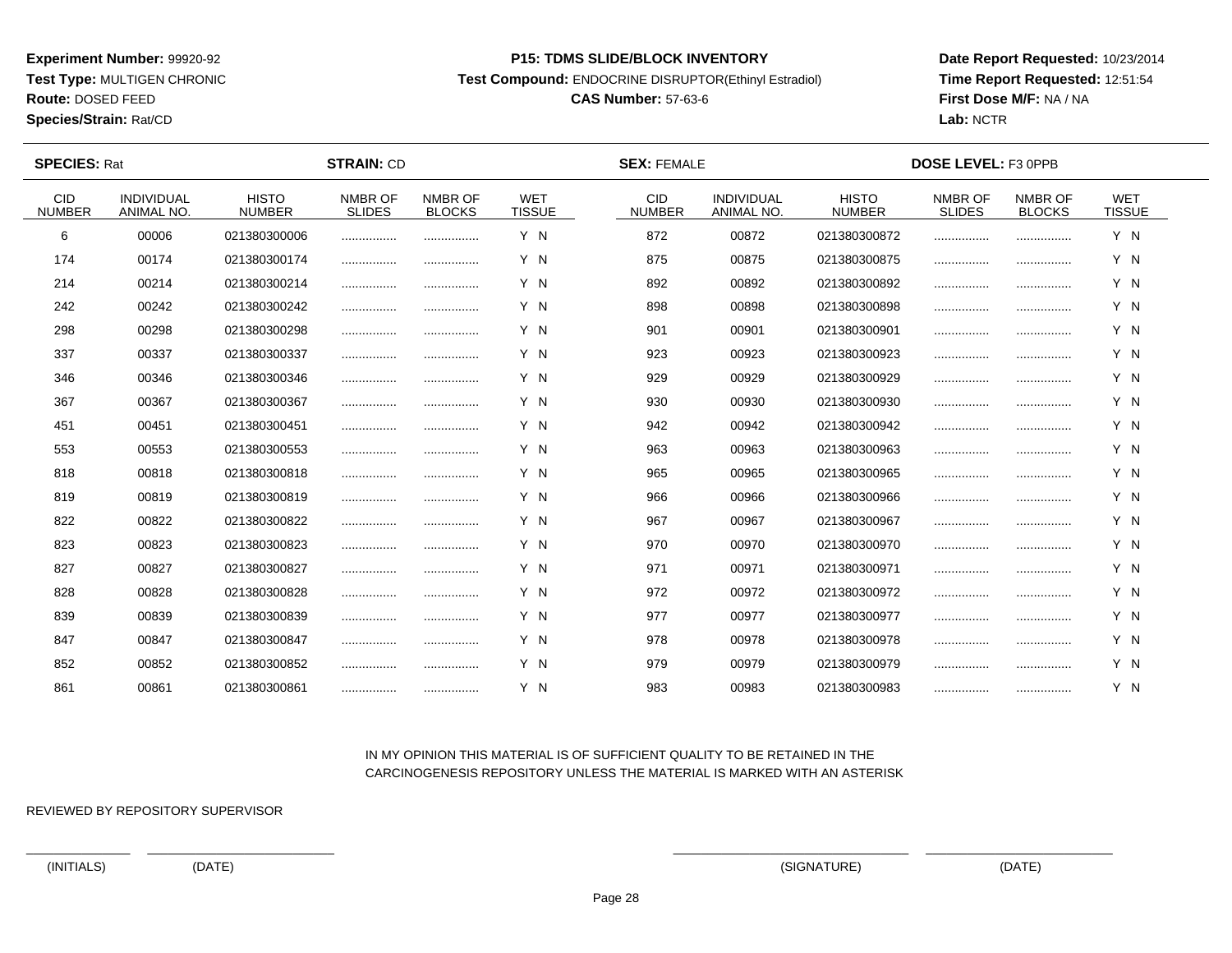**Experiment Number:** 99920-92
**Test Type:** MULTIGEN CHRONIC
**Route:** DOSED FEED
**Species/Strain:** Rat/CD

**P15: TDMS SLIDE/BLOCK INVENTORY**
**Test Compound:** ENDOCRINE DISRUPTOR(Ethinyl Estradiol)
**CAS Number:** 57-63-6

**Date Report Requested:** 10/23/2014
**Time Report Requested:** 12:51:54
**First Dose M/F:** NA / NA
**Lab:** NCTR

**SPECIES:** Rat **STRAIN:** CD **SEX:** FEMALE **DOSE LEVEL:** F3 0PPB

| CID NUMBER | INDIVIDUAL ANIMAL NO. | HISTO NUMBER | NMBR OF SLIDES | NMBR OF BLOCKS | WET TISSUE | CID NUMBER | INDIVIDUAL ANIMAL NO. | HISTO NUMBER | NMBR OF SLIDES | NMBR OF BLOCKS | WET TISSUE |
|---|---|---|---|---|---|---|---|---|---|---|---|
| 6 | 00006 | 021380300006 | ................ | ................ | Y N | 872 | 00872 | 021380300872 | ................ | ................ | Y N |
| 174 | 00174 | 021380300174 | ................ | ................ | Y N | 875 | 00875 | 021380300875 | ................ | ................ | Y N |
| 214 | 00214 | 021380300214 | ................ | ................ | Y N | 892 | 00892 | 021380300892 | ................ | ................ | Y N |
| 242 | 00242 | 021380300242 | ................ | ................ | Y N | 898 | 00898 | 021380300898 | ................ | ................ | Y N |
| 298 | 00298 | 021380300298 | ................ | ................ | Y N | 901 | 00901 | 021380300901 | ................ | ................ | Y N |
| 337 | 00337 | 021380300337 | ................ | ................ | Y N | 923 | 00923 | 021380300923 | ................ | ................ | Y N |
| 346 | 00346 | 021380300346 | ................ | ................ | Y N | 929 | 00929 | 021380300929 | ................ | ................ | Y N |
| 367 | 00367 | 021380300367 | ................ | ................ | Y N | 930 | 00930 | 021380300930 | ................ | ................ | Y N |
| 451 | 00451 | 021380300451 | ................ | ................ | Y N | 942 | 00942 | 021380300942 | ................ | ................ | Y N |
| 553 | 00553 | 021380300553 | ................ | ................ | Y N | 963 | 00963 | 021380300963 | ................ | ................ | Y N |
| 818 | 00818 | 021380300818 | ................ | ................ | Y N | 965 | 00965 | 021380300965 | ................ | ................ | Y N |
| 819 | 00819 | 021380300819 | ................ | ................ | Y N | 966 | 00966 | 021380300966 | ................ | ................ | Y N |
| 822 | 00822 | 021380300822 | ................ | ................ | Y N | 967 | 00967 | 021380300967 | ................ | ................ | Y N |
| 823 | 00823 | 021380300823 | ................ | ................ | Y N | 970 | 00970 | 021380300970 | ................ | ................ | Y N |
| 827 | 00827 | 021380300827 | ................ | ................ | Y N | 971 | 00971 | 021380300971 | ................ | ................ | Y N |
| 828 | 00828 | 021380300828 | ................ | ................ | Y N | 972 | 00972 | 021380300972 | ................ | ................ | Y N |
| 839 | 00839 | 021380300839 | ................ | ................ | Y N | 977 | 00977 | 021380300977 | ................ | ................ | Y N |
| 847 | 00847 | 021380300847 | ................ | ................ | Y N | 978 | 00978 | 021380300978 | ................ | ................ | Y N |
| 852 | 00852 | 021380300852 | ................ | ................ | Y N | 979 | 00979 | 021380300979 | ................ | ................ | Y N |
| 861 | 00861 | 021380300861 | ................ | ................ | Y N | 983 | 00983 | 021380300983 | ................ | ................ | Y N |

IN MY OPINION THIS MATERIAL IS OF SUFFICIENT QUALITY TO BE RETAINED IN THE CARCINOGENESIS REPOSITORY UNLESS THE MATERIAL IS MARKED WITH AN ASTERISK

REVIEWED BY REPOSITORY SUPERVISOR

(INITIALS) (DATE) (SIGNATURE) (DATE)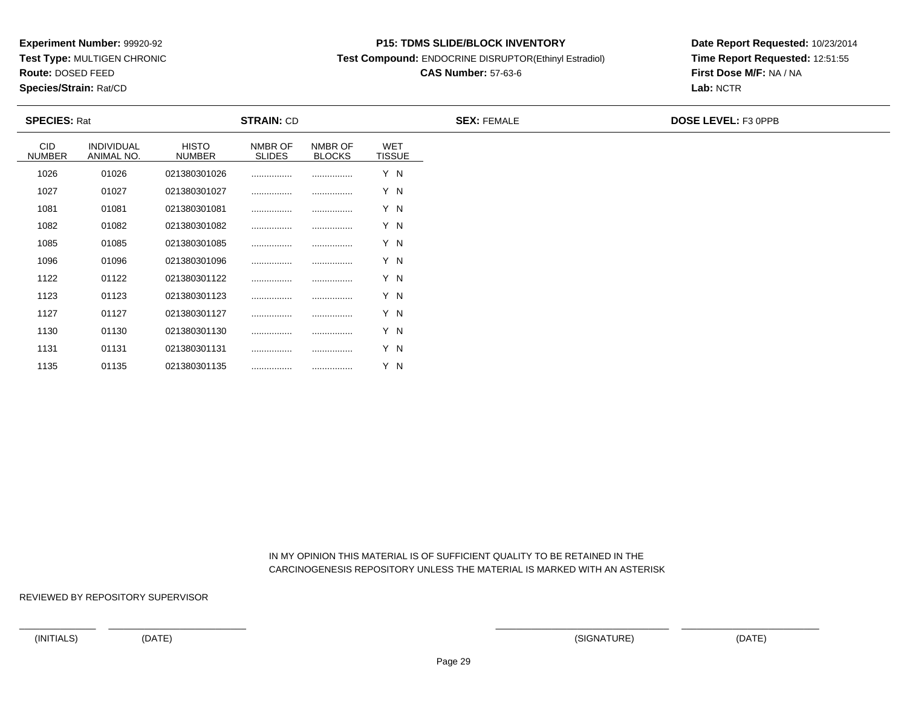**Experiment Number:** 99920-92
**Test Type:** MULTIGEN CHRONIC
**Route:** DOSED FEED
**Species/Strain:** Rat/CD

**P15: TDMS SLIDE/BLOCK INVENTORY**
**Test Compound:** ENDOCRINE DISRUPTOR(Ethinyl Estradiol)
**CAS Number:** 57-63-6

**Date Report Requested:** 10/23/2014
**Time Report Requested:** 12:51:55
**First Dose M/F:** NA / NA
**Lab:** NCTR

**SPECIES:** Rat **STRAIN:** CD **SEX:** FEMALE **DOSE LEVEL:** F3 0PPB

| CID NUMBER | INDIVIDUAL ANIMAL NO. | HISTO NUMBER | NMBR OF SLIDES | NMBR OF BLOCKS | WET TISSUE |
|---|---|---|---|---|---|
| 1026 | 01026 | 021380301026 | ................ | ................ | Y N |
| 1027 | 01027 | 021380301027 | ................ | ................ | Y N |
| 1081 | 01081 | 021380301081 | ................ | ................ | Y N |
| 1082 | 01082 | 021380301082 | ................ | ................ | Y N |
| 1085 | 01085 | 021380301085 | ................ | ................ | Y N |
| 1096 | 01096 | 021380301096 | ................ | ................ | Y N |
| 1122 | 01122 | 021380301122 | ................ | ................ | Y N |
| 1123 | 01123 | 021380301123 | ................ | ................ | Y N |
| 1127 | 01127 | 021380301127 | ................ | ................ | Y N |
| 1130 | 01130 | 021380301130 | ................ | ................ | Y N |
| 1131 | 01131 | 021380301131 | ................ | ................ | Y N |
| 1135 | 01135 | 021380301135 | ................ | ................ | Y N |

IN MY OPINION THIS MATERIAL IS OF SUFFICIENT QUALITY TO BE RETAINED IN THE CARCINOGENESIS REPOSITORY UNLESS THE MATERIAL IS MARKED WITH AN ASTERISK

REVIEWED BY REPOSITORY SUPERVISOR

(INITIALS) (DATE) (SIGNATURE) (DATE)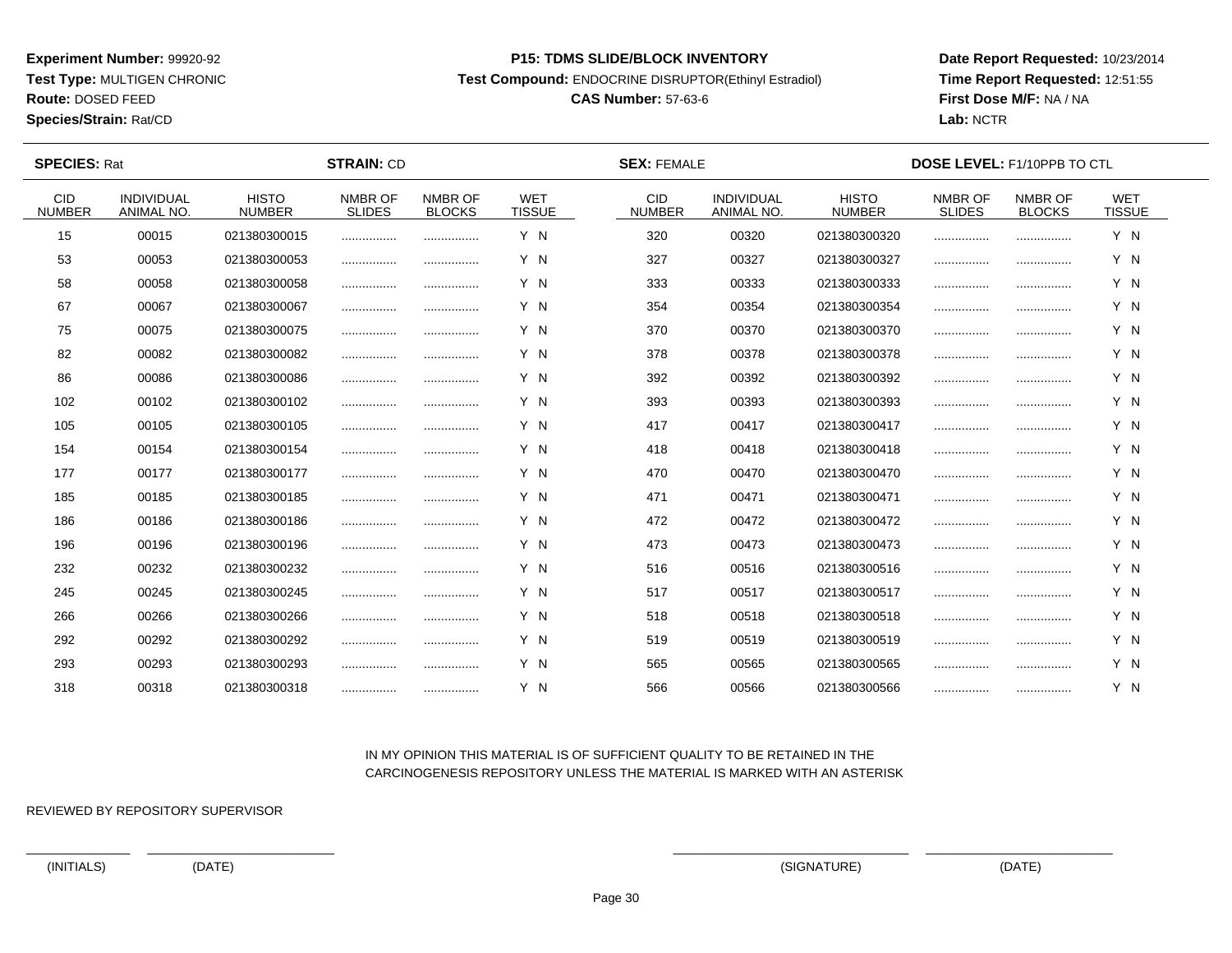**Experiment Number:** 99920-92
**Test Type:** MULTIGEN CHRONIC
**Route:** DOSED FEED
**Species/Strain:** Rat/CD

**P15: TDMS SLIDE/BLOCK INVENTORY**
**Test Compound:** ENDOCRINE DISRUPTOR(Ethinyl Estradiol)
**CAS Number:** 57-63-6

**Date Report Requested:** 10/23/2014
**Time Report Requested:** 12:51:55
**First Dose M/F:** NA / NA
**Lab:** NCTR

**SPECIES:** Rat **STRAIN:** CD **SEX:** FEMALE **DOSE LEVEL:** F1/10PPB TO CTL

| CID NUMBER | INDIVIDUAL ANIMAL NO. | HISTO NUMBER | NMBR OF SLIDES | NMBR OF BLOCKS | WET TISSUE | CID NUMBER | INDIVIDUAL ANIMAL NO. | HISTO NUMBER | NMBR OF SLIDES | NMBR OF BLOCKS | WET TISSUE |
|---|---|---|---|---|---|---|---|---|---|---|---|
| 15 | 00015 | 021380300015 | ................ | ................ | Y N | 320 | 00320 | 021380300320 | ................ | ................ | Y N |
| 53 | 00053 | 021380300053 | ................ | ................ | Y N | 327 | 00327 | 021380300327 | ................ | ................ | Y N |
| 58 | 00058 | 021380300058 | ................ | ................ | Y N | 333 | 00333 | 021380300333 | ................ | ................ | Y N |
| 67 | 00067 | 021380300067 | ................ | ................ | Y N | 354 | 00354 | 021380300354 | ................ | ................ | Y N |
| 75 | 00075 | 021380300075 | ................ | ................ | Y N | 370 | 00370 | 021380300370 | ................ | ................ | Y N |
| 82 | 00082 | 021380300082 | ................ | ................ | Y N | 378 | 00378 | 021380300378 | ................ | ................ | Y N |
| 86 | 00086 | 021380300086 | ................ | ................ | Y N | 392 | 00392 | 021380300392 | ................ | ................ | Y N |
| 102 | 00102 | 021380300102 | ................ | ................ | Y N | 393 | 00393 | 021380300393 | ................ | ................ | Y N |
| 105 | 00105 | 021380300105 | ................ | ................ | Y N | 417 | 00417 | 021380300417 | ................ | ................ | Y N |
| 154 | 00154 | 021380300154 | ................ | ................ | Y N | 418 | 00418 | 021380300418 | ................ | ................ | Y N |
| 177 | 00177 | 021380300177 | ................ | ................ | Y N | 470 | 00470 | 021380300470 | ................ | ................ | Y N |
| 185 | 00185 | 021380300185 | ................ | ................ | Y N | 471 | 00471 | 021380300471 | ................ | ................ | Y N |
| 186 | 00186 | 021380300186 | ................ | ................ | Y N | 472 | 00472 | 021380300472 | ................ | ................ | Y N |
| 196 | 00196 | 021380300196 | ................ | ................ | Y N | 473 | 00473 | 021380300473 | ................ | ................ | Y N |
| 232 | 00232 | 021380300232 | ................ | ................ | Y N | 516 | 00516 | 021380300516 | ................ | ................ | Y N |
| 245 | 00245 | 021380300245 | ................ | ................ | Y N | 517 | 00517 | 021380300517 | ................ | ................ | Y N |
| 266 | 00266 | 021380300266 | ................ | ................ | Y N | 518 | 00518 | 021380300518 | ................ | ................ | Y N |
| 292 | 00292 | 021380300292 | ................ | ................ | Y N | 519 | 00519 | 021380300519 | ................ | ................ | Y N |
| 293 | 00293 | 021380300293 | ................ | ................ | Y N | 565 | 00565 | 021380300565 | ................ | ................ | Y N |
| 318 | 00318 | 021380300318 | ................ | ................ | Y N | 566 | 00566 | 021380300566 | ................ | ................ | Y N |

IN MY OPINION THIS MATERIAL IS OF SUFFICIENT QUALITY TO BE RETAINED IN THE CARCINOGENESIS REPOSITORY UNLESS THE MATERIAL IS MARKED WITH AN ASTERISK

REVIEWED BY REPOSITORY SUPERVISOR

(INITIALS) (DATE) (SIGNATURE) (DATE)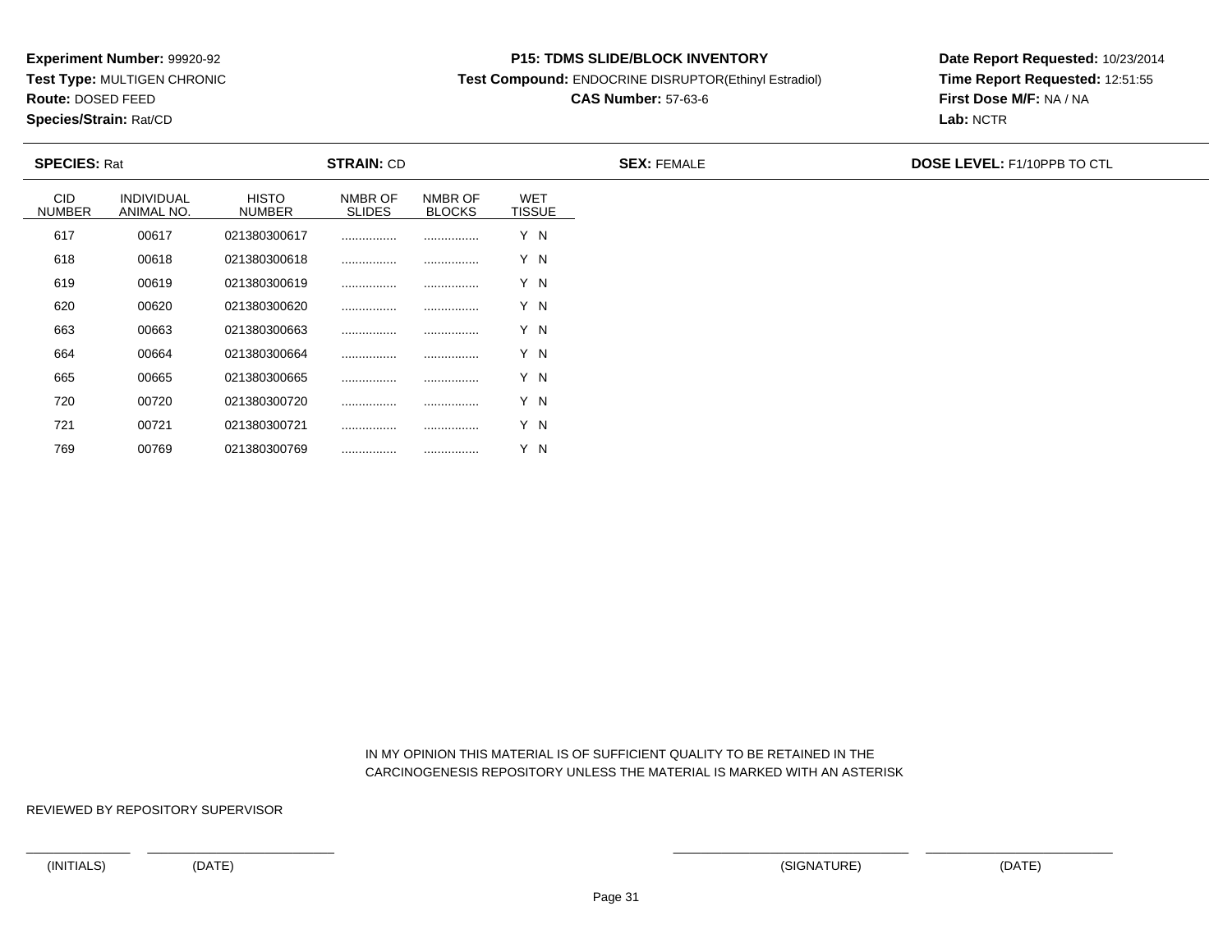**Experiment Number:** 99920-92
**Test Type:** MULTIGEN CHRONIC
**Route:** DOSED FEED
**Species/Strain:** Rat/CD

**P15: TDMS SLIDE/BLOCK INVENTORY**
**Test Compound:** ENDOCRINE DISRUPTOR(Ethinyl Estradiol)
**CAS Number:** 57-63-6

**Date Report Requested:** 10/23/2014
**Time Report Requested:** 12:51:55
**First Dose M/F:** NA / NA
**Lab:** NCTR

**SPECIES:** Rat **STRAIN:** CD **SEX:** FEMALE **DOSE LEVEL:** F1/10PPB TO CTL

| CID NUMBER | INDIVIDUAL ANIMAL NO. | HISTO NUMBER | NMBR OF SLIDES | NMBR OF BLOCKS | WET TISSUE |
|---|---|---|---|---|---|
| 617 | 00617 | 021380300617 | ................ | ................ | Y N |
| 618 | 00618 | 021380300618 | ................ | ................ | Y N |
| 619 | 00619 | 021380300619 | ................ | ................ | Y N |
| 620 | 00620 | 021380300620 | ................ | ................ | Y N |
| 663 | 00663 | 021380300663 | ................ | ................ | Y N |
| 664 | 00664 | 021380300664 | ................ | ................ | Y N |
| 665 | 00665 | 021380300665 | ................ | ................ | Y N |
| 720 | 00720 | 021380300720 | ................ | ................ | Y N |
| 721 | 00721 | 021380300721 | ................ | ................ | Y N |
| 769 | 00769 | 021380300769 | ................ | ................ | Y N |

IN MY OPINION THIS MATERIAL IS OF SUFFICIENT QUALITY TO BE RETAINED IN THE CARCINOGENESIS REPOSITORY UNLESS THE MATERIAL IS MARKED WITH AN ASTERISK

REVIEWED BY REPOSITORY SUPERVISOR

(INITIALS) (DATE) (SIGNATURE) (DATE)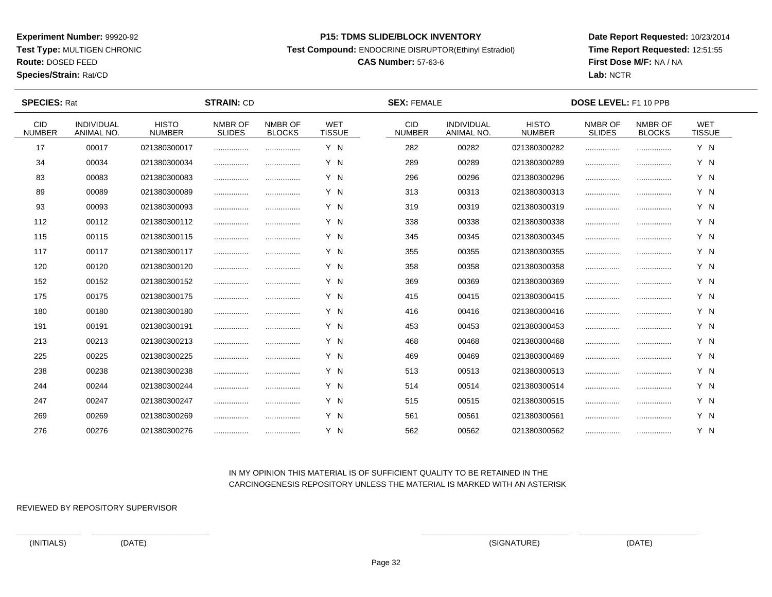**Experiment Number:** 99920-92
**Test Type:** MULTIGEN CHRONIC
**Route:** DOSED FEED
**Species/Strain:** Rat/CD

**P15: TDMS SLIDE/BLOCK INVENTORY**
**Test Compound:** ENDOCRINE DISRUPTOR(Ethinyl Estradiol)
**CAS Number:** 57-63-6

**Date Report Requested:** 10/23/2014
**Time Report Requested:** 12:51:55
**First Dose M/F:** NA / NA
**Lab:** NCTR

**SPECIES:** Rat **STRAIN:** CD **SEX:** FEMALE **DOSE LEVEL:** F1 10 PPB

| CID NUMBER | INDIVIDUAL ANIMAL NO. | HISTO NUMBER | NMBR OF SLIDES | NMBR OF BLOCKS | WET TISSUE | CID NUMBER | INDIVIDUAL ANIMAL NO. | HISTO NUMBER | NMBR OF SLIDES | NMBR OF BLOCKS | WET TISSUE |
|---|---|---|---|---|---|---|---|---|---|---|---|
| 17 | 00017 | 021380300017 | ................ | ................ | Y N | 282 | 00282 | 021380300282 | ................ | ................ | Y N |
| 34 | 00034 | 021380300034 | ................ | ................ | Y N | 289 | 00289 | 021380300289 | ................ | ................ | Y N |
| 83 | 00083 | 021380300083 | ................ | ................ | Y N | 296 | 00296 | 021380300296 | ................ | ................ | Y N |
| 89 | 00089 | 021380300089 | ................ | ................ | Y N | 313 | 00313 | 021380300313 | ................ | ................ | Y N |
| 93 | 00093 | 021380300093 | ................ | ................ | Y N | 319 | 00319 | 021380300319 | ................ | ................ | Y N |
| 112 | 00112 | 021380300112 | ................ | ................ | Y N | 338 | 00338 | 021380300338 | ................ | ................ | Y N |
| 115 | 00115 | 021380300115 | ................ | ................ | Y N | 345 | 00345 | 021380300345 | ................ | ................ | Y N |
| 117 | 00117 | 021380300117 | ................ | ................ | Y N | 355 | 00355 | 021380300355 | ................ | ................ | Y N |
| 120 | 00120 | 021380300120 | ................ | ................ | Y N | 358 | 00358 | 021380300358 | ................ | ................ | Y N |
| 152 | 00152 | 021380300152 | ................ | ................ | Y N | 369 | 00369 | 021380300369 | ................ | ................ | Y N |
| 175 | 00175 | 021380300175 | ................ | ................ | Y N | 415 | 00415 | 021380300415 | ................ | ................ | Y N |
| 180 | 00180 | 021380300180 | ................ | ................ | Y N | 416 | 00416 | 021380300416 | ................ | ................ | Y N |
| 191 | 00191 | 021380300191 | ................ | ................ | Y N | 453 | 00453 | 021380300453 | ................ | ................ | Y N |
| 213 | 00213 | 021380300213 | ................ | ................ | Y N | 468 | 00468 | 021380300468 | ................ | ................ | Y N |
| 225 | 00225 | 021380300225 | ................ | ................ | Y N | 469 | 00469 | 021380300469 | ................ | ................ | Y N |
| 238 | 00238 | 021380300238 | ................ | ................ | Y N | 513 | 00513 | 021380300513 | ................ | ................ | Y N |
| 244 | 00244 | 021380300244 | ................ | ................ | Y N | 514 | 00514 | 021380300514 | ................ | ................ | Y N |
| 247 | 00247 | 021380300247 | ................ | ................ | Y N | 515 | 00515 | 021380300515 | ................ | ................ | Y N |
| 269 | 00269 | 021380300269 | ................ | ................ | Y N | 561 | 00561 | 021380300561 | ................ | ................ | Y N |
| 276 | 00276 | 021380300276 | ................ | ................ | Y N | 562 | 00562 | 021380300562 | ................ | ................ | Y N |

IN MY OPINION THIS MATERIAL IS OF SUFFICIENT QUALITY TO BE RETAINED IN THE CARCINOGENESIS REPOSITORY UNLESS THE MATERIAL IS MARKED WITH AN ASTERISK

REVIEWED BY REPOSITORY SUPERVISOR

(INITIALS) (DATE) (SIGNATURE) (DATE)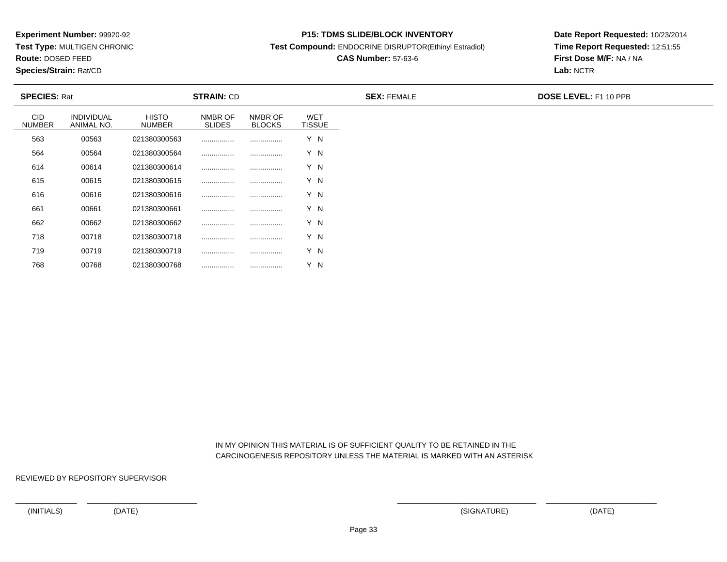**Experiment Number:** 99920-92
**Test Type:** MULTIGEN CHRONIC
**Route:** DOSED FEED
**Species/Strain:** Rat/CD

**P15: TDMS SLIDE/BLOCK INVENTORY**
**Test Compound:** ENDOCRINE DISRUPTOR(Ethinyl Estradiol)
**CAS Number:** 57-63-6

**Date Report Requested:** 10/23/2014
**Time Report Requested:** 12:51:55
**First Dose M/F:** NA / NA
**Lab:** NCTR

**SPECIES:** Rat **STRAIN:** CD **SEX:** FEMALE **DOSE LEVEL:** F1 10 PPB

| CID NUMBER | INDIVIDUAL ANIMAL NO. | HISTO NUMBER | NMBR OF SLIDES | NMBR OF BLOCKS | WET TISSUE |
|---|---|---|---|---|---|
| 563 | 00563 | 021380300563 | ................ | ................ | Y N |
| 564 | 00564 | 021380300564 | ................ | ................ | Y N |
| 614 | 00614 | 021380300614 | ................ | ................ | Y N |
| 615 | 00615 | 021380300615 | ................ | ................ | Y N |
| 616 | 00616 | 021380300616 | ................ | ................ | Y N |
| 661 | 00661 | 021380300661 | ................ | ................ | Y N |
| 662 | 00662 | 021380300662 | ................ | ................ | Y N |
| 718 | 00718 | 021380300718 | ................ | ................ | Y N |
| 719 | 00719 | 021380300719 | ................ | ................ | Y N |
| 768 | 00768 | 021380300768 | ................ | ................ | Y N |

IN MY OPINION THIS MATERIAL IS OF SUFFICIENT QUALITY TO BE RETAINED IN THE CARCINOGENESIS REPOSITORY UNLESS THE MATERIAL IS MARKED WITH AN ASTERISK

REVIEWED BY REPOSITORY SUPERVISOR

(INITIALS) (DATE) (SIGNATURE) (DATE)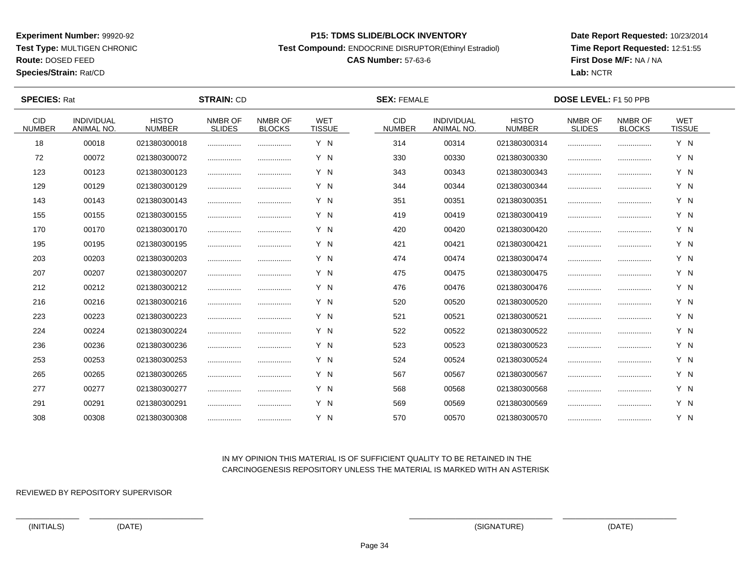**Experiment Number:** 99920-92
**Test Type:** MULTIGEN CHRONIC
**Route:** DOSED FEED
**Species/Strain:** Rat/CD

**P15: TDMS SLIDE/BLOCK INVENTORY**
**Test Compound:** ENDOCRINE DISRUPTOR(Ethinyl Estradiol)
**CAS Number:** 57-63-6

**Date Report Requested:** 10/23/2014
**Time Report Requested:** 12:51:55
**First Dose M/F:** NA / NA
**Lab:** NCTR

**SPECIES:** Rat **STRAIN:** CD **SEX:** FEMALE **DOSE LEVEL:** F1 50 PPB

| CID NUMBER | INDIVIDUAL ANIMAL NO. | HISTO NUMBER | NMBR OF SLIDES | NMBR OF BLOCKS | WET TISSUE | CID NUMBER | INDIVIDUAL ANIMAL NO. | HISTO NUMBER | NMBR OF SLIDES | NMBR OF BLOCKS | WET TISSUE |
|---|---|---|---|---|---|---|---|---|---|---|---|
| 18 | 00018 | 021380300018 | ................ | ................ | Y N | 314 | 00314 | 021380300314 | ................ | ................ | Y N |
| 72 | 00072 | 021380300072 | ................ | ................ | Y N | 330 | 00330 | 021380300330 | ................ | ................ | Y N |
| 123 | 00123 | 021380300123 | ................ | ................ | Y N | 343 | 00343 | 021380300343 | ................ | ................ | Y N |
| 129 | 00129 | 021380300129 | ................ | ................ | Y N | 344 | 00344 | 021380300344 | ................ | ................ | Y N |
| 143 | 00143 | 021380300143 | ................ | ................ | Y N | 351 | 00351 | 021380300351 | ................ | ................ | Y N |
| 155 | 00155 | 021380300155 | ................ | ................ | Y N | 419 | 00419 | 021380300419 | ................ | ................ | Y N |
| 170 | 00170 | 021380300170 | ................ | ................ | Y N | 420 | 00420 | 021380300420 | ................ | ................ | Y N |
| 195 | 00195 | 021380300195 | ................ | ................ | Y N | 421 | 00421 | 021380300421 | ................ | ................ | Y N |
| 203 | 00203 | 021380300203 | ................ | ................ | Y N | 474 | 00474 | 021380300474 | ................ | ................ | Y N |
| 207 | 00207 | 021380300207 | ................ | ................ | Y N | 475 | 00475 | 021380300475 | ................ | ................ | Y N |
| 212 | 00212 | 021380300212 | ................ | ................ | Y N | 476 | 00476 | 021380300476 | ................ | ................ | Y N |
| 216 | 00216 | 021380300216 | ................ | ................ | Y N | 520 | 00520 | 021380300520 | ................ | ................ | Y N |
| 223 | 00223 | 021380300223 | ................ | ................ | Y N | 521 | 00521 | 021380300521 | ................ | ................ | Y N |
| 224 | 00224 | 021380300224 | ................ | ................ | Y N | 522 | 00522 | 021380300522 | ................ | ................ | Y N |
| 236 | 00236 | 021380300236 | ................ | ................ | Y N | 523 | 00523 | 021380300523 | ................ | ................ | Y N |
| 253 | 00253 | 021380300253 | ................ | ................ | Y N | 524 | 00524 | 021380300524 | ................ | ................ | Y N |
| 265 | 00265 | 021380300265 | ................ | ................ | Y N | 567 | 00567 | 021380300567 | ................ | ................ | Y N |
| 277 | 00277 | 021380300277 | ................ | ................ | Y N | 568 | 00568 | 021380300568 | ................ | ................ | Y N |
| 291 | 00291 | 021380300291 | ................ | ................ | Y N | 569 | 00569 | 021380300569 | ................ | ................ | Y N |
| 308 | 00308 | 021380300308 | ................ | ................ | Y N | 570 | 00570 | 021380300570 | ................ | ................ | Y N |

IN MY OPINION THIS MATERIAL IS OF SUFFICIENT QUALITY TO BE RETAINED IN THE CARCINOGENESIS REPOSITORY UNLESS THE MATERIAL IS MARKED WITH AN ASTERISK

REVIEWED BY REPOSITORY SUPERVISOR

(INITIALS) (DATE) (SIGNATURE) (DATE)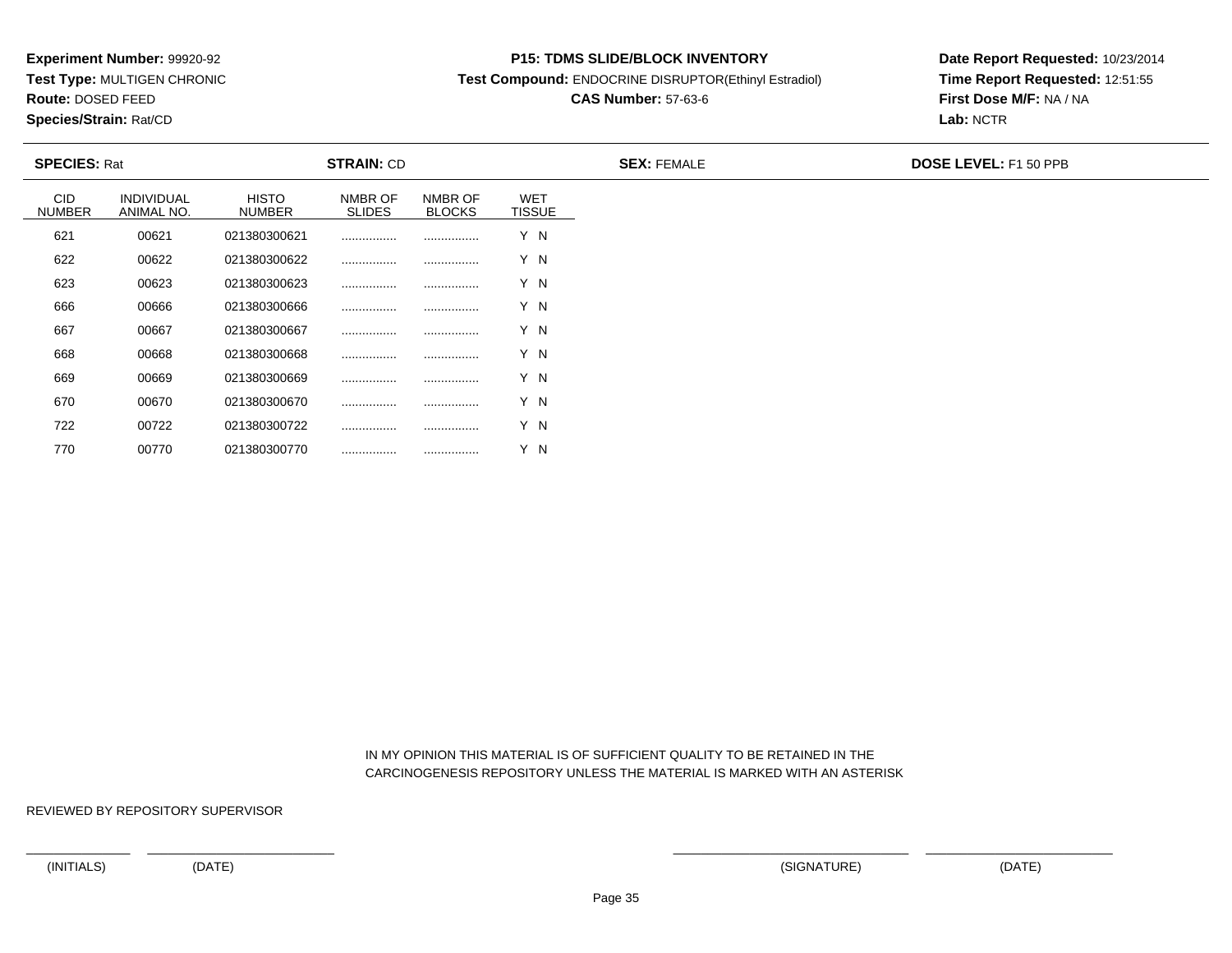**Experiment Number:** 99920-92
**Test Type:** MULTIGEN CHRONIC
**Route:** DOSED FEED
**Species/Strain:** Rat/CD

**P15: TDMS SLIDE/BLOCK INVENTORY**
**Test Compound:** ENDOCRINE DISRUPTOR(Ethinyl Estradiol)
**CAS Number:** 57-63-6

**Date Report Requested:** 10/23/2014
**Time Report Requested:** 12:51:55
**First Dose M/F:** NA / NA
**Lab:** NCTR

**SPECIES:** Rat **STRAIN:** CD **SEX:** FEMALE **DOSE LEVEL:** F1 50 PPB

| CID NUMBER | INDIVIDUAL ANIMAL NO. | HISTO NUMBER | NMBR OF SLIDES | NMBR OF BLOCKS | WET TISSUE |
|---|---|---|---|---|---|
| 621 | 00621 | 021380300621 | ................ | ................ | Y N |
| 622 | 00622 | 021380300622 | ................ | ................ | Y N |
| 623 | 00623 | 021380300623 | ................ | ................ | Y N |
| 666 | 00666 | 021380300666 | ................ | ................ | Y N |
| 667 | 00667 | 021380300667 | ................ | ................ | Y N |
| 668 | 00668 | 021380300668 | ................ | ................ | Y N |
| 669 | 00669 | 021380300669 | ................ | ................ | Y N |
| 670 | 00670 | 021380300670 | ................ | ................ | Y N |
| 722 | 00722 | 021380300722 | ................ | ................ | Y N |
| 770 | 00770 | 021380300770 | ................ | ................ | Y N |

IN MY OPINION THIS MATERIAL IS OF SUFFICIENT QUALITY TO BE RETAINED IN THE CARCINOGENESIS REPOSITORY UNLESS THE MATERIAL IS MARKED WITH AN ASTERISK

REVIEWED BY REPOSITORY SUPERVISOR

(INITIALS) (DATE) (SIGNATURE) (DATE)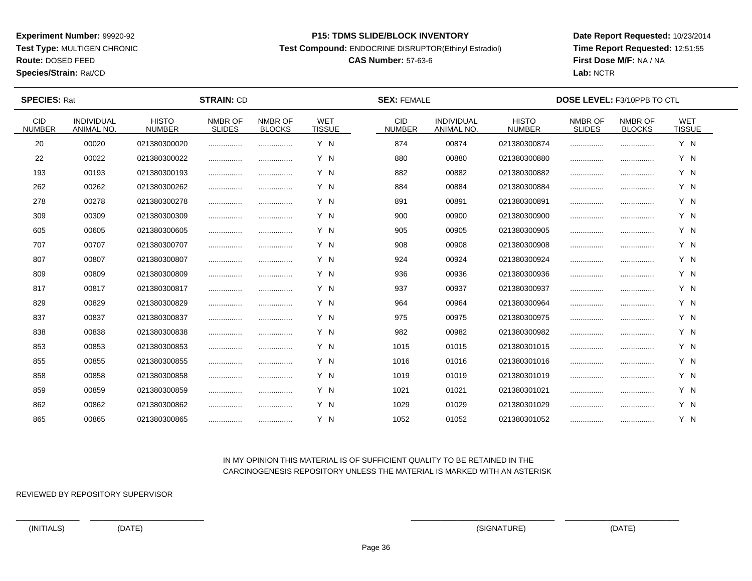**Experiment Number:** 99920-92
**Test Type:** MULTIGEN CHRONIC
**Route:** DOSED FEED
**Species/Strain:** Rat/CD

**P15: TDMS SLIDE/BLOCK INVENTORY**
**Test Compound:** ENDOCRINE DISRUPTOR(Ethinyl Estradiol)
**CAS Number:** 57-63-6

**Date Report Requested:** 10/23/2014
**Time Report Requested:** 12:51:55
**First Dose M/F:** NA / NA
**Lab:** NCTR

**SPECIES:** Rat **STRAIN:** CD **SEX:** FEMALE **DOSE LEVEL:** F3/10PPB TO CTL

| CID NUMBER | INDIVIDUAL ANIMAL NO. | HISTO NUMBER | NMBR OF SLIDES | NMBR OF BLOCKS | WET TISSUE | CID NUMBER | INDIVIDUAL ANIMAL NO. | HISTO NUMBER | NMBR OF SLIDES | NMBR OF BLOCKS | WET TISSUE |
|---|---|---|---|---|---|---|---|---|---|---|---|
| 20 | 00020 | 021380300020 | ................ | ................ | Y N | 874 | 00874 | 021380300874 | ................ | ................ | Y N |
| 22 | 00022 | 021380300022 | ................ | ................ | Y N | 880 | 00880 | 021380300880 | ................ | ................ | Y N |
| 193 | 00193 | 021380300193 | ................ | ................ | Y N | 882 | 00882 | 021380300882 | ................ | ................ | Y N |
| 262 | 00262 | 021380300262 | ................ | ................ | Y N | 884 | 00884 | 021380300884 | ................ | ................ | Y N |
| 278 | 00278 | 021380300278 | ................ | ................ | Y N | 891 | 00891 | 021380300891 | ................ | ................ | Y N |
| 309 | 00309 | 021380300309 | ................ | ................ | Y N | 900 | 00900 | 021380300900 | ................ | ................ | Y N |
| 605 | 00605 | 021380300605 | ................ | ................ | Y N | 905 | 00905 | 021380300905 | ................ | ................ | Y N |
| 707 | 00707 | 021380300707 | ................ | ................ | Y N | 908 | 00908 | 021380300908 | ................ | ................ | Y N |
| 807 | 00807 | 021380300807 | ................ | ................ | Y N | 924 | 00924 | 021380300924 | ................ | ................ | Y N |
| 809 | 00809 | 021380300809 | ................ | ................ | Y N | 936 | 00936 | 021380300936 | ................ | ................ | Y N |
| 817 | 00817 | 021380300817 | ................ | ................ | Y N | 937 | 00937 | 021380300937 | ................ | ................ | Y N |
| 829 | 00829 | 021380300829 | ................ | ................ | Y N | 964 | 00964 | 021380300964 | ................ | ................ | Y N |
| 837 | 00837 | 021380300837 | ................ | ................ | Y N | 975 | 00975 | 021380300975 | ................ | ................ | Y N |
| 838 | 00838 | 021380300838 | ................ | ................ | Y N | 982 | 00982 | 021380300982 | ................ | ................ | Y N |
| 853 | 00853 | 021380300853 | ................ | ................ | Y N | 1015 | 01015 | 021380301015 | ................ | ................ | Y N |
| 855 | 00855 | 021380300855 | ................ | ................ | Y N | 1016 | 01016 | 021380301016 | ................ | ................ | Y N |
| 858 | 00858 | 021380300858 | ................ | ................ | Y N | 1019 | 01019 | 021380301019 | ................ | ................ | Y N |
| 859 | 00859 | 021380300859 | ................ | ................ | Y N | 1021 | 01021 | 021380301021 | ................ | ................ | Y N |
| 862 | 00862 | 021380300862 | ................ | ................ | Y N | 1029 | 01029 | 021380301029 | ................ | ................ | Y N |
| 865 | 00865 | 021380300865 | ................ | ................ | Y N | 1052 | 01052 | 021380301052 | ................ | ................ | Y N |

IN MY OPINION THIS MATERIAL IS OF SUFFICIENT QUALITY TO BE RETAINED IN THE CARCINOGENESIS REPOSITORY UNLESS THE MATERIAL IS MARKED WITH AN ASTERISK

REVIEWED BY REPOSITORY SUPERVISOR

(INITIALS) (DATE) (SIGNATURE) (DATE)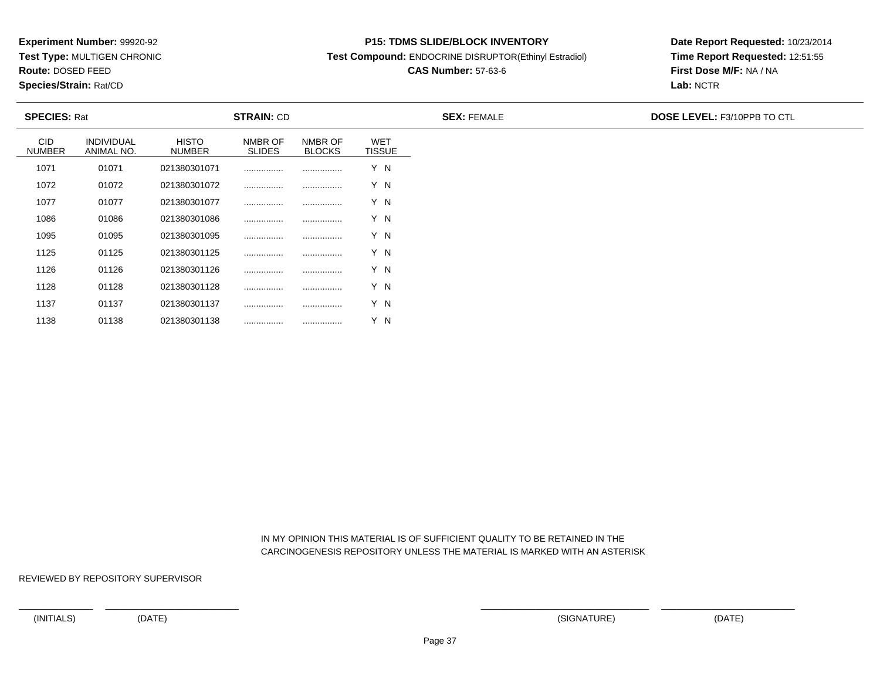**Experiment Number:** 99920-92
**Test Type:** MULTIGEN CHRONIC
**Route:** DOSED FEED
**Species/Strain:** Rat/CD

**P15: TDMS SLIDE/BLOCK INVENTORY**
**Test Compound:** ENDOCRINE DISRUPTOR(Ethinyl Estradiol)
**CAS Number:** 57-63-6

**Date Report Requested:** 10/23/2014
**Time Report Requested:** 12:51:55
**First Dose M/F:** NA / NA
**Lab:** NCTR

**SPECIES:** Rat **STRAIN:** CD **SEX:** FEMALE **DOSE LEVEL:** F3/10PPB TO CTL

| CID NUMBER | INDIVIDUAL ANIMAL NO. | HISTO NUMBER | NMBR OF SLIDES | NMBR OF BLOCKS | WET TISSUE |
|---|---|---|---|---|---|
| 1071 | 01071 | 021380301071 | ................ | ................ | Y N |
| 1072 | 01072 | 021380301072 | ................ | ................ | Y N |
| 1077 | 01077 | 021380301077 | ................ | ................ | Y N |
| 1086 | 01086 | 021380301086 | ................ | ................ | Y N |
| 1095 | 01095 | 021380301095 | ................ | ................ | Y N |
| 1125 | 01125 | 021380301125 | ................ | ................ | Y N |
| 1126 | 01126 | 021380301126 | ................ | ................ | Y N |
| 1128 | 01128 | 021380301128 | ................ | ................ | Y N |
| 1137 | 01137 | 021380301137 | ................ | ................ | Y N |
| 1138 | 01138 | 021380301138 | ................ | ................ | Y N |

IN MY OPINION THIS MATERIAL IS OF SUFFICIENT QUALITY TO BE RETAINED IN THE CARCINOGENESIS REPOSITORY UNLESS THE MATERIAL IS MARKED WITH AN ASTERISK

REVIEWED BY REPOSITORY SUPERVISOR

(INITIALS) (DATE) (SIGNATURE) (DATE)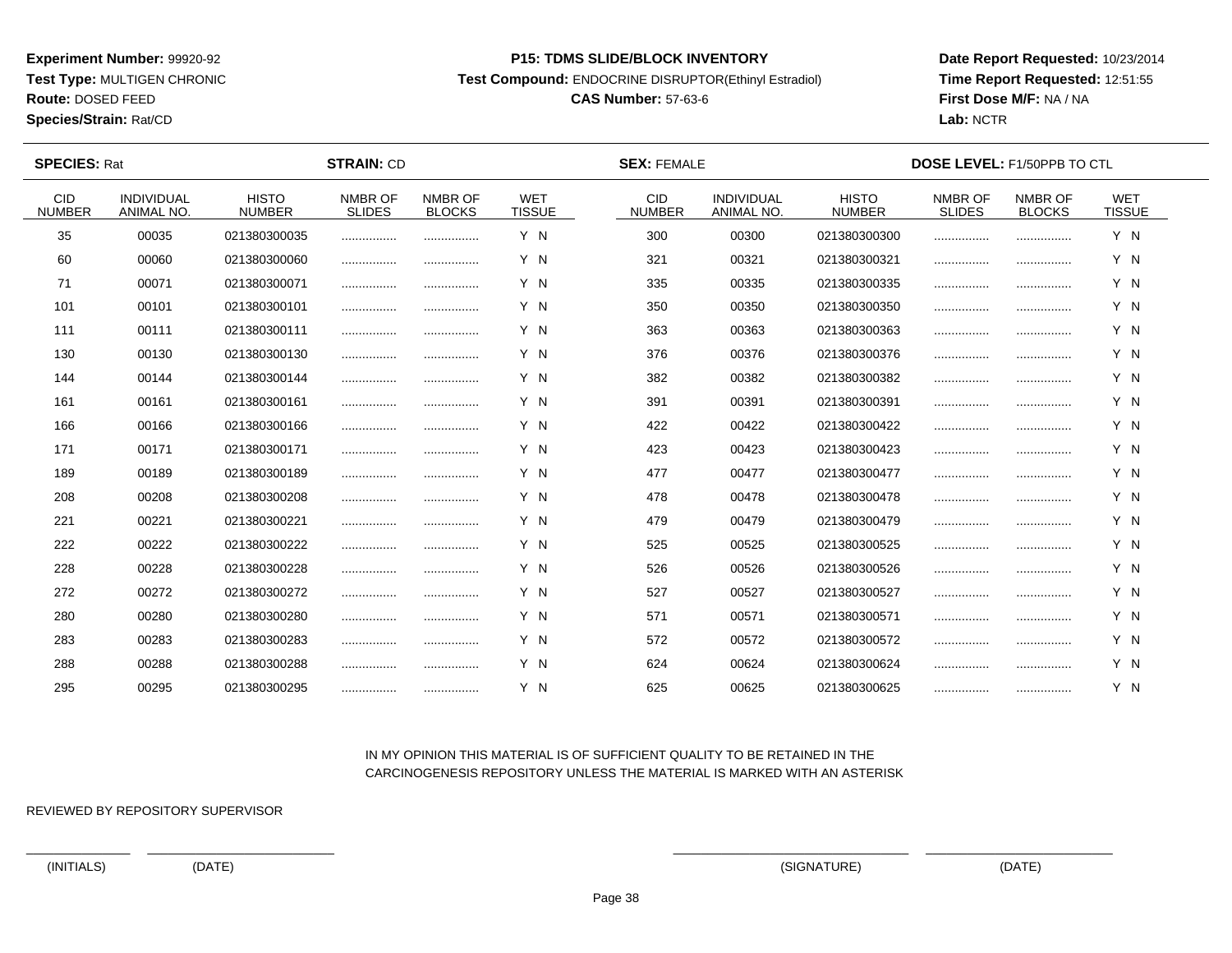**Experiment Number:** 99920-92
**Test Type:** MULTIGEN CHRONIC
**Route:** DOSED FEED
**Species/Strain:** Rat/CD

**P15: TDMS SLIDE/BLOCK INVENTORY**
**Test Compound:** ENDOCRINE DISRUPTOR(Ethinyl Estradiol)
**CAS Number:** 57-63-6

**Date Report Requested:** 10/23/2014
**Time Report Requested:** 12:51:55
**First Dose M/F:** NA / NA
**Lab:** NCTR

**SPECIES:** Rat  **STRAIN:** CD  **SEX:** FEMALE  **DOSE LEVEL:** F1/50PPB TO CTL

| CID NUMBER | INDIVIDUAL ANIMAL NO. | HISTO NUMBER | NMBR OF SLIDES | NMBR OF BLOCKS | WET TISSUE | CID NUMBER | INDIVIDUAL ANIMAL NO. | HISTO NUMBER | NMBR OF SLIDES | NMBR OF BLOCKS | WET TISSUE |
|---|---|---|---|---|---|---|---|---|---|---|---|
| 35 | 00035 | 021380300035 | ................ | ................ | Y N | 300 | 00300 | 021380300300 | ................ | ................ | Y N |
| 60 | 00060 | 021380300060 | ................ | ................ | Y N | 321 | 00321 | 021380300321 | ................ | ................ | Y N |
| 71 | 00071 | 021380300071 | ................ | ................ | Y N | 335 | 00335 | 021380300335 | ................ | ................ | Y N |
| 101 | 00101 | 021380300101 | ................ | ................ | Y N | 350 | 00350 | 021380300350 | ................ | ................ | Y N |
| 111 | 00111 | 021380300111 | ................ | ................ | Y N | 363 | 00363 | 021380300363 | ................ | ................ | Y N |
| 130 | 00130 | 021380300130 | ................ | ................ | Y N | 376 | 00376 | 021380300376 | ................ | ................ | Y N |
| 144 | 00144 | 021380300144 | ................ | ................ | Y N | 382 | 00382 | 021380300382 | ................ | ................ | Y N |
| 161 | 00161 | 021380300161 | ................ | ................ | Y N | 391 | 00391 | 021380300391 | ................ | ................ | Y N |
| 166 | 00166 | 021380300166 | ................ | ................ | Y N | 422 | 00422 | 021380300422 | ................ | ................ | Y N |
| 171 | 00171 | 021380300171 | ................ | ................ | Y N | 423 | 00423 | 021380300423 | ................ | ................ | Y N |
| 189 | 00189 | 021380300189 | ................ | ................ | Y N | 477 | 00477 | 021380300477 | ................ | ................ | Y N |
| 208 | 00208 | 021380300208 | ................ | ................ | Y N | 478 | 00478 | 021380300478 | ................ | ................ | Y N |
| 221 | 00221 | 021380300221 | ................ | ................ | Y N | 479 | 00479 | 021380300479 | ................ | ................ | Y N |
| 222 | 00222 | 021380300222 | ................ | ................ | Y N | 525 | 00525 | 021380300525 | ................ | ................ | Y N |
| 228 | 00228 | 021380300228 | ................ | ................ | Y N | 526 | 00526 | 021380300526 | ................ | ................ | Y N |
| 272 | 00272 | 021380300272 | ................ | ................ | Y N | 527 | 00527 | 021380300527 | ................ | ................ | Y N |
| 280 | 00280 | 021380300280 | ................ | ................ | Y N | 571 | 00571 | 021380300571 | ................ | ................ | Y N |
| 283 | 00283 | 021380300283 | ................ | ................ | Y N | 572 | 00572 | 021380300572 | ................ | ................ | Y N |
| 288 | 00288 | 021380300288 | ................ | ................ | Y N | 624 | 00624 | 021380300624 | ................ | ................ | Y N |
| 295 | 00295 | 021380300295 | ................ | ................ | Y N | 625 | 00625 | 021380300625 | ................ | ................ | Y N |

IN MY OPINION THIS MATERIAL IS OF SUFFICIENT QUALITY TO BE RETAINED IN THE CARCINOGENESIS REPOSITORY UNLESS THE MATERIAL IS MARKED WITH AN ASTERISK

REVIEWED BY REPOSITORY SUPERVISOR

_______________ _________________________ _______________________________ _________________________

(INITIALS) (DATE) (SIGNATURE) (DATE)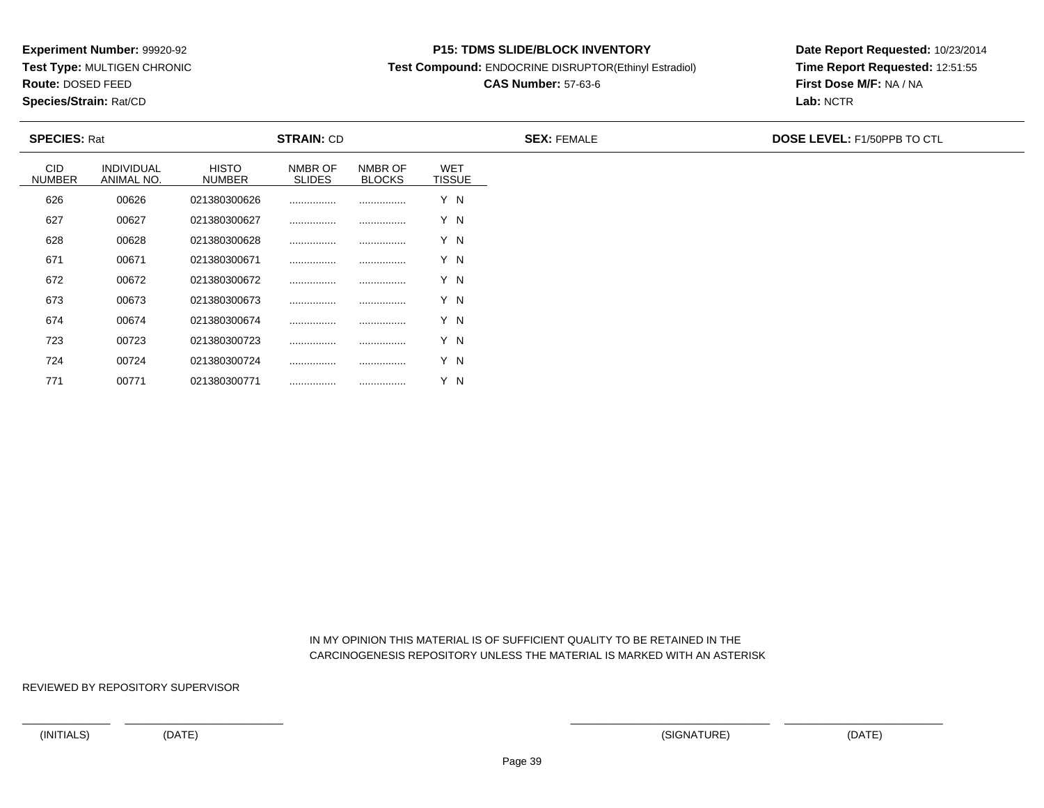**Experiment Number:** 99920-92
**Test Type:** MULTIGEN CHRONIC
**Route:** DOSED FEED
**Species/Strain:** Rat/CD

**P15: TDMS SLIDE/BLOCK INVENTORY**
**Test Compound:** ENDOCRINE DISRUPTOR(Ethinyl Estradiol)
**CAS Number:** 57-63-6

**Date Report Requested:** 10/23/2014
**Time Report Requested:** 12:51:55
**First Dose M/F:** NA / NA
**Lab:** NCTR

**SPECIES:** Rat **STRAIN:** CD **SEX:** FEMALE **DOSE LEVEL:** F1/50PPB TO CTL

| CID NUMBER | INDIVIDUAL ANIMAL NO. | HISTO NUMBER | NMBR OF SLIDES | NMBR OF BLOCKS | WET TISSUE |
|---|---|---|---|---|---|
| 626 | 00626 | 021380300626 | ................ | ................ | Y N |
| 627 | 00627 | 021380300627 | ................ | ................ | Y N |
| 628 | 00628 | 021380300628 | ................ | ................ | Y N |
| 671 | 00671 | 021380300671 | ................ | ................ | Y N |
| 672 | 00672 | 021380300672 | ................ | ................ | Y N |
| 673 | 00673 | 021380300673 | ................ | ................ | Y N |
| 674 | 00674 | 021380300674 | ................ | ................ | Y N |
| 723 | 00723 | 021380300723 | ................ | ................ | Y N |
| 724 | 00724 | 021380300724 | ................ | ................ | Y N |
| 771 | 00771 | 021380300771 | ................ | ................ | Y N |

IN MY OPINION THIS MATERIAL IS OF SUFFICIENT QUALITY TO BE RETAINED IN THE CARCINOGENESIS REPOSITORY UNLESS THE MATERIAL IS MARKED WITH AN ASTERISK

REVIEWED BY REPOSITORY SUPERVISOR

(INITIALS) (DATE) (SIGNATURE) (DATE)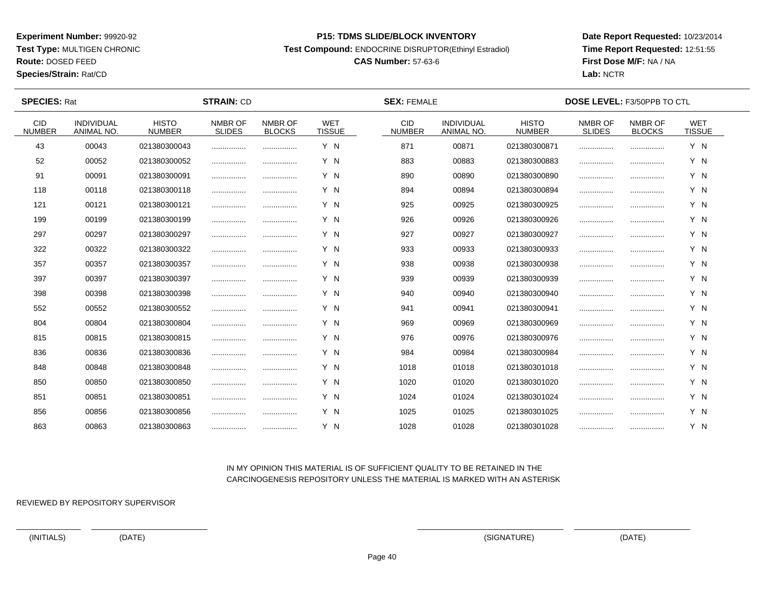**Experiment Number:** 99920-92
**Test Type:** MULTIGEN CHRONIC
**Route:** DOSED FEED
**Species/Strain:** Rat/CD

**P15: TDMS SLIDE/BLOCK INVENTORY**
**Test Compound:** ENDOCRINE DISRUPTOR(Ethinyl Estradiol)
**CAS Number:** 57-63-6

**Date Report Requested:** 10/23/2014
**Time Report Requested:** 12:51:55
**First Dose M/F:** NA / NA
**Lab:** NCTR

**SPECIES:** Rat **STRAIN:** CD **SEX:** FEMALE **DOSE LEVEL:** F3/50PPB TO CTL

| CID NUMBER | INDIVIDUAL ANIMAL NO. | HISTO NUMBER | NMBR OF SLIDES | NMBR OF BLOCKS | WET TISSUE | CID NUMBER | INDIVIDUAL ANIMAL NO. | HISTO NUMBER | NMBR OF SLIDES | NMBR OF BLOCKS | WET TISSUE |
|---|---|---|---|---|---|---|---|---|---|---|---|
| 43 | 00043 | 021380300043 | ................ | ................ | Y N | 871 | 00871 | 021380300871 | ................ | ................ | Y N |
| 52 | 00052 | 021380300052 | ................ | ................ | Y N | 883 | 00883 | 021380300883 | ................ | ................ | Y N |
| 91 | 00091 | 021380300091 | ................ | ................ | Y N | 890 | 00890 | 021380300890 | ................ | ................ | Y N |
| 118 | 00118 | 021380300118 | ................ | ................ | Y N | 894 | 00894 | 021380300894 | ................ | ................ | Y N |
| 121 | 00121 | 021380300121 | ................ | ................ | Y N | 925 | 00925 | 021380300925 | ................ | ................ | Y N |
| 199 | 00199 | 021380300199 | ................ | ................ | Y N | 926 | 00926 | 021380300926 | ................ | ................ | Y N |
| 297 | 00297 | 021380300297 | ................ | ................ | Y N | 927 | 00927 | 021380300927 | ................ | ................ | Y N |
| 322 | 00322 | 021380300322 | ................ | ................ | Y N | 933 | 00933 | 021380300933 | ................ | ................ | Y N |
| 357 | 00357 | 021380300357 | ................ | ................ | Y N | 938 | 00938 | 021380300938 | ................ | ................ | Y N |
| 397 | 00397 | 021380300397 | ................ | ................ | Y N | 939 | 00939 | 021380300939 | ................ | ................ | Y N |
| 398 | 00398 | 021380300398 | ................ | ................ | Y N | 940 | 00940 | 021380300940 | ................ | ................ | Y N |
| 552 | 00552 | 021380300552 | ................ | ................ | Y N | 941 | 00941 | 021380300941 | ................ | ................ | Y N |
| 804 | 00804 | 021380300804 | ................ | ................ | Y N | 969 | 00969 | 021380300969 | ................ | ................ | Y N |
| 815 | 00815 | 021380300815 | ................ | ................ | Y N | 976 | 00976 | 021380300976 | ................ | ................ | Y N |
| 836 | 00836 | 021380300836 | ................ | ................ | Y N | 984 | 00984 | 021380300984 | ................ | ................ | Y N |
| 848 | 00848 | 021380300848 | ................ | ................ | Y N | 1018 | 01018 | 021380301018 | ................ | ................ | Y N |
| 850 | 00850 | 021380300850 | ................ | ................ | Y N | 1020 | 01020 | 021380301020 | ................ | ................ | Y N |
| 851 | 00851 | 021380300851 | ................ | ................ | Y N | 1024 | 01024 | 021380301024 | ................ | ................ | Y N |
| 856 | 00856 | 021380300856 | ................ | ................ | Y N | 1025 | 01025 | 021380301025 | ................ | ................ | Y N |
| 863 | 00863 | 021380300863 | ................ | ................ | Y N | 1028 | 01028 | 021380301028 | ................ | ................ | Y N |

IN MY OPINION THIS MATERIAL IS OF SUFFICIENT QUALITY TO BE RETAINED IN THE CARCINOGENESIS REPOSITORY UNLESS THE MATERIAL IS MARKED WITH AN ASTERISK

REVIEWED BY REPOSITORY SUPERVISOR

(INITIALS) (DATE) (SIGNATURE) (DATE)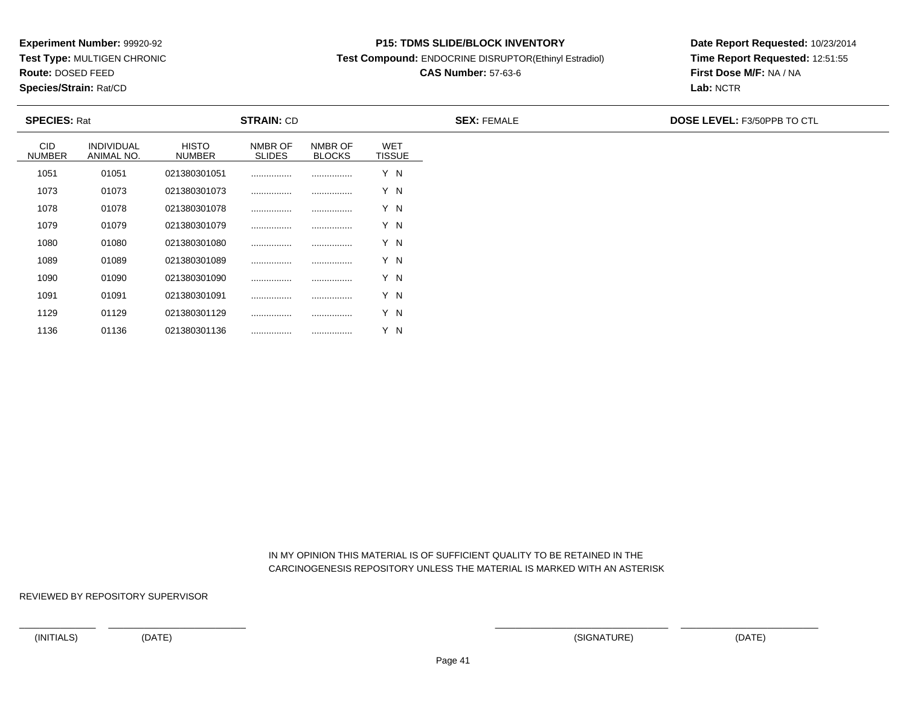**Experiment Number:** 99920-92
**Test Type:** MULTIGEN CHRONIC
**Route:** DOSED FEED
**Species/Strain:** Rat/CD

**P15: TDMS SLIDE/BLOCK INVENTORY**
**Test Compound:** ENDOCRINE DISRUPTOR(Ethinyl Estradiol)
**CAS Number:** 57-63-6

**Date Report Requested:** 10/23/2014
**Time Report Requested:** 12:51:55
**First Dose M/F:** NA / NA
**Lab:** NCTR

**SPECIES:** Rat　**STRAIN:** CD　**SEX:** FEMALE　**DOSE LEVEL:** F3/50PPB TO CTL

| CID NUMBER | INDIVIDUAL ANIMAL NO. | HISTO NUMBER | NMBR OF SLIDES | NMBR OF BLOCKS | WET TISSUE |
|---|---|---|---|---|---|
| 1051 | 01051 | 021380301051 | ................ | ................ | Y N |
| 1073 | 01073 | 021380301073 | ................ | ................ | Y N |
| 1078 | 01078 | 021380301078 | ................ | ................ | Y N |
| 1079 | 01079 | 021380301079 | ................ | ................ | Y N |
| 1080 | 01080 | 021380301080 | ................ | ................ | Y N |
| 1089 | 01089 | 021380301089 | ................ | ................ | Y N |
| 1090 | 01090 | 021380301090 | ................ | ................ | Y N |
| 1091 | 01091 | 021380301091 | ................ | ................ | Y N |
| 1129 | 01129 | 021380301129 | ................ | ................ | Y N |
| 1136 | 01136 | 021380301136 | ................ | ................ | Y N |

IN MY OPINION THIS MATERIAL IS OF SUFFICIENT QUALITY TO BE RETAINED IN THE CARCINOGENESIS REPOSITORY UNLESS THE MATERIAL IS MARKED WITH AN ASTERISK

REVIEWED BY REPOSITORY SUPERVISOR

(INITIALS)　(DATE)　(SIGNATURE)　(DATE)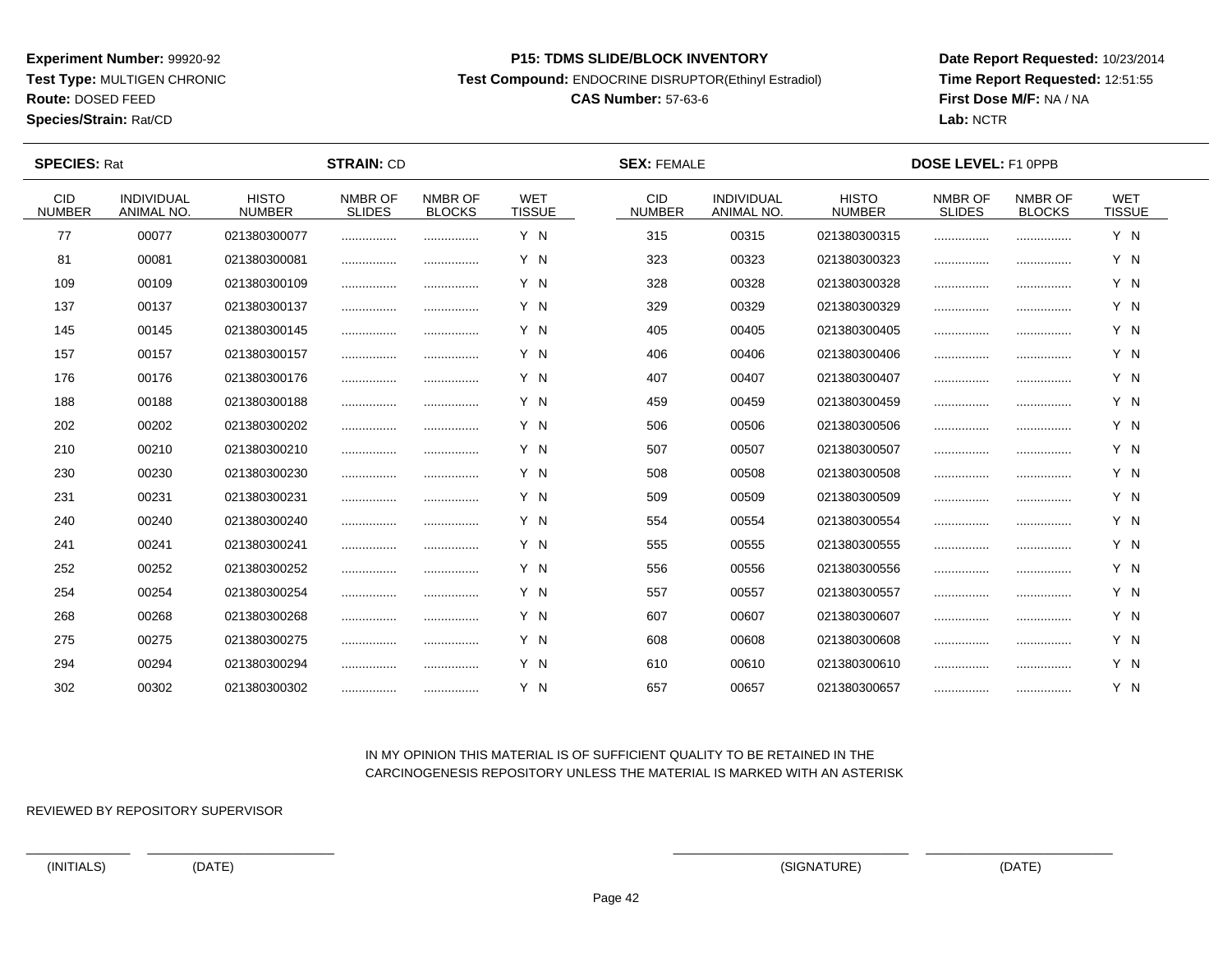**Experiment Number:** 99920-92
**Test Type:** MULTIGEN CHRONIC
**Route:** DOSED FEED
**Species/Strain:** Rat/CD

**P15: TDMS SLIDE/BLOCK INVENTORY**
**Test Compound:** ENDOCRINE DISRUPTOR(Ethinyl Estradiol)
**CAS Number:** 57-63-6

**Date Report Requested:** 10/23/2014
**Time Report Requested:** 12:51:55
**First Dose M/F:** NA / NA
**Lab:** NCTR

**SPECIES:** Rat **STRAIN:** CD **SEX:** FEMALE **DOSE LEVEL:** F1 0PPB

| CID NUMBER | INDIVIDUAL ANIMAL NO. | HISTO NUMBER | NMBR OF SLIDES | NMBR OF BLOCKS | WET TISSUE | CID NUMBER | INDIVIDUAL ANIMAL NO. | HISTO NUMBER | NMBR OF SLIDES | NMBR OF BLOCKS | WET TISSUE |
|---|---|---|---|---|---|---|---|---|---|---|---|
| 77 | 00077 | 021380300077 | ................ | ................ | Y N | 315 | 00315 | 021380300315 | ................ | ................ | Y N |
| 81 | 00081 | 021380300081 | ................ | ................ | Y N | 323 | 00323 | 021380300323 | ................ | ................ | Y N |
| 109 | 00109 | 021380300109 | ................ | ................ | Y N | 328 | 00328 | 021380300328 | ................ | ................ | Y N |
| 137 | 00137 | 021380300137 | ................ | ................ | Y N | 329 | 00329 | 021380300329 | ................ | ................ | Y N |
| 145 | 00145 | 021380300145 | ................ | ................ | Y N | 405 | 00405 | 021380300405 | ................ | ................ | Y N |
| 157 | 00157 | 021380300157 | ................ | ................ | Y N | 406 | 00406 | 021380300406 | ................ | ................ | Y N |
| 176 | 00176 | 021380300176 | ................ | ................ | Y N | 407 | 00407 | 021380300407 | ................ | ................ | Y N |
| 188 | 00188 | 021380300188 | ................ | ................ | Y N | 459 | 00459 | 021380300459 | ................ | ................ | Y N |
| 202 | 00202 | 021380300202 | ................ | ................ | Y N | 506 | 00506 | 021380300506 | ................ | ................ | Y N |
| 210 | 00210 | 021380300210 | ................ | ................ | Y N | 507 | 00507 | 021380300507 | ................ | ................ | Y N |
| 230 | 00230 | 021380300230 | ................ | ................ | Y N | 508 | 00508 | 021380300508 | ................ | ................ | Y N |
| 231 | 00231 | 021380300231 | ................ | ................ | Y N | 509 | 00509 | 021380300509 | ................ | ................ | Y N |
| 240 | 00240 | 021380300240 | ................ | ................ | Y N | 554 | 00554 | 021380300554 | ................ | ................ | Y N |
| 241 | 00241 | 021380300241 | ................ | ................ | Y N | 555 | 00555 | 021380300555 | ................ | ................ | Y N |
| 252 | 00252 | 021380300252 | ................ | ................ | Y N | 556 | 00556 | 021380300556 | ................ | ................ | Y N |
| 254 | 00254 | 021380300254 | ................ | ................ | Y N | 557 | 00557 | 021380300557 | ................ | ................ | Y N |
| 268 | 00268 | 021380300268 | ................ | ................ | Y N | 607 | 00607 | 021380300607 | ................ | ................ | Y N |
| 275 | 00275 | 021380300275 | ................ | ................ | Y N | 608 | 00608 | 021380300608 | ................ | ................ | Y N |
| 294 | 00294 | 021380300294 | ................ | ................ | Y N | 610 | 00610 | 021380300610 | ................ | ................ | Y N |
| 302 | 00302 | 021380300302 | ................ | ................ | Y N | 657 | 00657 | 021380300657 | ................ | ................ | Y N |

IN MY OPINION THIS MATERIAL IS OF SUFFICIENT QUALITY TO BE RETAINED IN THE CARCINOGENESIS REPOSITORY UNLESS THE MATERIAL IS MARKED WITH AN ASTERISK

REVIEWED BY REPOSITORY SUPERVISOR

_______________ ___________________________ (INITIALS) (DATE)

_________________________________ ___________________________ (SIGNATURE) (DATE)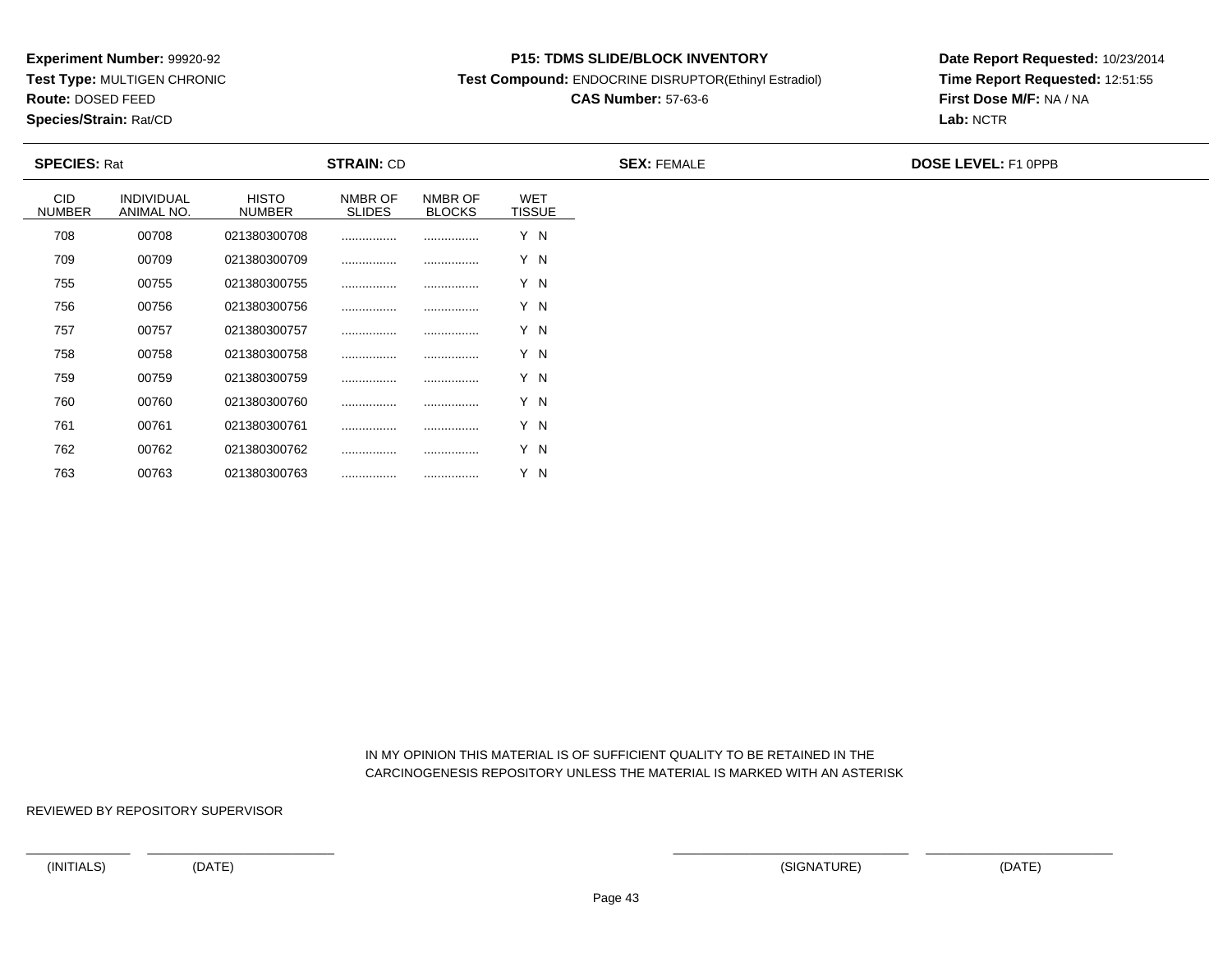**Experiment Number:** 99920-92
**Test Type:** MULTIGEN CHRONIC
**Route:** DOSED FEED
**Species/Strain:** Rat/CD

**P15: TDMS SLIDE/BLOCK INVENTORY**
**Test Compound:** ENDOCRINE DISRUPTOR(Ethinyl Estradiol)
**CAS Number:** 57-63-6

**Date Report Requested:** 10/23/2014
**Time Report Requested:** 12:51:55
**First Dose M/F:** NA / NA
**Lab:** NCTR

**SPECIES:** Rat | **STRAIN:** CD | **SEX:** FEMALE | **DOSE LEVEL:** F1 0PPB

| CID NUMBER | INDIVIDUAL ANIMAL NO. | HISTO NUMBER | NMBR OF SLIDES | NMBR OF BLOCKS | WET TISSUE |
|---|---|---|---|---|---|
| 708 | 00708 | 021380300708 | ................ | ................ | Y N |
| 709 | 00709 | 021380300709 | ................ | ................ | Y N |
| 755 | 00755 | 021380300755 | ................ | ................ | Y N |
| 756 | 00756 | 021380300756 | ................ | ................ | Y N |
| 757 | 00757 | 021380300757 | ................ | ................ | Y N |
| 758 | 00758 | 021380300758 | ................ | ................ | Y N |
| 759 | 00759 | 021380300759 | ................ | ................ | Y N |
| 760 | 00760 | 021380300760 | ................ | ................ | Y N |
| 761 | 00761 | 021380300761 | ................ | ................ | Y N |
| 762 | 00762 | 021380300762 | ................ | ................ | Y N |
| 763 | 00763 | 021380300763 | ................ | ................ | Y N |

IN MY OPINION THIS MATERIAL IS OF SUFFICIENT QUALITY TO BE RETAINED IN THE CARCINOGENESIS REPOSITORY UNLESS THE MATERIAL IS MARKED WITH AN ASTERISK

REVIEWED BY REPOSITORY SUPERVISOR

(INITIALS) (DATE) (SIGNATURE) (DATE)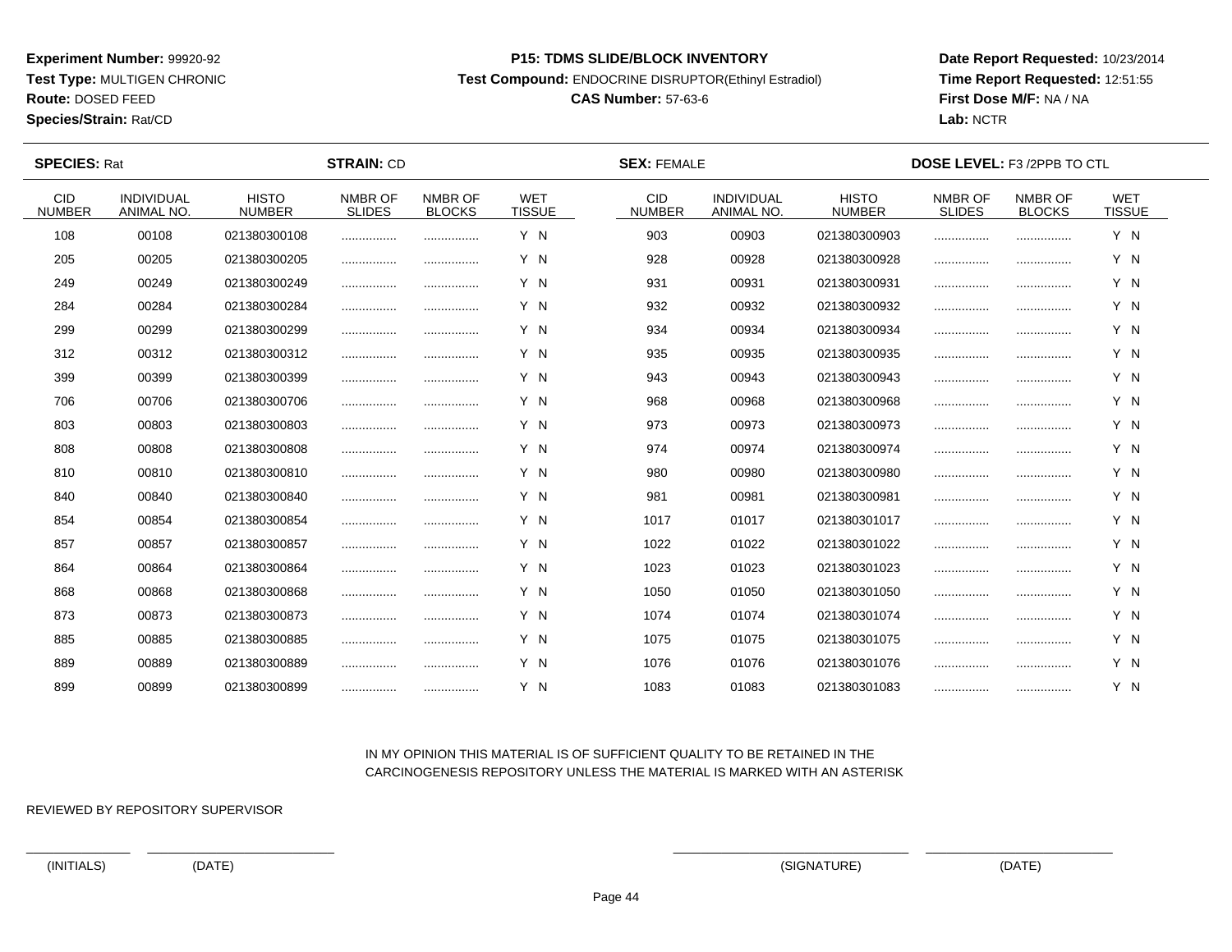**Experiment Number:** 99920-92
**Test Type:** MULTIGEN CHRONIC
**Route:** DOSED FEED
**Species/Strain:** Rat/CD

**P15: TDMS SLIDE/BLOCK INVENTORY**
**Test Compound:** ENDOCRINE DISRUPTOR(Ethinyl Estradiol)
**CAS Number:** 57-63-6

**Date Report Requested:** 10/23/2014
**Time Report Requested:** 12:51:55
**First Dose M/F:** NA / NA
**Lab:** NCTR

**SPECIES:** Rat **STRAIN:** CD **SEX:** FEMALE **DOSE LEVEL:** F3 /2PPB TO CTL

| CID NUMBER | INDIVIDUAL ANIMAL NO. | HISTO NUMBER | NMBR OF SLIDES | NMBR OF BLOCKS | WET TISSUE | CID NUMBER | INDIVIDUAL ANIMAL NO. | HISTO NUMBER | NMBR OF SLIDES | NMBR OF BLOCKS | WET TISSUE |
|---|---|---|---|---|---|---|---|---|---|---|---|
| 108 | 00108 | 021380300108 | ................ | ................ | Y N | 903 | 00903 | 021380300903 | ................ | ................ | Y N |
| 205 | 00205 | 021380300205 | ................ | ................ | Y N | 928 | 00928 | 021380300928 | ................ | ................ | Y N |
| 249 | 00249 | 021380300249 | ................ | ................ | Y N | 931 | 00931 | 021380300931 | ................ | ................ | Y N |
| 284 | 00284 | 021380300284 | ................ | ................ | Y N | 932 | 00932 | 021380300932 | ................ | ................ | Y N |
| 299 | 00299 | 021380300299 | ................ | ................ | Y N | 934 | 00934 | 021380300934 | ................ | ................ | Y N |
| 312 | 00312 | 021380300312 | ................ | ................ | Y N | 935 | 00935 | 021380300935 | ................ | ................ | Y N |
| 399 | 00399 | 021380300399 | ................ | ................ | Y N | 943 | 00943 | 021380300943 | ................ | ................ | Y N |
| 706 | 00706 | 021380300706 | ................ | ................ | Y N | 968 | 00968 | 021380300968 | ................ | ................ | Y N |
| 803 | 00803 | 021380300803 | ................ | ................ | Y N | 973 | 00973 | 021380300973 | ................ | ................ | Y N |
| 808 | 00808 | 021380300808 | ................ | ................ | Y N | 974 | 00974 | 021380300974 | ................ | ................ | Y N |
| 810 | 00810 | 021380300810 | ................ | ................ | Y N | 980 | 00980 | 021380300980 | ................ | ................ | Y N |
| 840 | 00840 | 021380300840 | ................ | ................ | Y N | 981 | 00981 | 021380300981 | ................ | ................ | Y N |
| 854 | 00854 | 021380300854 | ................ | ................ | Y N | 1017 | 01017 | 021380301017 | ................ | ................ | Y N |
| 857 | 00857 | 021380300857 | ................ | ................ | Y N | 1022 | 01022 | 021380301022 | ................ | ................ | Y N |
| 864 | 00864 | 021380300864 | ................ | ................ | Y N | 1023 | 01023 | 021380301023 | ................ | ................ | Y N |
| 868 | 00868 | 021380300868 | ................ | ................ | Y N | 1050 | 01050 | 021380301050 | ................ | ................ | Y N |
| 873 | 00873 | 021380300873 | ................ | ................ | Y N | 1074 | 01074 | 021380301074 | ................ | ................ | Y N |
| 885 | 00885 | 021380300885 | ................ | ................ | Y N | 1075 | 01075 | 021380301075 | ................ | ................ | Y N |
| 889 | 00889 | 021380300889 | ................ | ................ | Y N | 1076 | 01076 | 021380301076 | ................ | ................ | Y N |
| 899 | 00899 | 021380300899 | ................ | ................ | Y N | 1083 | 01083 | 021380301083 | ................ | ................ | Y N |

IN MY OPINION THIS MATERIAL IS OF SUFFICIENT QUALITY TO BE RETAINED IN THE CARCINOGENESIS REPOSITORY UNLESS THE MATERIAL IS MARKED WITH AN ASTERISK

REVIEWED BY REPOSITORY SUPERVISOR

(INITIALS) (DATE) (SIGNATURE) (DATE)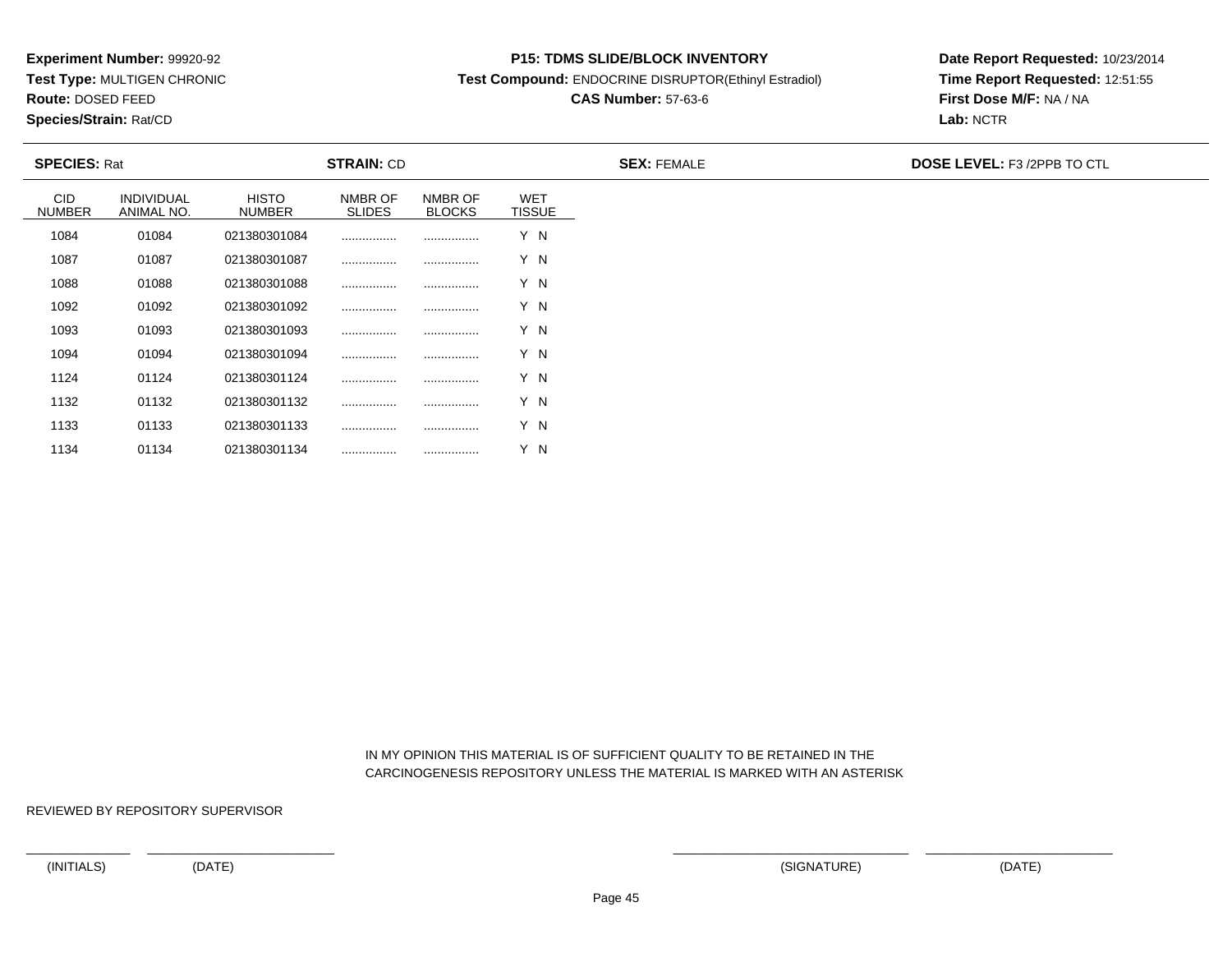**Experiment Number:** 99920-92
**Test Type:** MULTIGEN CHRONIC
**Route:** DOSED FEED
**Species/Strain:** Rat/CD

**P15: TDMS SLIDE/BLOCK INVENTORY**
**Test Compound:** ENDOCRINE DISRUPTOR(Ethinyl Estradiol)
**CAS Number:** 57-63-6

**Date Report Requested:** 10/23/2014
**Time Report Requested:** 12:51:55
**First Dose M/F:** NA / NA
**Lab:** NCTR

**SPECIES:** Rat **STRAIN:** CD **SEX:** FEMALE **DOSE LEVEL:** F3 /2PPB TO CTL

| CID NUMBER | INDIVIDUAL ANIMAL NO. | HISTO NUMBER | NMBR OF SLIDES | NMBR OF BLOCKS | WET TISSUE |
|---|---|---|---|---|---|
| 1084 | 01084 | 021380301084 | ................ | ................ | Y N |
| 1087 | 01087 | 021380301087 | ................ | ................ | Y N |
| 1088 | 01088 | 021380301088 | ................ | ................ | Y N |
| 1092 | 01092 | 021380301092 | ................ | ................ | Y N |
| 1093 | 01093 | 021380301093 | ................ | ................ | Y N |
| 1094 | 01094 | 021380301094 | ................ | ................ | Y N |
| 1124 | 01124 | 021380301124 | ................ | ................ | Y N |
| 1132 | 01132 | 021380301132 | ................ | ................ | Y N |
| 1133 | 01133 | 021380301133 | ................ | ................ | Y N |
| 1134 | 01134 | 021380301134 | ................ | ................ | Y N |

IN MY OPINION THIS MATERIAL IS OF SUFFICIENT QUALITY TO BE RETAINED IN THE CARCINOGENESIS REPOSITORY UNLESS THE MATERIAL IS MARKED WITH AN ASTERISK

REVIEWED BY REPOSITORY SUPERVISOR

(INITIALS) (DATE) (SIGNATURE) (DATE)